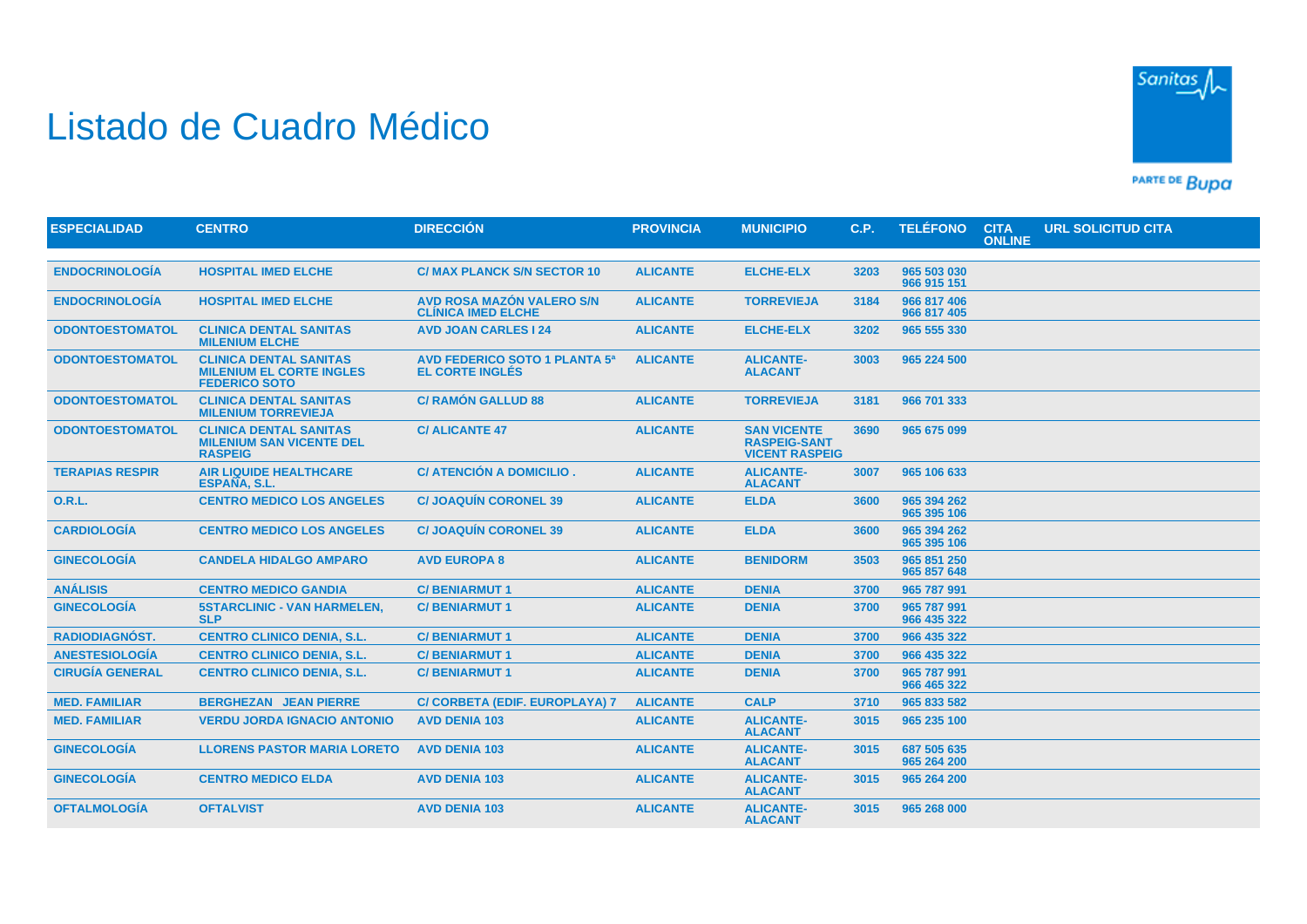# Listado de Cuadro Médico

| ESPECIALIDAD | CENTRO | DIRECCIÓN | PROVINCIA | MUNICIPIO | C.P. | TELÉFONO | CITA ONLINE | URL SOLICITUD CITA |
|---|---|---|---|---|---|---|---|---|
| ENDOCRINOLOGÍA | HOSPITAL IMED ELCHE | C/ MAX PLANCK S/N SECTOR 10 | ALICANTE | ELCHE-ELX | 3203 | 965 503 030 966 915 151 | | |
| ENDOCRINOLOGÍA | HOSPITAL IMED ELCHE | AVD ROSA MAZÓN VALERO S/N CLÍNICA IMED ELCHE | ALICANTE | TORREVIEJA | 3184 | 966 817 406 966 817 405 | | |
| ODONTOESTOMATOL | CLINICA DENTAL SANITAS MILENIUM ELCHE | AVD JOAN CARLES I 24 | ALICANTE | ELCHE-ELX | 3202 | 965 555 330 | | |
| ODONTOESTOMATOL | CLINICA DENTAL SANITAS MILENIUM EL CORTE INGLES FEDERICO SOTO | AVD FEDERICO SOTO 1 PLANTA 5ª EL CORTE INGLÉS | ALICANTE | ALICANTE-ALACANT | 3003 | 965 224 500 | | |
| ODONTOESTOMATOL | CLINICA DENTAL SANITAS MILENIUM TORREVIEJA | C/ RAMÓN GALLUD 88 | ALICANTE | TORREVIEJA | 3181 | 966 701 333 | | |
| ODONTOESTOMATOL | CLINICA DENTAL SANITAS MILENIUM SAN VICENTE DEL RASPEIG | C/ ALICANTE 47 | ALICANTE | SAN VICENTE RASPEIG-SANT VICENT RASPEIG | 3690 | 965 675 099 | | |
| TERAPIAS RESPIR | AIR LIQUIDE HEALTHCARE ESPAÑA, S.L. | C/ ATENCIÓN A DOMICILIO . | ALICANTE | ALICANTE-ALACANT | 3007 | 965 106 633 | | |
| O.R.L. | CENTRO MEDICO LOS ANGELES | C/ JOAQUÍN CORONEL 39 | ALICANTE | ELDA | 3600 | 965 394 262 965 395 106 | | |
| CARDIOLOGÍA | CENTRO MEDICO LOS ANGELES | C/ JOAQUÍN CORONEL 39 | ALICANTE | ELDA | 3600 | 965 394 262 965 395 106 | | |
| GINECOLOGÍA | CANDELA HIDALGO AMPARO | AVD EUROPA 8 | ALICANTE | BENIDORM | 3503 | 965 851 250 965 857 648 | | |
| ANÁLISIS | CENTRO MEDICO GANDIA | C/ BENIARMUT 1 | ALICANTE | DENIA | 3700 | 965 787 991 | | |
| GINECOLOGÍA | 5STARCLINIC - VAN HARMELEN, SLP | C/ BENIARMUT 1 | ALICANTE | DENIA | 3700 | 965 787 991 966 435 322 | | |
| RADIODIAGNÓST. | CENTRO CLINICO DENIA, S.L. | C/ BENIARMUT 1 | ALICANTE | DENIA | 3700 | 966 435 322 | | |
| ANESTESIOLOGÍA | CENTRO CLINICO DENIA, S.L. | C/ BENIARMUT 1 | ALICANTE | DENIA | 3700 | 966 435 322 | | |
| CIRUGÍA GENERAL | CENTRO CLINICO DENIA, S.L. | C/ BENIARMUT 1 | ALICANTE | DENIA | 3700 | 965 787 991 966 465 322 | | |
| MED. FAMILIAR | BERGHEZAN JEAN PIERRE | C/ CORBETA (EDIF. EUROPLAYA) 7 | ALICANTE | CALP | 3710 | 965 833 582 | | |
| MED. FAMILIAR | VERDU JORDA IGNACIO ANTONIO | AVD DENIA 103 | ALICANTE | ALICANTE-ALACANT | 3015 | 965 235 100 | | |
| GINECOLOGÍA | LLORENS PASTOR MARIA LORETO | AVD DENIA 103 | ALICANTE | ALICANTE-ALACANT | 3015 | 687 505 635 965 264 200 | | |
| GINECOLOGÍA | CENTRO MEDICO ELDA | AVD DENIA 103 | ALICANTE | ALICANTE-ALACANT | 3015 | 965 264 200 | | |
| OFTALMOLOGÍA | OFTALVIST | AVD DENIA 103 | ALICANTE | ALICANTE-ALACANT | 3015 | 965 268 000 | | |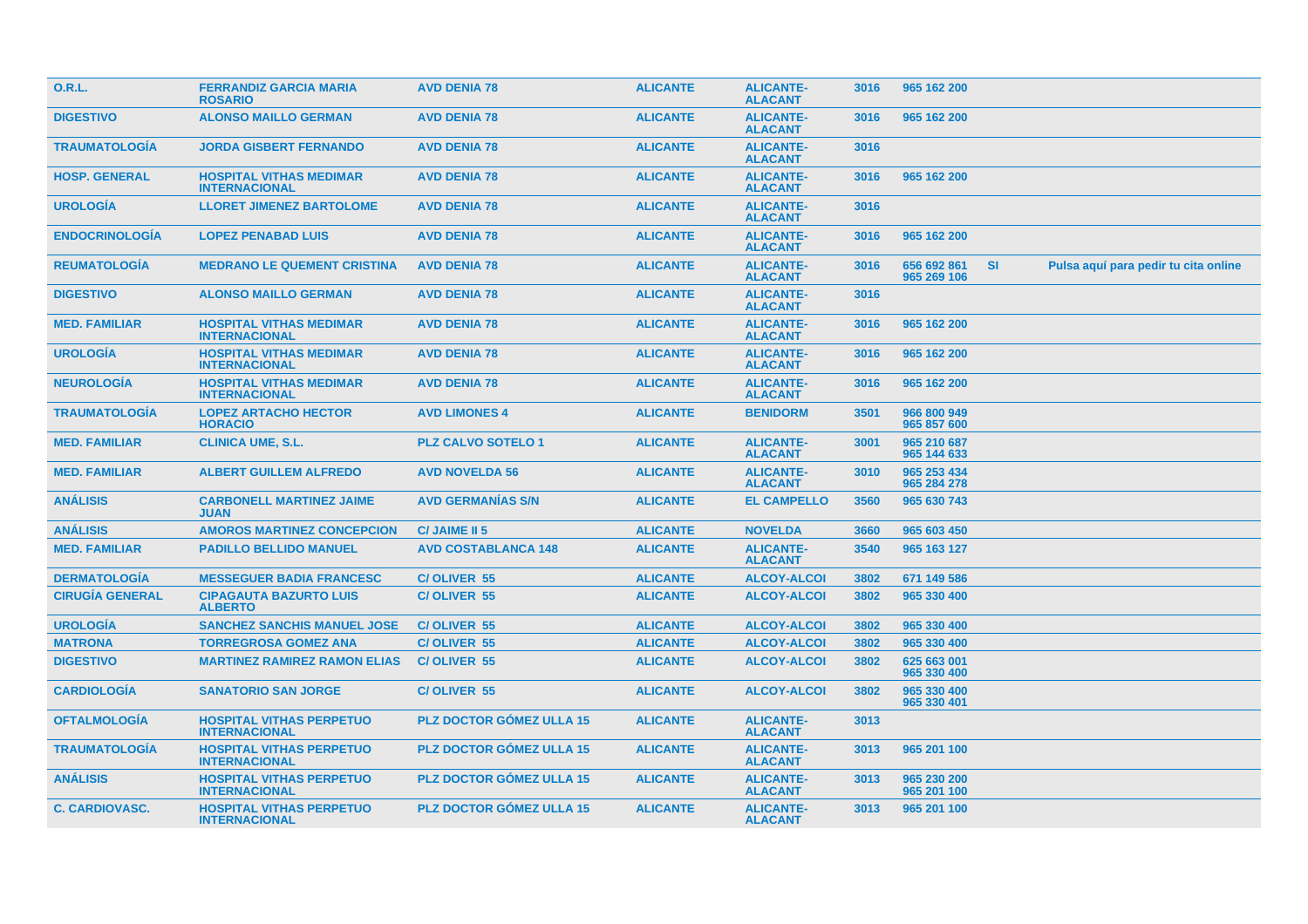| O.R.L. | FERRANDIZ GARCIA MARIA ROSARIO | AVD DENIA 78 | ALICANTE | ALICANTE-ALACANT | 3016 | 965 162 200 | | |
|---|---|---|---|---|---|---|---|---|
| DIGESTIVO | ALONSO MAILLO GERMAN | AVD DENIA 78 | ALICANTE | ALICANTE-ALACANT | 3016 | 965 162 200 | | |
| TRAUMATOLOGÍA | JORDA GISBERT FERNANDO | AVD DENIA 78 | ALICANTE | ALICANTE-ALACANT | 3016 | | | |
| HOSP. GENERAL | HOSPITAL VITHAS MEDIMAR INTERNACIONAL | AVD DENIA 78 | ALICANTE | ALICANTE-ALACANT | 3016 | 965 162 200 | | |
| UROLOGÍA | LLORET JIMENEZ BARTOLOME | AVD DENIA 78 | ALICANTE | ALICANTE-ALACANT | 3016 | | | |
| ENDOCRINOLOGÍA | LOPEZ PENABAD LUIS | AVD DENIA 78 | ALICANTE | ALICANTE-ALACANT | 3016 | 965 162 200 | | |
| REUMATOLOGÍA | MEDRANO LE QUEMENT CRISTINA | AVD DENIA 78 | ALICANTE | ALICANTE-ALACANT | 3016 | 656 692 861 965 269 106 | SI | Pulsa aquí para pedir tu cita online |
| DIGESTIVO | ALONSO MAILLO GERMAN | AVD DENIA 78 | ALICANTE | ALICANTE-ALACANT | 3016 | | | |
| MED. FAMILIAR | HOSPITAL VITHAS MEDIMAR INTERNACIONAL | AVD DENIA 78 | ALICANTE | ALICANTE-ALACANT | 3016 | 965 162 200 | | |
| UROLOGÍA | HOSPITAL VITHAS MEDIMAR INTERNACIONAL | AVD DENIA 78 | ALICANTE | ALICANTE-ALACANT | 3016 | 965 162 200 | | |
| NEUROLOGÍA | HOSPITAL VITHAS MEDIMAR INTERNACIONAL | AVD DENIA 78 | ALICANTE | ALICANTE-ALACANT | 3016 | 965 162 200 | | |
| TRAUMATOLOGÍA | LOPEZ ARTACHO HECTOR HORACIO | AVD LIMONES 4 | ALICANTE | BENIDORM | 3501 | 966 800 949 965 857 600 | | |
| MED. FAMILIAR | CLINICA UME, S.L. | PLZ CALVO SOTELO 1 | ALICANTE | ALICANTE-ALACANT | 3001 | 965 210 687 965 144 633 | | |
| MED. FAMILIAR | ALBERT GUILLEM ALFREDO | AVD NOVELDA 56 | ALICANTE | ALICANTE-ALACANT | 3010 | 965 253 434 965 284 278 | | |
| ANÁLISIS | CARBONELL MARTINEZ JAIME JUAN | AVD GERMANÍAS S/N | ALICANTE | EL CAMPELLO | 3560 | 965 630 743 | | |
| ANÁLISIS | AMOROS MARTINEZ CONCEPCION | C/ JAIME II 5 | ALICANTE | NOVELDA | 3660 | 965 603 450 | | |
| MED. FAMILIAR | PADILLO BELLIDO MANUEL | AVD COSTABLANCA 148 | ALICANTE | ALICANTE-ALACANT | 3540 | 965 163 127 | | |
| DERMATOLOGÍA | MESSEGUER BADIA FRANCESC | C/ OLIVER 55 | ALICANTE | ALCOY-ALCOI | 3802 | 671 149 586 | | |
| CIRUGÍA GENERAL | CIPAGAUTA BAZURTO LUIS ALBERTO | C/ OLIVER 55 | ALICANTE | ALCOY-ALCOI | 3802 | 965 330 400 | | |
| UROLOGÍA | SANCHEZ SANCHIS MANUEL JOSE | C/ OLIVER 55 | ALICANTE | ALCOY-ALCOI | 3802 | 965 330 400 | | |
| MATRONA | TORREGROSA GOMEZ ANA | C/ OLIVER 55 | ALICANTE | ALCOY-ALCOI | 3802 | 965 330 400 | | |
| DIGESTIVO | MARTINEZ RAMIREZ RAMON ELIAS | C/ OLIVER 55 | ALICANTE | ALCOY-ALCOI | 3802 | 625 663 001 965 330 400 | | |
| CARDIOLOGÍA | SANATORIO SAN JORGE | C/ OLIVER 55 | ALICANTE | ALCOY-ALCOI | 3802 | 965 330 400 965 330 401 | | |
| OFTALMOLOGÍA | HOSPITAL VITHAS PERPETUO INTERNACIONAL | PLZ DOCTOR GÓMEZ ULLA 15 | ALICANTE | ALICANTE-ALACANT | 3013 | | | |
| TRAUMATOLOGÍA | HOSPITAL VITHAS PERPETUO INTERNACIONAL | PLZ DOCTOR GÓMEZ ULLA 15 | ALICANTE | ALICANTE-ALACANT | 3013 | 965 201 100 | | |
| ANÁLISIS | HOSPITAL VITHAS PERPETUO INTERNACIONAL | PLZ DOCTOR GÓMEZ ULLA 15 | ALICANTE | ALICANTE-ALACANT | 3013 | 965 230 200 965 201 100 | | |
| C. CARDIOVASC. | HOSPITAL VITHAS PERPETUO INTERNACIONAL | PLZ DOCTOR GÓMEZ ULLA 15 | ALICANTE | ALICANTE-ALACANT | 3013 | 965 201 100 | | |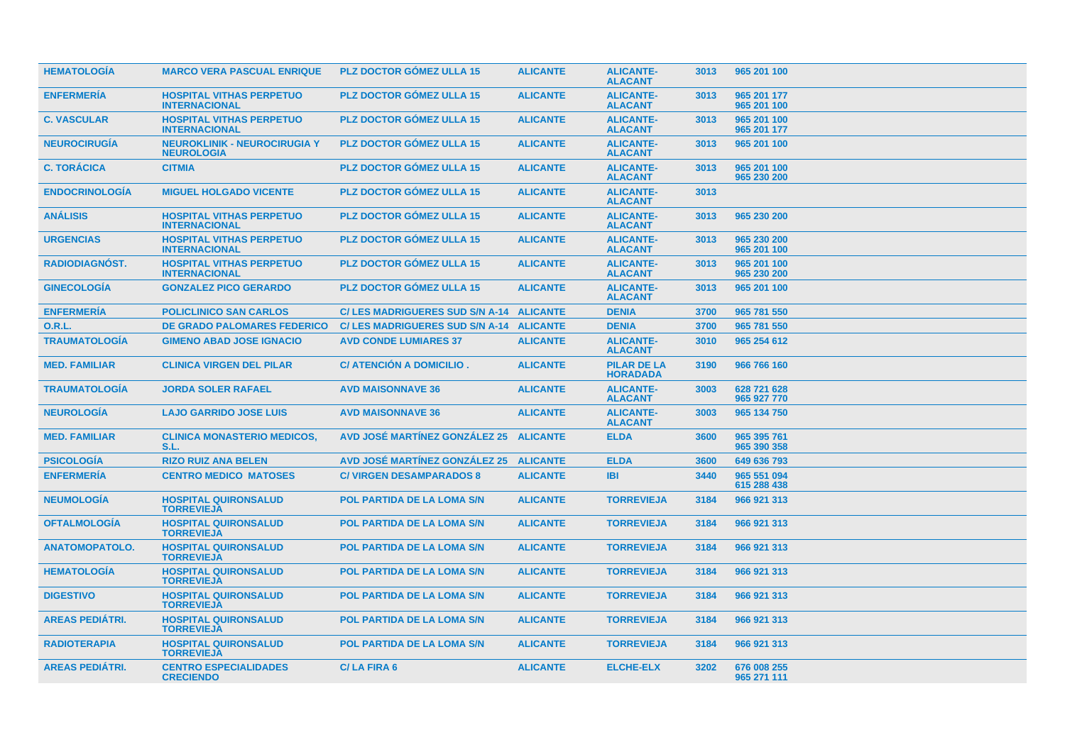| HEMATOLOGÍA | MARCO VERA PASCUAL ENRIQUE | PLZ DOCTOR GÓMEZ ULLA 15 | ALICANTE | ALICANTE-ALACANT | 3013 | 965 201 100 |
|---|---|---|---|---|---|---|
| ENFERMERÍA | HOSPITAL VITHAS PERPETUO INTERNACIONAL | PLZ DOCTOR GÓMEZ ULLA 15 | ALICANTE | ALICANTE-ALACANT | 3013 | 965 201 177<br>965 201 100 |
| C. VASCULAR | HOSPITAL VITHAS PERPETUO INTERNACIONAL | PLZ DOCTOR GÓMEZ ULLA 15 | ALICANTE | ALICANTE-ALACANT | 3013 | 965 201 100<br>965 201 177 |
| NEUROCIRUGÍA | NEUROKLINIK - NEUROCIRUGIA Y NEUROLOGIA | PLZ DOCTOR GÓMEZ ULLA 15 | ALICANTE | ALICANTE-ALACANT | 3013 | 965 201 100 |
| C. TORÁCICA | CITMIA | PLZ DOCTOR GÓMEZ ULLA 15 | ALICANTE | ALICANTE-ALACANT | 3013 | 965 201 100<br>965 230 200 |
| ENDOCRINOLOGÍA | MIGUEL HOLGADO VICENTE | PLZ DOCTOR GÓMEZ ULLA 15 | ALICANTE | ALICANTE-ALACANT | 3013 | |
| ANÁLISIS | HOSPITAL VITHAS PERPETUO INTERNACIONAL | PLZ DOCTOR GÓMEZ ULLA 15 | ALICANTE | ALICANTE-ALACANT | 3013 | 965 230 200 |
| URGENCIAS | HOSPITAL VITHAS PERPETUO INTERNACIONAL | PLZ DOCTOR GÓMEZ ULLA 15 | ALICANTE | ALICANTE-ALACANT | 3013 | 965 230 200<br>965 201 100 |
| RADIODIAGNÓST. | HOSPITAL VITHAS PERPETUO INTERNACIONAL | PLZ DOCTOR GÓMEZ ULLA 15 | ALICANTE | ALICANTE-ALACANT | 3013 | 965 201 100<br>965 230 200 |
| GINECOLOGÍA | GONZALEZ PICO GERARDO | PLZ DOCTOR GÓMEZ ULLA 15 | ALICANTE | ALICANTE-ALACANT | 3013 | 965 201 100 |
| ENFERMERÍA | POLICLINICO SAN CARLOS | C/ LES MADRIGUERES SUD S/N A-14 | ALICANTE | DENIA | 3700 | 965 781 550 |
| O.R.L. | DE GRADO PALOMARES FEDERICO | C/ LES MADRIGUERES SUD S/N A-14 | ALICANTE | DENIA | 3700 | 965 781 550 |
| TRAUMATOLOGÍA | GIMENO ABAD JOSE IGNACIO | AVD CONDE LUMIARES 37 | ALICANTE | ALICANTE-ALACANT | 3010 | 965 254 612 |
| MED. FAMILIAR | CLINICA VIRGEN DEL PILAR | C/ ATENCIÓN A DOMICILIO . | ALICANTE | PILAR DE LA HORADADA | 3190 | 966 766 160 |
| TRAUMATOLOGÍA | JORDA SOLER RAFAEL | AVD MAISONNAVE 36 | ALICANTE | ALICANTE-ALACANT | 3003 | 628 721 628<br>965 927 770 |
| NEUROLOGÍA | LAJO GARRIDO JOSE LUIS | AVD MAISONNAVE 36 | ALICANTE | ALICANTE-ALACANT | 3003 | 965 134 750 |
| MED. FAMILIAR | CLINICA MONASTERIO MEDICOS, S.L. | AVD JOSÉ MARTÍNEZ GONZÁLEZ 25 | ALICANTE | ELDA | 3600 | 965 395 761<br>965 390 358 |
| PSICOLOGÍA | RIZO RUIZ ANA BELEN | AVD JOSÉ MARTÍNEZ GONZÁLEZ 25 | ALICANTE | ELDA | 3600 | 649 636 793 |
| ENFERMERÍA | CENTRO MEDICO MATOSES | C/ VIRGEN DESAMPARADOS 8 | ALICANTE | IBI | 3440 | 965 551 094<br>615 288 438 |
| NEUMOLOGÍA | HOSPITAL QUIRONSALUD TORREVIEJA | POL PARTIDA DE LA LOMA S/N | ALICANTE | TORREVIEJA | 3184 | 966 921 313 |
| OFTALMOLOGÍA | HOSPITAL QUIRONSALUD TORREVIEJA | POL PARTIDA DE LA LOMA S/N | ALICANTE | TORREVIEJA | 3184 | 966 921 313 |
| ANATOMOPATOLO. | HOSPITAL QUIRONSALUD TORREVIEJA | POL PARTIDA DE LA LOMA S/N | ALICANTE | TORREVIEJA | 3184 | 966 921 313 |
| HEMATOLOGÍA | HOSPITAL QUIRONSALUD TORREVIEJA | POL PARTIDA DE LA LOMA S/N | ALICANTE | TORREVIEJA | 3184 | 966 921 313 |
| DIGESTIVO | HOSPITAL QUIRONSALUD TORREVIEJA | POL PARTIDA DE LA LOMA S/N | ALICANTE | TORREVIEJA | 3184 | 966 921 313 |
| AREAS PEDIÁTRI. | HOSPITAL QUIRONSALUD TORREVIEJA | POL PARTIDA DE LA LOMA S/N | ALICANTE | TORREVIEJA | 3184 | 966 921 313 |
| RADIOTERAPIA | HOSPITAL QUIRONSALUD TORREVIEJA | POL PARTIDA DE LA LOMA S/N | ALICANTE | TORREVIEJA | 3184 | 966 921 313 |
| AREAS PEDIÁTRI. | CENTRO ESPECIALIDADES CRECIENDO | C/ LA FIRA 6 | ALICANTE | ELCHE-ELX | 3202 | 676 008 255<br>965 271 111 |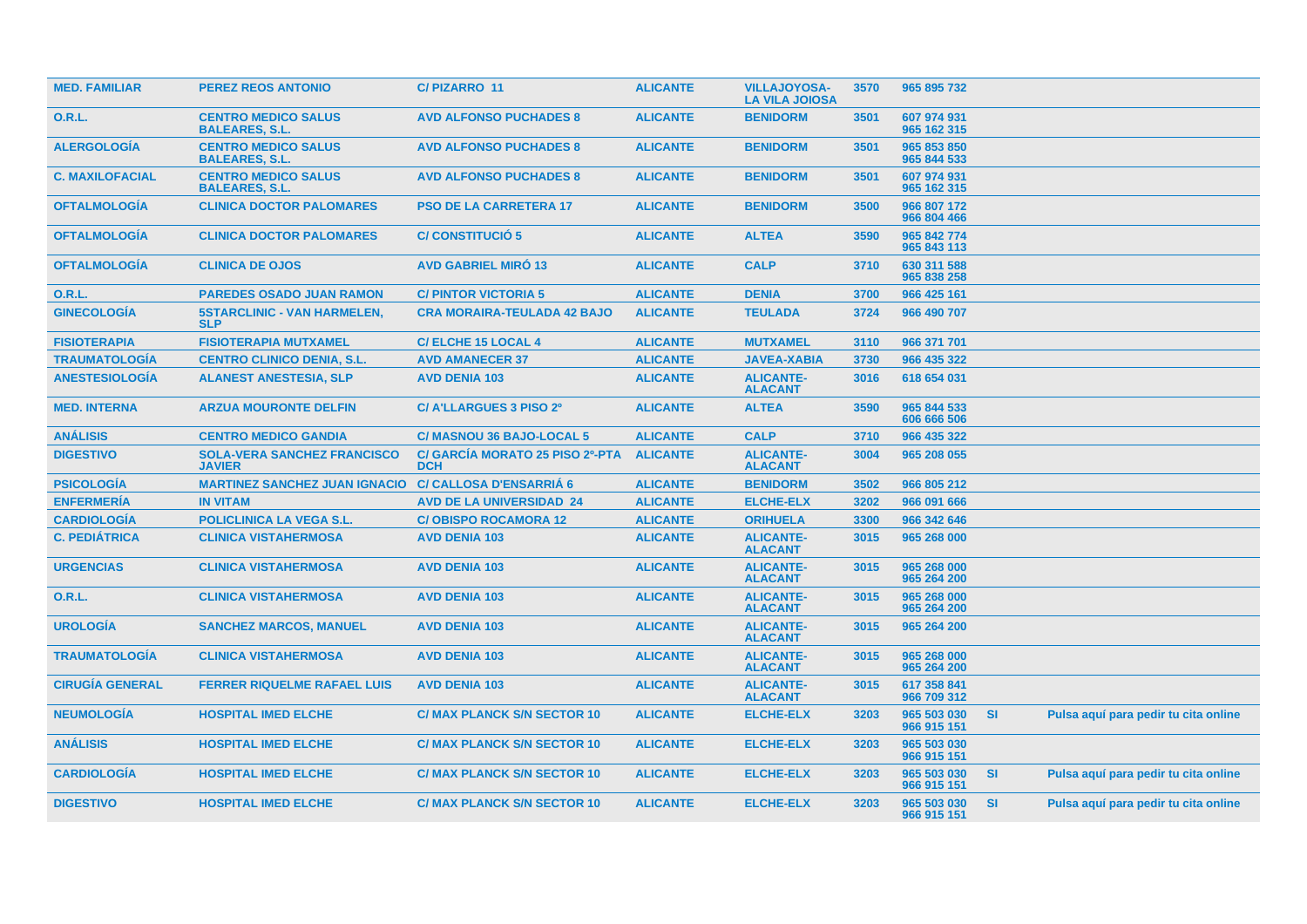| MED. FAMILIAR | PEREZ REOS ANTONIO | C/ PIZARRO 11 | ALICANTE | VILLAJOYOSA-LA VILA JOIOSA | 3570 | 965 895 732 | | |
|---|---|---|---|---|---|---|---|---|
| O.R.L. | CENTRO MEDICO SALUS BALEARES, S.L. | AVD ALFONSO PUCHADES 8 | ALICANTE | BENIDORM | 3501 | 607 974 931 965 162 315 | | |
| ALERGOLOGÍA | CENTRO MEDICO SALUS BALEARES, S.L. | AVD ALFONSO PUCHADES 8 | ALICANTE | BENIDORM | 3501 | 965 853 850 965 844 533 | | |
| C. MAXILOFACIAL | CENTRO MEDICO SALUS BALEARES, S.L. | AVD ALFONSO PUCHADES 8 | ALICANTE | BENIDORM | 3501 | 607 974 931 965 162 315 | | |
| OFTALMOLOGÍA | CLINICA DOCTOR PALOMARES | PSO DE LA CARRETERA 17 | ALICANTE | BENIDORM | 3500 | 966 807 172 966 804 466 | | |
| OFTALMOLOGÍA | CLINICA DOCTOR PALOMARES | C/ CONSTITUCIÓ 5 | ALICANTE | ALTEA | 3590 | 965 842 774 965 843 113 | | |
| OFTALMOLOGÍA | CLINICA DE OJOS | AVD GABRIEL MIRÓ 13 | ALICANTE | CALP | 3710 | 630 311 588 965 838 258 | | |
| O.R.L. | PAREDES OSADO JUAN RAMON | C/ PINTOR VICTORIA 5 | ALICANTE | DENIA | 3700 | 966 425 161 | | |
| GINECOLOGÍA | 5STARCLINIC - VAN HARMELEN, SLP | CRA MORAIRA-TEULADA 42 BAJO | ALICANTE | TEULADA | 3724 | 966 490 707 | | |
| FISIOTERAPIA | FISIOTERAPIA MUTXAMEL | C/ ELCHE 15 LOCAL 4 | ALICANTE | MUTXAMEL | 3110 | 966 371 701 | | |
| TRAUMATOLOGÍA | CENTRO CLINICO DENIA, S.L. | AVD AMANECER 37 | ALICANTE | JAVEA-XABIA | 3730 | 966 435 322 | | |
| ANESTESIOLOGÍA | ALANEST ANESTESIA, SLP | AVD DENIA 103 | ALICANTE | ALICANTE-ALACANT | 3016 | 618 654 031 | | |
| MED. INTERNA | ARZUA MOURONTE DELFIN | C/ A'LLARGUES 3 PISO 2º | ALICANTE | ALTEA | 3590 | 965 844 533 606 666 506 | | |
| ANÁLISIS | CENTRO MEDICO GANDIA | C/ MASNOU 36 BAJO-LOCAL 5 | ALICANTE | CALP | 3710 | 966 435 322 | | |
| DIGESTIVO | SOLA-VERA SANCHEZ FRANCISCO JAVIER | C/ GARCÍA MORATO 25 PISO 2º-PTA DCH | ALICANTE | ALICANTE-ALACANT | 3004 | 965 208 055 | | |
| PSICOLOGÍA | MARTINEZ SANCHEZ JUAN IGNACIO | C/ CALLOSA D'ENSARRIÁ 6 | ALICANTE | BENIDORM | 3502 | 966 805 212 | | |
| ENFERMERÍA | IN VITAM | AVD DE LA UNIVERSIDAD 24 | ALICANTE | ELCHE-ELX | 3202 | 966 091 666 | | |
| CARDIOLOGÍA | POLICLINICA LA VEGA S.L. | C/ OBISPO ROCAMORA 12 | ALICANTE | ORIHUELA | 3300 | 966 342 646 | | |
| C. PEDIÁTRICA | CLINICA VISTAHERMOSA | AVD DENIA 103 | ALICANTE | ALICANTE-ALACANT | 3015 | 965 268 000 | | |
| URGENCIAS | CLINICA VISTAHERMOSA | AVD DENIA 103 | ALICANTE | ALICANTE-ALACANT | 3015 | 965 268 000 965 264 200 | | |
| O.R.L. | CLINICA VISTAHERMOSA | AVD DENIA 103 | ALICANTE | ALICANTE-ALACANT | 3015 | 965 268 000 965 264 200 | | |
| UROLOGÍA | SANCHEZ MARCOS, MANUEL | AVD DENIA 103 | ALICANTE | ALICANTE-ALACANT | 3015 | 965 264 200 | | |
| TRAUMATOLOGÍA | CLINICA VISTAHERMOSA | AVD DENIA 103 | ALICANTE | ALICANTE-ALACANT | 3015 | 965 268 000 965 264 200 | | |
| CIRUGÍA GENERAL | FERRER RIQUELME RAFAEL LUIS | AVD DENIA 103 | ALICANTE | ALICANTE-ALACANT | 3015 | 617 358 841 966 709 312 | | |
| NEUMOLOGÍA | HOSPITAL IMED ELCHE | C/ MAX PLANCK S/N SECTOR 10 | ALICANTE | ELCHE-ELX | 3203 | 965 503 030 966 915 151 | SI | Pulsa aquí para pedir tu cita online |
| ANÁLISIS | HOSPITAL IMED ELCHE | C/ MAX PLANCK S/N SECTOR 10 | ALICANTE | ELCHE-ELX | 3203 | 965 503 030 966 915 151 | | |
| CARDIOLOGÍA | HOSPITAL IMED ELCHE | C/ MAX PLANCK S/N SECTOR 10 | ALICANTE | ELCHE-ELX | 3203 | 965 503 030 966 915 151 | SI | Pulsa aquí para pedir tu cita online |
| DIGESTIVO | HOSPITAL IMED ELCHE | C/ MAX PLANCK S/N SECTOR 10 | ALICANTE | ELCHE-ELX | 3203 | 965 503 030 966 915 151 | SI | Pulsa aquí para pedir tu cita online |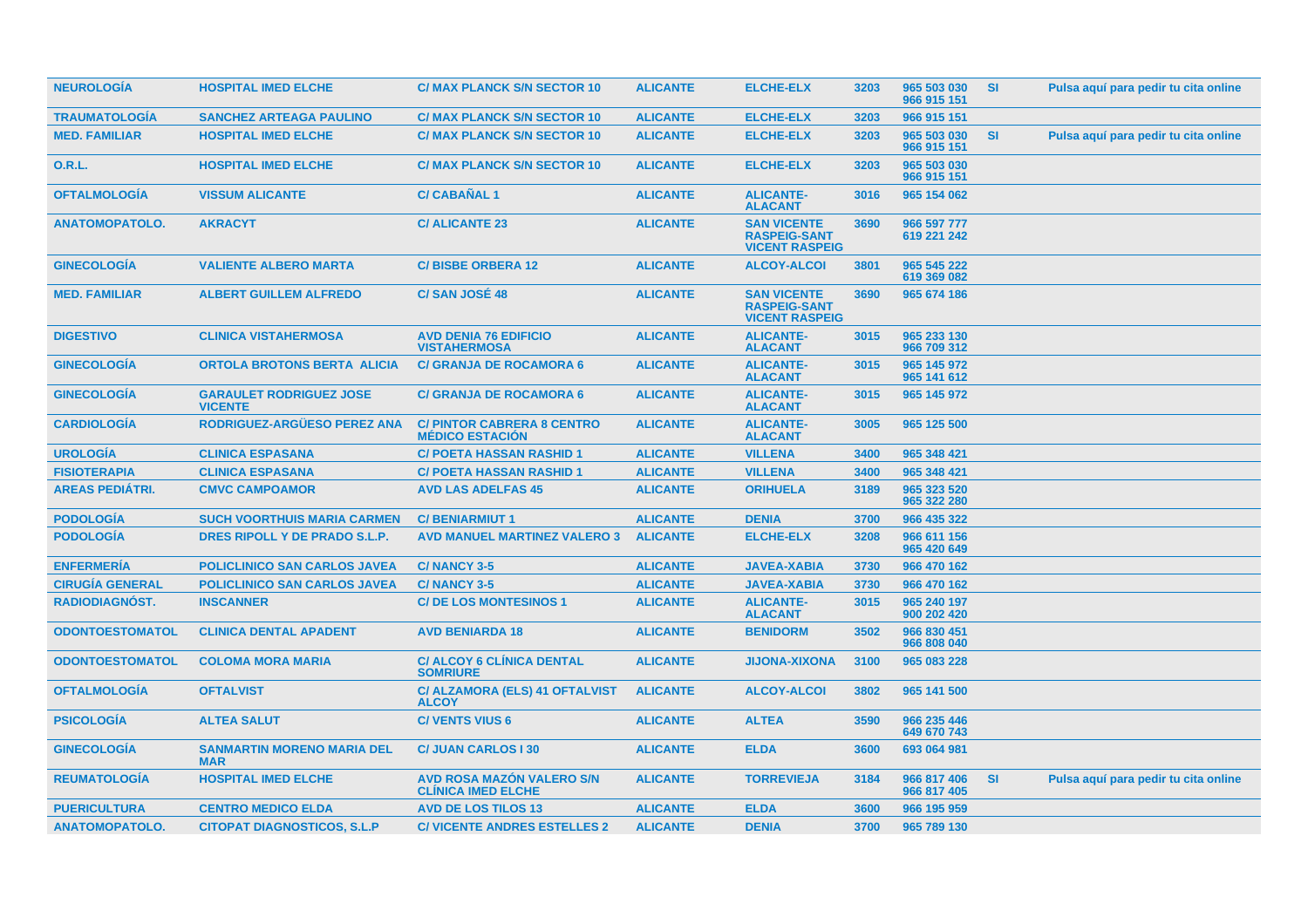| | | | | | | | | |
|---|---|---|---|---|---|---|---|---|
| NEUROLOGÍA | HOSPITAL IMED ELCHE | C/ MAX PLANCK S/N SECTOR 10 | ALICANTE | ELCHE-ELX | 3203 | 965 503 030 966 915 151 | SI | Pulsa aquí para pedir tu cita online |
| TRAUMATOLOGÍA | SANCHEZ ARTEAGA PAULINO | C/ MAX PLANCK S/N SECTOR 10 | ALICANTE | ELCHE-ELX | 3203 | 966 915 151 | | |
| MED. FAMILIAR | HOSPITAL IMED ELCHE | C/ MAX PLANCK S/N SECTOR 10 | ALICANTE | ELCHE-ELX | 3203 | 965 503 030 966 915 151 | SI | Pulsa aquí para pedir tu cita online |
| O.R.L. | HOSPITAL IMED ELCHE | C/ MAX PLANCK S/N SECTOR 10 | ALICANTE | ELCHE-ELX | 3203 | 965 503 030 966 915 151 | | |
| OFTALMOLOGÍA | VISSUM ALICANTE | C/ CABAÑAL 1 | ALICANTE | ALICANTE-ALACANT | 3016 | 965 154 062 | | |
| ANATOMOPATOLO. | AKRACYT | C/ ALICANTE 23 | ALICANTE | SAN VICENTE RASPEIG-SANT VICENT RASPEIG | 3690 | 966 597 777 619 221 242 | | |
| GINECOLOGÍA | VALIENTE ALBERO MARTA | C/ BISBE ORBERA 12 | ALICANTE | ALCOY-ALCOI | 3801 | 965 545 222 619 369 082 | | |
| MED. FAMILIAR | ALBERT GUILLEM ALFREDO | C/ SAN JOSÉ 48 | ALICANTE | SAN VICENTE RASPEIG-SANT VICENT RASPEIG | 3690 | 965 674 186 | | |
| DIGESTIVO | CLINICA VISTAHERMOSA | AVD DENIA 76 EDIFICIO VISTAHERMOSA | ALICANTE | ALICANTE-ALACANT | 3015 | 965 233 130 966 709 312 | | |
| GINECOLOGÍA | ORTOLA BROTONS BERTA ALICIA | C/ GRANJA DE ROCAMORA 6 | ALICANTE | ALICANTE-ALACANT | 3015 | 965 145 972 965 141 612 | | |
| GINECOLOGÍA | GARAULET RODRIGUEZ JOSE VICENTE | C/ GRANJA DE ROCAMORA 6 | ALICANTE | ALICANTE-ALACANT | 3015 | 965 145 972 | | |
| CARDIOLOGÍA | RODRIGUEZ-ARGÜESO PEREZ ANA | C/ PINTOR CABRERA 8 CENTRO MÉDICO ESTACIÓN | ALICANTE | ALICANTE-ALACANT | 3005 | 965 125 500 | | |
| UROLOGÍA | CLINICA ESPASANA | C/ POETA HASSAN RASHID 1 | ALICANTE | VILLENA | 3400 | 965 348 421 | | |
| FISIOTERAPIA | CLINICA ESPASANA | C/ POETA HASSAN RASHID 1 | ALICANTE | VILLENA | 3400 | 965 348 421 | | |
| AREAS PEDIÁTRI. | CMVC CAMPOAMOR | AVD LAS ADELFAS 45 | ALICANTE | ORIHUELA | 3189 | 965 323 520 965 322 280 | | |
| PODOLOGÍA | SUCH VOORTHUIS MARIA CARMEN | C/ BENIARMIUT 1 | ALICANTE | DENIA | 3700 | 966 435 322 | | |
| PODOLOGÍA | DRES RIPOLL Y DE PRADO S.L.P. | AVD MANUEL MARTINEZ VALERO 3 | ALICANTE | ELCHE-ELX | 3208 | 966 611 156 965 420 649 | | |
| ENFERMERÍA | POLICLINICO SAN CARLOS JAVEA | C/ NANCY 3-5 | ALICANTE | JAVEA-XABIA | 3730 | 966 470 162 | | |
| CIRUGÍA GENERAL | POLICLINICO SAN CARLOS JAVEA | C/ NANCY 3-5 | ALICANTE | JAVEA-XABIA | 3730 | 966 470 162 | | |
| RADIODIAGNÓST. | INSCANNER | C/ DE LOS MONTESINOS 1 | ALICANTE | ALICANTE-ALACANT | 3015 | 965 240 197 900 202 420 | | |
| ODONTOESTOMATOL | CLINICA DENTAL APADENT | AVD BENIARDA 18 | ALICANTE | BENIDORM | 3502 | 966 830 451 966 808 040 | | |
| ODONTOESTOMATOL | COLOMA MORA MARIA | C/ ALCOY 6 CLÍNICA DENTAL SOMRIURE | ALICANTE | JIJONA-XIXONA | 3100 | 965 083 228 | | |
| OFTALMOLOGÍA | OFTALVIST | C/ ALZAMORA (ELS) 41 OFTALVIST ALCOY | ALICANTE | ALCOY-ALCOI | 3802 | 965 141 500 | | |
| PSICOLOGÍA | ALTEA SALUT | C/ VENTS VIUS 6 | ALICANTE | ALTEA | 3590 | 966 235 446 649 670 743 | | |
| GINECOLOGÍA | SANMARTIN MORENO MARIA DEL MAR | C/ JUAN CARLOS I 30 | ALICANTE | ELDA | 3600 | 693 064 981 | | |
| REUMATOLOGÍA | HOSPITAL IMED ELCHE | AVD ROSA MAZÓN VALERO S/N CLÍNICA IMED ELCHE | ALICANTE | TORREVIEJA | 3184 | 966 817 406 966 817 405 | SI | Pulsa aquí para pedir tu cita online |
| PUERICULTURA | CENTRO MEDICO ELDA | AVD DE LOS TILOS 13 | ALICANTE | ELDA | 3600 | 966 195 959 | | |
| ANATOMOPATOLO. | CITOPAT DIAGNOSTICOS, S.L.P | C/ VICENTE ANDRES ESTELLES 2 | ALICANTE | DENIA | 3700 | 965 789 130 | | |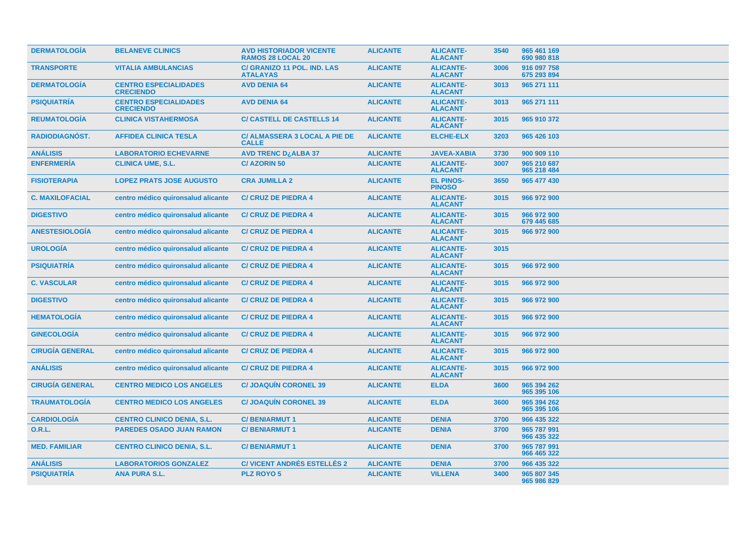| DERMATOLOGÍA | BELANEVE CLINICS | AVD HISTORIADOR VICENTE RAMOS 28 LOCAL 20 | ALICANTE | ALICANTE-ALACANT | 3540 | 965 461 169 690 980 818 |
|---|---|---|---|---|---|---|
| TRANSPORTE | VITALIA AMBULANCIAS | C/ GRANIZO 11 POL. IND. LAS ATALAYAS | ALICANTE | ALICANTE-ALACANT | 3006 | 916 097 758 675 293 894 |
| DERMATOLOGÍA | CENTRO ESPECIALIDADES CRECIENDO | AVD DENIA 64 | ALICANTE | ALICANTE-ALACANT | 3013 | 965 271 111 |
| PSIQUIATRÍA | CENTRO ESPECIALIDADES CRECIENDO | AVD DENIA 64 | ALICANTE | ALICANTE-ALACANT | 3013 | 965 271 111 |
| REUMATOLOGÍA | CLINICA VISTAHERMOSA | C/ CASTELL DE CASTELLS 14 | ALICANTE | ALICANTE-ALACANT | 3015 | 965 910 372 |
| RADIODIAGNÓST. | AFFIDEA CLINICA TESLA | C/ ALMASSERA 3 LOCAL A PIE DE CALLE | ALICANTE | ELCHE-ELX | 3203 | 965 426 103 |
| ANÁLISIS | LABORATORIO ECHEVARNE | AVD TRENC D¿ALBA 37 | ALICANTE | JAVEA-XABIA | 3730 | 900 909 110 |
| ENFERMERÍA | CLINICA UME, S.L. | C/ AZORIN 50 | ALICANTE | ALICANTE-ALACANT | 3007 | 965 210 687 965 218 484 |
| FISIOTERAPIA | LOPEZ PRATS JOSE AUGUSTO | CRA JUMILLA 2 | ALICANTE | EL PINOS-PINOSO | 3650 | 965 477 430 |
| C. MAXILOFACIAL | centro médico quironsalud alicante | C/ CRUZ DE PIEDRA 4 | ALICANTE | ALICANTE-ALACANT | 3015 | 966 972 900 |
| DIGESTIVO | centro médico quironsalud alicante | C/ CRUZ DE PIEDRA 4 | ALICANTE | ALICANTE-ALACANT | 3015 | 966 972 900 679 445 685 |
| ANESTESIOLOGÍA | centro médico quironsalud alicante | C/ CRUZ DE PIEDRA 4 | ALICANTE | ALICANTE-ALACANT | 3015 | 966 972 900 |
| UROLOGÍA | centro médico quironsalud alicante | C/ CRUZ DE PIEDRA 4 | ALICANTE | ALICANTE-ALACANT | 3015 | |
| PSIQUIATRÍA | centro médico quironsalud alicante | C/ CRUZ DE PIEDRA 4 | ALICANTE | ALICANTE-ALACANT | 3015 | 966 972 900 |
| C. VASCULAR | centro médico quironsalud alicante | C/ CRUZ DE PIEDRA 4 | ALICANTE | ALICANTE-ALACANT | 3015 | 966 972 900 |
| DIGESTIVO | centro médico quironsalud alicante | C/ CRUZ DE PIEDRA 4 | ALICANTE | ALICANTE-ALACANT | 3015 | 966 972 900 |
| HEMATOLOGÍA | centro médico quironsalud alicante | C/ CRUZ DE PIEDRA 4 | ALICANTE | ALICANTE-ALACANT | 3015 | 966 972 900 |
| GINECOLOGÍA | centro médico quironsalud alicante | C/ CRUZ DE PIEDRA 4 | ALICANTE | ALICANTE-ALACANT | 3015 | 966 972 900 |
| CIRUGÍA GENERAL | centro médico quironsalud alicante | C/ CRUZ DE PIEDRA 4 | ALICANTE | ALICANTE-ALACANT | 3015 | 966 972 900 |
| ANÁLISIS | centro médico quironsalud alicante | C/ CRUZ DE PIEDRA 4 | ALICANTE | ALICANTE-ALACANT | 3015 | 966 972 900 |
| CIRUGÍA GENERAL | CENTRO MEDICO LOS ANGELES | C/ JOAQUÍN CORONEL 39 | ALICANTE | ELDA | 3600 | 965 394 262 965 395 106 |
| TRAUMATOLOGÍA | CENTRO MEDICO LOS ANGELES | C/ JOAQUÍN CORONEL 39 | ALICANTE | ELDA | 3600 | 965 394 262 965 395 106 |
| CARDIOLOGÍA | CENTRO CLINICO DENIA, S.L. | C/ BENIARMUT 1 | ALICANTE | DENIA | 3700 | 966 435 322 |
| O.R.L. | PAREDES OSADO JUAN RAMON | C/ BENIARMUT 1 | ALICANTE | DENIA | 3700 | 965 787 991 966 435 322 |
| MED. FAMILIAR | CENTRO CLINICO DENIA, S.L. | C/ BENIARMUT 1 | ALICANTE | DENIA | 3700 | 965 787 991 966 465 322 |
| ANÁLISIS | LABORATORIOS GONZALEZ | C/ VICENT ANDRÉS ESTELLÉS 2 | ALICANTE | DENIA | 3700 | 966 435 322 |
| PSIQUIATRÍA | ANA PURA S.L. | PLZ ROYO 5 | ALICANTE | VILLENA | 3400 | 965 807 345 965 986 829 |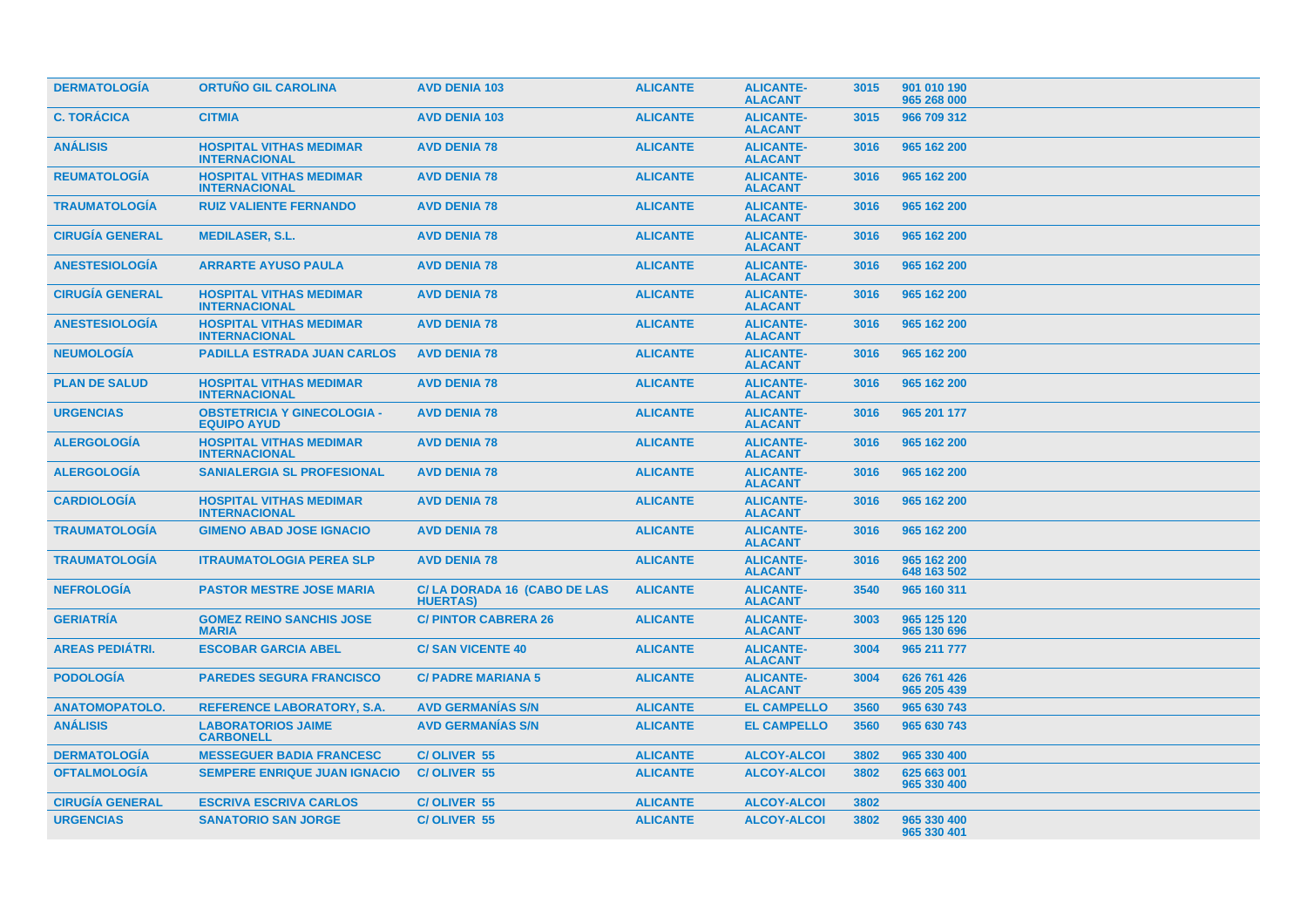| | | | | | | |
|---|---|---|---|---|---|---|
| DERMATOLOGÍA | ORTUÑO GIL CAROLINA | AVD DENIA 103 | ALICANTE | ALICANTE-ALACANT | 3015 | 901 010 190 965 268 000 |
| C. TORÁCICA | CITMIA | AVD DENIA 103 | ALICANTE | ALICANTE-ALACANT | 3015 | 966 709 312 |
| ANÁLISIS | HOSPITAL VITHAS MEDIMAR INTERNACIONAL | AVD DENIA 78 | ALICANTE | ALICANTE-ALACANT | 3016 | 965 162 200 |
| REUMATOLOGÍA | HOSPITAL VITHAS MEDIMAR INTERNACIONAL | AVD DENIA 78 | ALICANTE | ALICANTE-ALACANT | 3016 | 965 162 200 |
| TRAUMATOLOGÍA | RUIZ VALIENTE FERNANDO | AVD DENIA 78 | ALICANTE | ALICANTE-ALACANT | 3016 | 965 162 200 |
| CIRUGÍA GENERAL | MEDILASER, S.L. | AVD DENIA 78 | ALICANTE | ALICANTE-ALACANT | 3016 | 965 162 200 |
| ANESTESIOLOGÍA | ARRARTE AYUSO PAULA | AVD DENIA 78 | ALICANTE | ALICANTE-ALACANT | 3016 | 965 162 200 |
| CIRUGÍA GENERAL | HOSPITAL VITHAS MEDIMAR INTERNACIONAL | AVD DENIA 78 | ALICANTE | ALICANTE-ALACANT | 3016 | 965 162 200 |
| ANESTESIOLOGÍA | HOSPITAL VITHAS MEDIMAR INTERNACIONAL | AVD DENIA 78 | ALICANTE | ALICANTE-ALACANT | 3016 | 965 162 200 |
| NEUMOLOGÍA | PADILLA ESTRADA JUAN CARLOS | AVD DENIA 78 | ALICANTE | ALICANTE-ALACANT | 3016 | 965 162 200 |
| PLAN DE SALUD | HOSPITAL VITHAS MEDIMAR INTERNACIONAL | AVD DENIA 78 | ALICANTE | ALICANTE-ALACANT | 3016 | 965 162 200 |
| URGENCIAS | OBSTETRICIA Y GINECOLOGIA - EQUIPO AYUD | AVD DENIA 78 | ALICANTE | ALICANTE-ALACANT | 3016 | 965 201 177 |
| ALERGOLOGÍA | HOSPITAL VITHAS MEDIMAR INTERNACIONAL | AVD DENIA 78 | ALICANTE | ALICANTE-ALACANT | 3016 | 965 162 200 |
| ALERGOLOGÍA | SANIALERGIA SL PROFESIONAL | AVD DENIA 78 | ALICANTE | ALICANTE-ALACANT | 3016 | 965 162 200 |
| CARDIOLOGÍA | HOSPITAL VITHAS MEDIMAR INTERNACIONAL | AVD DENIA 78 | ALICANTE | ALICANTE-ALACANT | 3016 | 965 162 200 |
| TRAUMATOLOGÍA | GIMENO ABAD JOSE IGNACIO | AVD DENIA 78 | ALICANTE | ALICANTE-ALACANT | 3016 | 965 162 200 |
| TRAUMATOLOGÍA | ITRAUMATOLOGIA PEREA SLP | AVD DENIA 78 | ALICANTE | ALICANTE-ALACANT | 3016 | 965 162 200 648 163 502 |
| NEFROLOGÍA | PASTOR MESTRE JOSE MARIA | C/ LA DORADA 16 (CABO DE LAS HUERTAS) | ALICANTE | ALICANTE-ALACANT | 3540 | 965 160 311 |
| GERIATRÍA | GOMEZ REINO SANCHIS JOSE MARIA | C/ PINTOR CABRERA 26 | ALICANTE | ALICANTE-ALACANT | 3003 | 965 125 120 965 130 696 |
| AREAS PEDIÁTRI. | ESCOBAR GARCIA ABEL | C/ SAN VICENTE 40 | ALICANTE | ALICANTE-ALACANT | 3004 | 965 211 777 |
| PODOLOGÍA | PAREDES SEGURA FRANCISCO | C/ PADRE MARIANA 5 | ALICANTE | ALICANTE-ALACANT | 3004 | 626 761 426 965 205 439 |
| ANATOMOPATOLO. | REFERENCE LABORATORY, S.A. | AVD GERMANÍAS S/N | ALICANTE | EL CAMPELLO | 3560 | 965 630 743 |
| ANÁLISIS | LABORATORIOS JAIME CARBONELL | AVD GERMANÍAS S/N | ALICANTE | EL CAMPELLO | 3560 | 965 630 743 |
| DERMATOLOGÍA | MESSEGUER BADIA FRANCESC | C/ OLIVER 55 | ALICANTE | ALCOY-ALCOI | 3802 | 965 330 400 |
| OFTALMOLOGÍA | SEMPERE ENRIQUE JUAN IGNACIO | C/ OLIVER 55 | ALICANTE | ALCOY-ALCOI | 3802 | 625 663 001 965 330 400 |
| CIRUGÍA GENERAL | ESCRIVA ESCRIVA CARLOS | C/ OLIVER 55 | ALICANTE | ALCOY-ALCOI | 3802 | |
| URGENCIAS | SANATORIO SAN JORGE | C/ OLIVER 55 | ALICANTE | ALCOY-ALCOI | 3802 | 965 330 400 965 330 401 |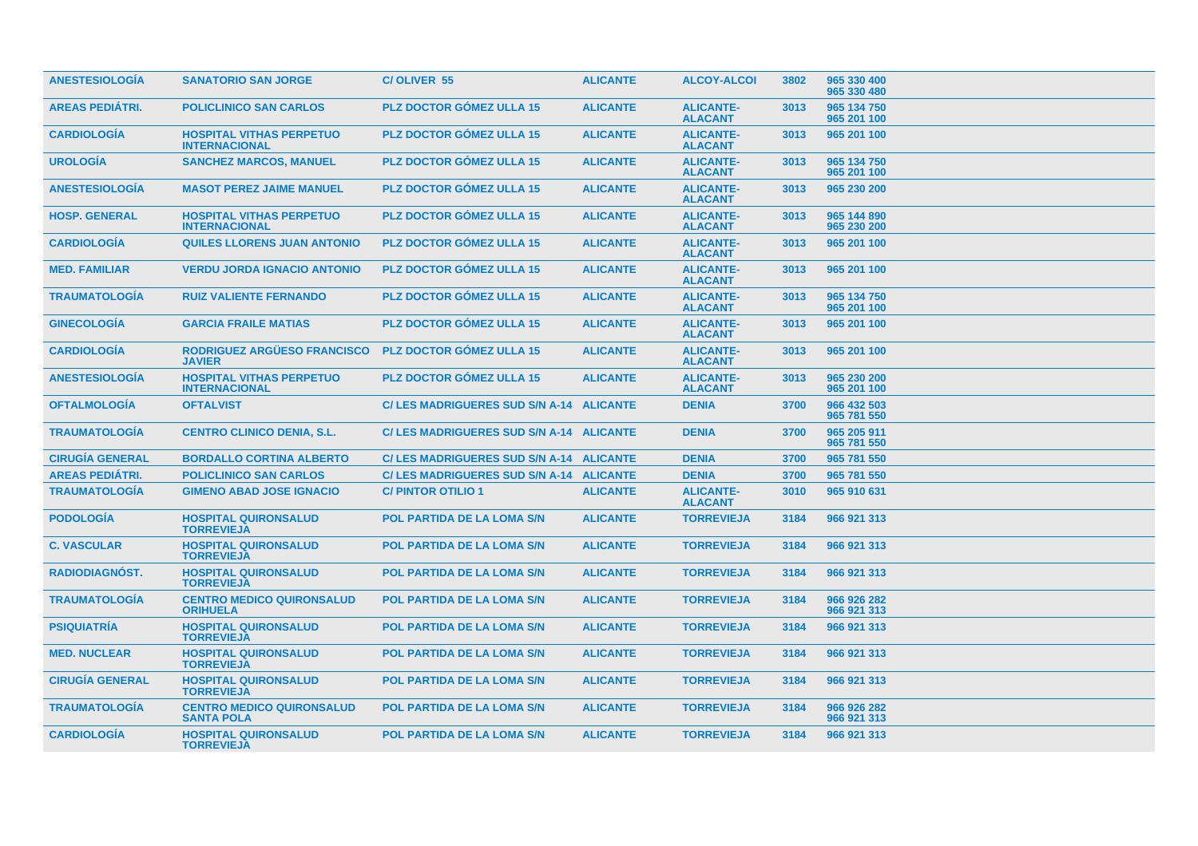| ANESTESIOLOGÍA | SANATORIO SAN JORGE | C/ OLIVER 55 | ALICANTE | ALCOY-ALCOI | 3802 | 965 330 400 965 330 480 |
|---|---|---|---|---|---|---|
| AREAS PEDIÁTRI. | POLICLINICO SAN CARLOS | PLZ DOCTOR GÓMEZ ULLA 15 | ALICANTE | ALICANTE-ALACANT | 3013 | 965 134 750 965 201 100 |
| CARDIOLOGÍA | HOSPITAL VITHAS PERPETUO INTERNACIONAL | PLZ DOCTOR GÓMEZ ULLA 15 | ALICANTE | ALICANTE-ALACANT | 3013 | 965 201 100 |
| UROLOGÍA | SANCHEZ MARCOS, MANUEL | PLZ DOCTOR GÓMEZ ULLA 15 | ALICANTE | ALICANTE-ALACANT | 3013 | 965 134 750 965 201 100 |
| ANESTESIOLOGÍA | MASOT PEREZ JAIME MANUEL | PLZ DOCTOR GÓMEZ ULLA 15 | ALICANTE | ALICANTE-ALACANT | 3013 | 965 230 200 |
| HOSP. GENERAL | HOSPITAL VITHAS PERPETUO INTERNACIONAL | PLZ DOCTOR GÓMEZ ULLA 15 | ALICANTE | ALICANTE-ALACANT | 3013 | 965 144 890 965 230 200 |
| CARDIOLOGÍA | QUILES LLORENS JUAN ANTONIO | PLZ DOCTOR GÓMEZ ULLA 15 | ALICANTE | ALICANTE-ALACANT | 3013 | 965 201 100 |
| MED. FAMILIAR | VERDU JORDA IGNACIO ANTONIO | PLZ DOCTOR GÓMEZ ULLA 15 | ALICANTE | ALICANTE-ALACANT | 3013 | 965 201 100 |
| TRAUMATOLOGÍA | RUIZ VALIENTE FERNANDO | PLZ DOCTOR GÓMEZ ULLA 15 | ALICANTE | ALICANTE-ALACANT | 3013 | 965 134 750 965 201 100 |
| GINECOLOGÍA | GARCIA FRAILE MATIAS | PLZ DOCTOR GÓMEZ ULLA 15 | ALICANTE | ALICANTE-ALACANT | 3013 | 965 201 100 |
| CARDIOLOGÍA | RODRIGUEZ ARGÜESO FRANCISCO JAVIER | PLZ DOCTOR GÓMEZ ULLA 15 | ALICANTE | ALICANTE-ALACANT | 3013 | 965 201 100 |
| ANESTESIOLOGÍA | HOSPITAL VITHAS PERPETUO INTERNACIONAL | PLZ DOCTOR GÓMEZ ULLA 15 | ALICANTE | ALICANTE-ALACANT | 3013 | 965 230 200 965 201 100 |
| OFTALMOLOGÍA | OFTALVIST | C/ LES MADRIGUERES SUD S/N A-14 | ALICANTE | DENIA | 3700 | 966 432 503 965 781 550 |
| TRAUMATOLOGÍA | CENTRO CLINICO DENIA, S.L. | C/ LES MADRIGUERES SUD S/N A-14 | ALICANTE | DENIA | 3700 | 965 205 911 965 781 550 |
| CIRUGÍA GENERAL | BORDALLO CORTINA ALBERTO | C/ LES MADRIGUERES SUD S/N A-14 | ALICANTE | DENIA | 3700 | 965 781 550 |
| AREAS PEDIÁTRI. | POLICLINICO SAN CARLOS | C/ LES MADRIGUERES SUD S/N A-14 | ALICANTE | DENIA | 3700 | 965 781 550 |
| TRAUMATOLOGÍA | GIMENO ABAD JOSE IGNACIO | C/ PINTOR OTILIO 1 | ALICANTE | ALICANTE-ALACANT | 3010 | 965 910 631 |
| PODOLOGÍA | HOSPITAL QUIRONSALUD TORREVIEJA | POL PARTIDA DE LA LOMA S/N | ALICANTE | TORREVIEJA | 3184 | 966 921 313 |
| C. VASCULAR | HOSPITAL QUIRONSALUD TORREVIEJA | POL PARTIDA DE LA LOMA S/N | ALICANTE | TORREVIEJA | 3184 | 966 921 313 |
| RADIODIAGNÓST. | HOSPITAL QUIRONSALUD TORREVIEJA | POL PARTIDA DE LA LOMA S/N | ALICANTE | TORREVIEJA | 3184 | 966 921 313 |
| TRAUMATOLOGÍA | CENTRO MEDICO QUIRONSALUD ORIHUELA | POL PARTIDA DE LA LOMA S/N | ALICANTE | TORREVIEJA | 3184 | 966 926 282 966 921 313 |
| PSIQUIATRÍA | HOSPITAL QUIRONSALUD TORREVIEJA | POL PARTIDA DE LA LOMA S/N | ALICANTE | TORREVIEJA | 3184 | 966 921 313 |
| MED. NUCLEAR | HOSPITAL QUIRONSALUD TORREVIEJA | POL PARTIDA DE LA LOMA S/N | ALICANTE | TORREVIEJA | 3184 | 966 921 313 |
| CIRUGÍA GENERAL | HOSPITAL QUIRONSALUD TORREVIEJA | POL PARTIDA DE LA LOMA S/N | ALICANTE | TORREVIEJA | 3184 | 966 921 313 |
| TRAUMATOLOGÍA | CENTRO MEDICO QUIRONSALUD SANTA POLA | POL PARTIDA DE LA LOMA S/N | ALICANTE | TORREVIEJA | 3184 | 966 926 282 966 921 313 |
| CARDIOLOGÍA | HOSPITAL QUIRONSALUD TORREVIEJA | POL PARTIDA DE LA LOMA S/N | ALICANTE | TORREVIEJA | 3184 | 966 921 313 |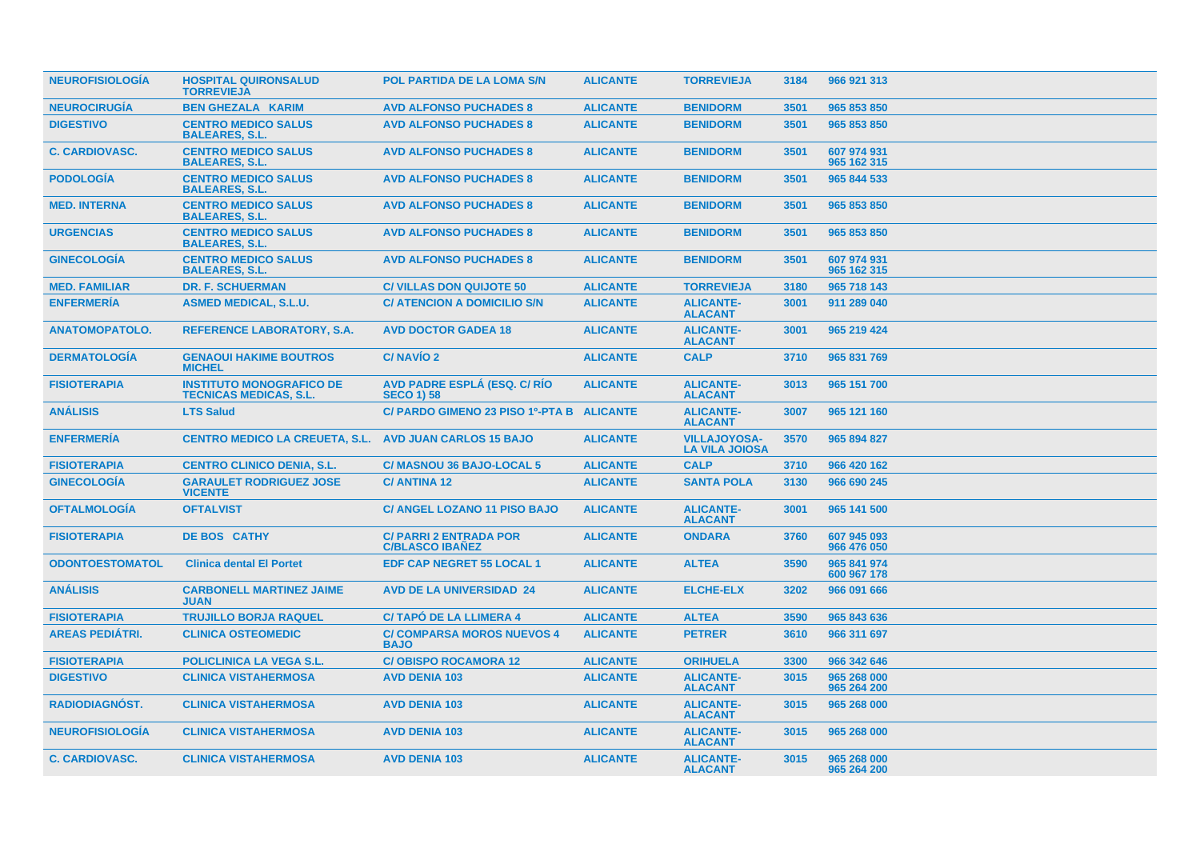| | | | | | | |
|---|---|---|---|---|---|---|
| NEUROFISIOLOGÍA | HOSPITAL QUIRONSALUD TORREVIEJA | POL PARTIDA DE LA LOMA S/N | ALICANTE | TORREVIEJA | 3184 | 966 921 313 |
| NEUROCIRUGÍA | BEN GHEZALA KARIM | AVD ALFONSO PUCHADES 8 | ALICANTE | BENIDORM | 3501 | 965 853 850 |
| DIGESTIVO | CENTRO MEDICO SALUS BALEARES, S.L. | AVD ALFONSO PUCHADES 8 | ALICANTE | BENIDORM | 3501 | 965 853 850 |
| C. CARDIOVASC. | CENTRO MEDICO SALUS BALEARES, S.L. | AVD ALFONSO PUCHADES 8 | ALICANTE | BENIDORM | 3501 | 607 974 931<br>965 162 315 |
| PODOLOGÍA | CENTRO MEDICO SALUS BALEARES, S.L. | AVD ALFONSO PUCHADES 8 | ALICANTE | BENIDORM | 3501 | 965 844 533 |
| MED. INTERNA | CENTRO MEDICO SALUS BALEARES, S.L. | AVD ALFONSO PUCHADES 8 | ALICANTE | BENIDORM | 3501 | 965 853 850 |
| URGENCIAS | CENTRO MEDICO SALUS BALEARES, S.L. | AVD ALFONSO PUCHADES 8 | ALICANTE | BENIDORM | 3501 | 965 853 850 |
| GINECOLOGÍA | CENTRO MEDICO SALUS BALEARES, S.L. | AVD ALFONSO PUCHADES 8 | ALICANTE | BENIDORM | 3501 | 607 974 931<br>965 162 315 |
| MED. FAMILIAR | DR. F. SCHUERMAN | C/ VILLAS DON QUIJOTE 50 | ALICANTE | TORREVIEJA | 3180 | 965 718 143 |
| ENFERMERÍA | ASMED MEDICAL, S.L.U. | C/ ATENCION A DOMICILIO S/N | ALICANTE | ALICANTE-ALACANT | 3001 | 911 289 040 |
| ANATOMOPATOLO. | REFERENCE LABORATORY, S.A. | AVD DOCTOR GADEA 18 | ALICANTE | ALICANTE-ALACANT | 3001 | 965 219 424 |
| DERMATOLOGÍA | GENAOUI HAKIME BOUTROS MICHEL | C/ NAVÍO 2 | ALICANTE | CALP | 3710 | 965 831 769 |
| FISIOTERAPIA | INSTITUTO MONOGRAFICO DE TECNICAS MEDICAS, S.L. | AVD PADRE ESPLÁ (ESQ. C/ RÍO SECO 1) 58 | ALICANTE | ALICANTE-ALACANT | 3013 | 965 151 700 |
| ANÁLISIS | LTS Salud | C/ PARDO GIMENO 23 PISO 1º-PTA B | ALICANTE | ALICANTE-ALACANT | 3007 | 965 121 160 |
| ENFERMERÍA | CENTRO MEDICO LA CREUETA, S.L. | AVD JUAN CARLOS 15 BAJO | ALICANTE | VILLAJOYOSA-LA VILA JOIOSA | 3570 | 965 894 827 |
| FISIOTERAPIA | CENTRO CLINICO DENIA, S.L. | C/ MASNOU 36 BAJO-LOCAL 5 | ALICANTE | CALP | 3710 | 966 420 162 |
| GINECOLOGÍA | GARAULET RODRIGUEZ JOSE VICENTE | C/ ANTINA 12 | ALICANTE | SANTA POLA | 3130 | 966 690 245 |
| OFTALMOLOGÍA | OFTALVIST | C/ ANGEL LOZANO 11 PISO BAJO | ALICANTE | ALICANTE-ALACANT | 3001 | 965 141 500 |
| FISIOTERAPIA | DE BOS CATHY | C/ PARRI 2 ENTRADA POR C/BLASCO IBAÑEZ | ALICANTE | ONDARA | 3760 | 607 945 093<br>966 476 050 |
| ODONTOESTOMATOL | Clinica dental El Portet | EDF CAP NEGRET 55 LOCAL 1 | ALICANTE | ALTEA | 3590 | 965 841 974<br>600 967 178 |
| ANÁLISIS | CARBONELL MARTINEZ JAIME JUAN | AVD DE LA UNIVERSIDAD 24 | ALICANTE | ELCHE-ELX | 3202 | 966 091 666 |
| FISIOTERAPIA | TRUJILLO BORJA RAQUEL | C/ TAPÓ DE LA LLIMERA 4 | ALICANTE | ALTEA | 3590 | 965 843 636 |
| AREAS PEDIÁTRI. | CLINICA OSTEOMEDIC | C/ COMPARSA MOROS NUEVOS 4 BAJO | ALICANTE | PETRER | 3610 | 966 311 697 |
| FISIOTERAPIA | POLICLINICA LA VEGA S.L. | C/ OBISPO ROCAMORA 12 | ALICANTE | ORIHUELA | 3300 | 966 342 646 |
| DIGESTIVO | CLINICA VISTAHERMOSA | AVD DENIA 103 | ALICANTE | ALICANTE-ALACANT | 3015 | 965 268 000<br>965 264 200 |
| RADIODIAGNÓST. | CLINICA VISTAHERMOSA | AVD DENIA 103 | ALICANTE | ALICANTE-ALACANT | 3015 | 965 268 000 |
| NEUROFISIOLOGÍA | CLINICA VISTAHERMOSA | AVD DENIA 103 | ALICANTE | ALICANTE-ALACANT | 3015 | 965 268 000 |
| C. CARDIOVASC. | CLINICA VISTAHERMOSA | AVD DENIA 103 | ALICANTE | ALICANTE-ALACANT | 3015 | 965 268 000<br>965 264 200 |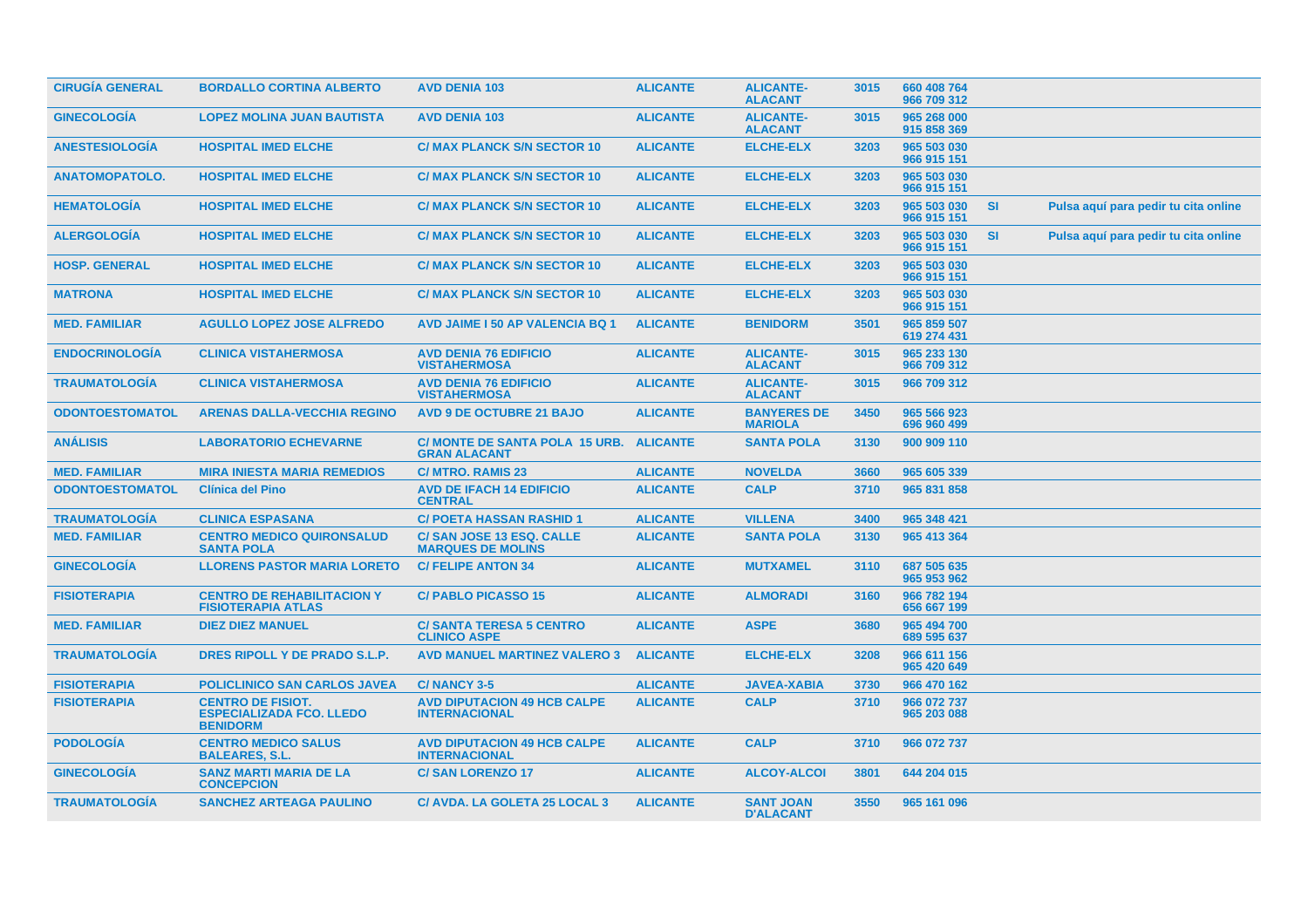| | | | | | | | | |
|---|---|---|---|---|---|---|---|---|
| CIRUGÍA GENERAL | BORDALLO CORTINA ALBERTO | AVD DENIA 103 | ALICANTE | ALICANTE-ALACANT | 3015 | 660 408 764 966 709 312 | | |
| GINECOLOGÍA | LOPEZ MOLINA JUAN BAUTISTA | AVD DENIA 103 | ALICANTE | ALICANTE-ALACANT | 3015 | 965 268 000 915 858 369 | | |
| ANESTESIOLOGÍA | HOSPITAL IMED ELCHE | C/ MAX PLANCK S/N SECTOR 10 | ALICANTE | ELCHE-ELX | 3203 | 965 503 030 966 915 151 | | |
| ANATOMOPATOLO. | HOSPITAL IMED ELCHE | C/ MAX PLANCK S/N SECTOR 10 | ALICANTE | ELCHE-ELX | 3203 | 965 503 030 966 915 151 | | |
| HEMATOLOGÍA | HOSPITAL IMED ELCHE | C/ MAX PLANCK S/N SECTOR 10 | ALICANTE | ELCHE-ELX | 3203 | 965 503 030 966 915 151 | SI | Pulsa aquí para pedir tu cita online |
| ALERGOLOGÍA | HOSPITAL IMED ELCHE | C/ MAX PLANCK S/N SECTOR 10 | ALICANTE | ELCHE-ELX | 3203 | 965 503 030 966 915 151 | SI | Pulsa aquí para pedir tu cita online |
| HOSP. GENERAL | HOSPITAL IMED ELCHE | C/ MAX PLANCK S/N SECTOR 10 | ALICANTE | ELCHE-ELX | 3203 | 965 503 030 966 915 151 | | |
| MATRONA | HOSPITAL IMED ELCHE | C/ MAX PLANCK S/N SECTOR 10 | ALICANTE | ELCHE-ELX | 3203 | 965 503 030 966 915 151 | | |
| MED. FAMILIAR | AGULLO LOPEZ JOSE ALFREDO | AVD JAIME I 50 AP VALENCIA BQ 1 | ALICANTE | BENIDORM | 3501 | 965 859 507 619 274 431 | | |
| ENDOCRINOLOGÍA | CLINICA VISTAHERMOSA | AVD DENIA 76 EDIFICIO VISTAHERMOSA | ALICANTE | ALICANTE-ALACANT | 3015 | 965 233 130 966 709 312 | | |
| TRAUMATOLOGÍA | CLINICA VISTAHERMOSA | AVD DENIA 76 EDIFICIO VISTAHERMOSA | ALICANTE | ALICANTE-ALACANT | 3015 | 966 709 312 | | |
| ODONTOESTOMATOL | ARENAS DALLA-VECCHIA REGINO | AVD 9 DE OCTUBRE 21 BAJO | ALICANTE | BANYERES DE MARIOLA | 3450 | 965 566 923 696 960 499 | | |
| ANÁLISIS | LABORATORIO ECHEVARNE | C/ MONTE DE SANTA POLA 15 URB. GRAN ALACANT | ALICANTE | SANTA POLA | 3130 | 900 909 110 | | |
| MED. FAMILIAR | MIRA INIESTA MARIA REMEDIOS | C/ MTRO. RAMIS 23 | ALICANTE | NOVELDA | 3660 | 965 605 339 | | |
| ODONTOESTOMATOL | Clínica del Pino | AVD DE IFACH 14 EDIFICIO CENTRAL | ALICANTE | CALP | 3710 | 965 831 858 | | |
| TRAUMATOLOGÍA | CLINICA ESPASANA | C/ POETA HASSAN RASHID 1 | ALICANTE | VILLENA | 3400 | 965 348 421 | | |
| MED. FAMILIAR | CENTRO MEDICO QUIRONSALUD SANTA POLA | C/ SAN JOSE 13 ESQ. CALLE MARQUES DE MOLINS | ALICANTE | SANTA POLA | 3130 | 965 413 364 | | |
| GINECOLOGÍA | LLORENS PASTOR MARIA LORETO | C/ FELIPE ANTON 34 | ALICANTE | MUTXAMEL | 3110 | 687 505 635 965 953 962 | | |
| FISIOTERAPIA | CENTRO DE REHABILITACION Y FISIOTERAPIA ATLAS | C/ PABLO PICASSO 15 | ALICANTE | ALMORADI | 3160 | 966 782 194 656 667 199 | | |
| MED. FAMILIAR | DIEZ DIEZ MANUEL | C/ SANTA TERESA 5 CENTRO CLINICO ASPE | ALICANTE | ASPE | 3680 | 965 494 700 689 595 637 | | |
| TRAUMATOLOGÍA | DRES RIPOLL Y DE PRADO S.L.P. | AVD MANUEL MARTINEZ VALERO 3 | ALICANTE | ELCHE-ELX | 3208 | 966 611 156 965 420 649 | | |
| FISIOTERAPIA | POLICLINICO SAN CARLOS JAVEA | C/ NANCY 3-5 | ALICANTE | JAVEA-XABIA | 3730 | 966 470 162 | | |
| FISIOTERAPIA | CENTRO DE FISIOT. ESPECIALIZADA FCO. LLEDO BENIDORM | AVD DIPUTACION 49 HCB CALPE INTERNACIONAL | ALICANTE | CALP | 3710 | 966 072 737 965 203 088 | | |
| PODOLOGÍA | CENTRO MEDICO SALUS BALEARES, S.L. | AVD DIPUTACION 49 HCB CALPE INTERNACIONAL | ALICANTE | CALP | 3710 | 966 072 737 | | |
| GINECOLOGÍA | SANZ MARTI MARIA DE LA CONCEPCION | C/ SAN LORENZO 17 | ALICANTE | ALCOY-ALCOI | 3801 | 644 204 015 | | |
| TRAUMATOLOGÍA | SANCHEZ ARTEAGA PAULINO | C/ AVDA. LA GOLETA 25 LOCAL 3 | ALICANTE | SANT JOAN D'ALACANT | 3550 | 965 161 096 | | |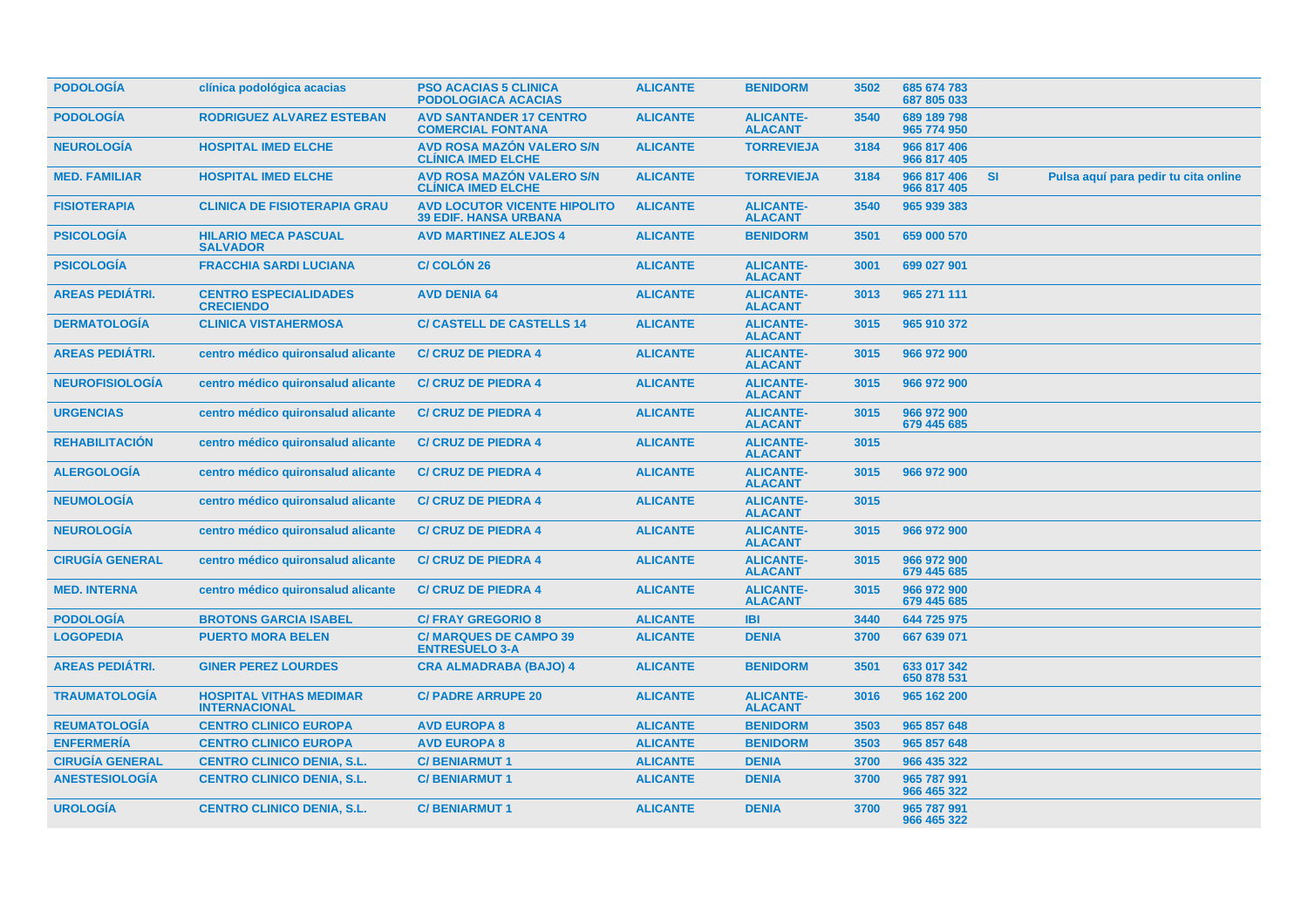| | | | | | | | | |
|---|---|---|---|---|---|---|---|---|
| **PODOLOGÍA** | **clínica podológica acacias** | **PSO ACACIAS 5 CLINICA PODOLOGIACA ACACIAS** | **ALICANTE** | **BENIDORM** | **3502** | **685 674 783 687 805 033** | | |
| **PODOLOGÍA** | **RODRIGUEZ ALVAREZ ESTEBAN** | **AVD SANTANDER 17 CENTRO COMERCIAL FONTANA** | **ALICANTE** | **ALICANTE-ALACANT** | **3540** | **689 189 798 965 774 950** | | |
| **NEUROLOGÍA** | **HOSPITAL IMED ELCHE** | **AVD ROSA MAZÓN VALERO S/N CLÍNICA IMED ELCHE** | **ALICANTE** | **TORREVIEJA** | **3184** | **966 817 406 966 817 405** | | |
| **MED. FAMILIAR** | **HOSPITAL IMED ELCHE** | **AVD ROSA MAZÓN VALERO S/N CLÍNICA IMED ELCHE** | **ALICANTE** | **TORREVIEJA** | **3184** | **966 817 406 966 817 405** | **SI** | **Pulsa aquí para pedir tu cita online** |
| **FISIOTERAPIA** | **CLINICA DE FISIOTERAPIA GRAU** | **AVD LOCUTOR VICENTE HIPOLITO 39 EDIF. HANSA URBANA** | **ALICANTE** | **ALICANTE-ALACANT** | **3540** | **965 939 383** | | |
| **PSICOLOGÍA** | **HILARIO MECA PASCUAL SALVADOR** | **AVD MARTINEZ ALEJOS 4** | **ALICANTE** | **BENIDORM** | **3501** | **659 000 570** | | |
| **PSICOLOGÍA** | **FRACCHIA SARDI LUCIANA** | **C/ COLÓN 26** | **ALICANTE** | **ALICANTE-ALACANT** | **3001** | **699 027 901** | | |
| **AREAS PEDIÁTRI.** | **CENTRO ESPECIALIDADES CRECIENDO** | **AVD DENIA 64** | **ALICANTE** | **ALICANTE-ALACANT** | **3013** | **965 271 111** | | |
| **DERMATOLOGÍA** | **CLINICA VISTAHERMOSA** | **C/ CASTELL DE CASTELLS 14** | **ALICANTE** | **ALICANTE-ALACANT** | **3015** | **965 910 372** | | |
| **AREAS PEDIÁTRI.** | **centro médico quironsalud alicante** | **C/ CRUZ DE PIEDRA 4** | **ALICANTE** | **ALICANTE-ALACANT** | **3015** | **966 972 900** | | |
| **NEUROFISIOLOGÍA** | **centro médico quironsalud alicante** | **C/ CRUZ DE PIEDRA 4** | **ALICANTE** | **ALICANTE-ALACANT** | **3015** | **966 972 900** | | |
| **URGENCIAS** | **centro médico quironsalud alicante** | **C/ CRUZ DE PIEDRA 4** | **ALICANTE** | **ALICANTE-ALACANT** | **3015** | **966 972 900 679 445 685** | | |
| **REHABILITACIÓN** | **centro médico quironsalud alicante** | **C/ CRUZ DE PIEDRA 4** | **ALICANTE** | **ALICANTE-ALACANT** | **3015** | | | |
| **ALERGOLOGÍA** | **centro médico quironsalud alicante** | **C/ CRUZ DE PIEDRA 4** | **ALICANTE** | **ALICANTE-ALACANT** | **3015** | **966 972 900** | | |
| **NEUMOLOGÍA** | **centro médico quironsalud alicante** | **C/ CRUZ DE PIEDRA 4** | **ALICANTE** | **ALICANTE-ALACANT** | **3015** | | | |
| **NEUROLOGÍA** | **centro médico quironsalud alicante** | **C/ CRUZ DE PIEDRA 4** | **ALICANTE** | **ALICANTE-ALACANT** | **3015** | **966 972 900** | | |
| **CIRUGÍA GENERAL** | **centro médico quironsalud alicante** | **C/ CRUZ DE PIEDRA 4** | **ALICANTE** | **ALICANTE-ALACANT** | **3015** | **966 972 900 679 445 685** | | |
| **MED. INTERNA** | **centro médico quironsalud alicante** | **C/ CRUZ DE PIEDRA 4** | **ALICANTE** | **ALICANTE-ALACANT** | **3015** | **966 972 900 679 445 685** | | |
| **PODOLOGÍA** | **BROTONS GARCIA ISABEL** | **C/ FRAY GREGORIO 8** | **ALICANTE** | **IBI** | **3440** | **644 725 975** | | |
| **LOGOPEDIA** | **PUERTO MORA BELEN** | **C/ MARQUES DE CAMPO 39 ENTRESUELO 3-A** | **ALICANTE** | **DENIA** | **3700** | **667 639 071** | | |
| **AREAS PEDIÁTRI.** | **GINER PEREZ LOURDES** | **CRA ALMADRABA (BAJO) 4** | **ALICANTE** | **BENIDORM** | **3501** | **633 017 342 650 878 531** | | |
| **TRAUMATOLOGÍA** | **HOSPITAL VITHAS MEDIMAR INTERNACIONAL** | **C/ PADRE ARRUPE 20** | **ALICANTE** | **ALICANTE-ALACANT** | **3016** | **965 162 200** | | |
| **REUMATOLOGÍA** | **CENTRO CLINICO EUROPA** | **AVD EUROPA 8** | **ALICANTE** | **BENIDORM** | **3503** | **965 857 648** | | |
| **ENFERMERÍA** | **CENTRO CLINICO EUROPA** | **AVD EUROPA 8** | **ALICANTE** | **BENIDORM** | **3503** | **965 857 648** | | |
| **CIRUGÍA GENERAL** | **CENTRO CLINICO DENIA, S.L.** | **C/ BENIARMUT 1** | **ALICANTE** | **DENIA** | **3700** | **966 435 322** | | |
| **ANESTESIOLOGÍA** | **CENTRO CLINICO DENIA, S.L.** | **C/ BENIARMUT 1** | **ALICANTE** | **DENIA** | **3700** | **965 787 991 966 465 322** | | |
| **UROLOGÍA** | **CENTRO CLINICO DENIA, S.L.** | **C/ BENIARMUT 1** | **ALICANTE** | **DENIA** | **3700** | **965 787 991 966 465 322** | | |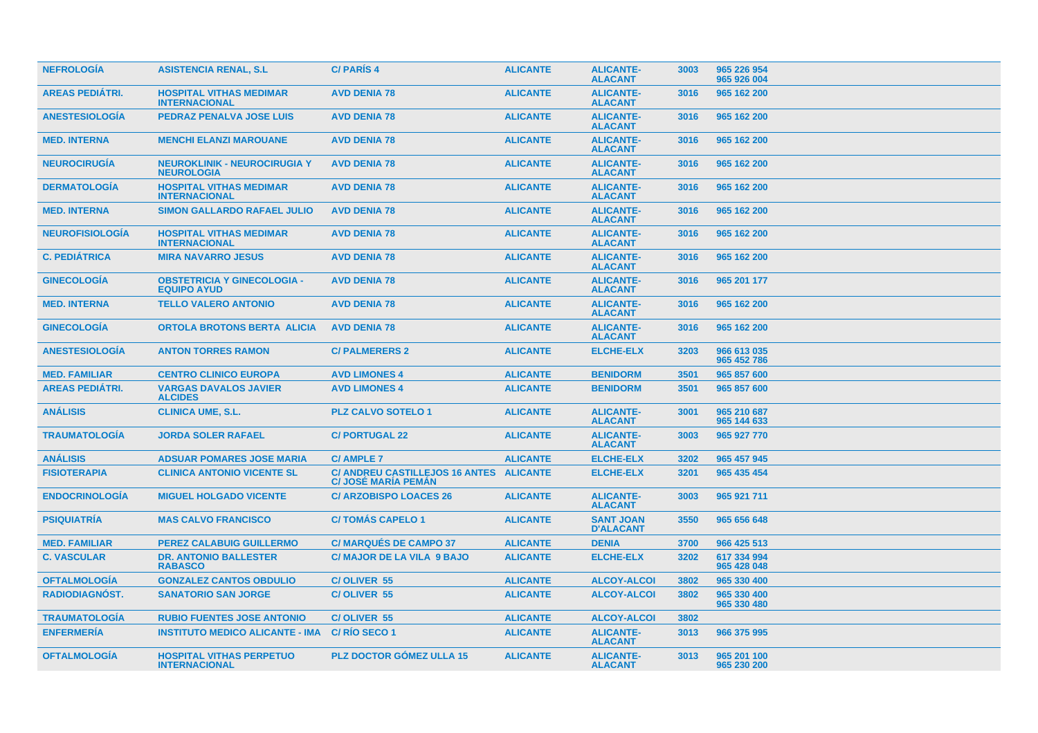| NEFROLOGÍA | ASISTENCIA RENAL, S.L | C/ PARÍS 4 | ALICANTE | ALICANTE-ALACANT | 3003 | 965 226 954 965 926 004 |
|---|---|---|---|---|---|---|
| AREAS PEDIÁTRI. | HOSPITAL VITHAS MEDIMAR INTERNACIONAL | AVD DENIA 78 | ALICANTE | ALICANTE-ALACANT | 3016 | 965 162 200 |
| ANESTESIOLOGÍA | PEDRAZ PENALVA JOSE LUIS | AVD DENIA 78 | ALICANTE | ALICANTE-ALACANT | 3016 | 965 162 200 |
| MED. INTERNA | MENCHI ELANZI MAROUANE | AVD DENIA 78 | ALICANTE | ALICANTE-ALACANT | 3016 | 965 162 200 |
| NEUROCIRUGÍA | NEUROKLINIK - NEUROCIRUGIA Y NEUROLOGIA | AVD DENIA 78 | ALICANTE | ALICANTE-ALACANT | 3016 | 965 162 200 |
| DERMATOLOGÍA | HOSPITAL VITHAS MEDIMAR INTERNACIONAL | AVD DENIA 78 | ALICANTE | ALICANTE-ALACANT | 3016 | 965 162 200 |
| MED. INTERNA | SIMON GALLARDO RAFAEL JULIO | AVD DENIA 78 | ALICANTE | ALICANTE-ALACANT | 3016 | 965 162 200 |
| NEUROFISIOLOGÍA | HOSPITAL VITHAS MEDIMAR INTERNACIONAL | AVD DENIA 78 | ALICANTE | ALICANTE-ALACANT | 3016 | 965 162 200 |
| C. PEDIÁTRICA | MIRA NAVARRO JESUS | AVD DENIA 78 | ALICANTE | ALICANTE-ALACANT | 3016 | 965 162 200 |
| GINECOLOGÍA | OBSTETRICIA Y GINECOLOGIA - EQUIPO AYUD | AVD DENIA 78 | ALICANTE | ALICANTE-ALACANT | 3016 | 965 201 177 |
| MED. INTERNA | TELLO VALERO ANTONIO | AVD DENIA 78 | ALICANTE | ALICANTE-ALACANT | 3016 | 965 162 200 |
| GINECOLOGÍA | ORTOLA BROTONS BERTA ALICIA | AVD DENIA 78 | ALICANTE | ALICANTE-ALACANT | 3016 | 965 162 200 |
| ANESTESIOLOGÍA | ANTON TORRES RAMON | C/ PALMERERS 2 | ALICANTE | ELCHE-ELX | 3203 | 966 613 035 965 452 786 |
| MED. FAMILIAR | CENTRO CLINICO EUROPA | AVD LIMONES 4 | ALICANTE | BENIDORM | 3501 | 965 857 600 |
| AREAS PEDIÁTRI. | VARGAS DAVALOS JAVIER ALCIDES | AVD LIMONES 4 | ALICANTE | BENIDORM | 3501 | 965 857 600 |
| ANÁLISIS | CLINICA UME, S.L. | PLZ CALVO SOTELO 1 | ALICANTE | ALICANTE-ALACANT | 3001 | 965 210 687 965 144 633 |
| TRAUMATOLOGÍA | JORDA SOLER RAFAEL | C/ PORTUGAL 22 | ALICANTE | ALICANTE-ALACANT | 3003 | 965 927 770 |
| ANÁLISIS | ADSUAR POMARES JOSE MARIA | C/ AMPLE 7 | ALICANTE | ELCHE-ELX | 3202 | 965 457 945 |
| FISIOTERAPIA | CLINICA ANTONIO VICENTE SL | C/ ANDREU CASTILLEJOS 16 ANTES C/ JOSÉ MARÍA PEMÁN | ALICANTE | ELCHE-ELX | 3201 | 965 435 454 |
| ENDOCRINOLOGÍA | MIGUEL HOLGADO VICENTE | C/ ARZOBISPO LOACES 26 | ALICANTE | ALICANTE-ALACANT | 3003 | 965 921 711 |
| PSIQUIATRÍA | MAS CALVO FRANCISCO | C/ TOMÁS CAPELO 1 | ALICANTE | SANT JOAN D'ALACANT | 3550 | 965 656 648 |
| MED. FAMILIAR | PEREZ CALABUIG GUILLERMO | C/ MARQUÉS DE CAMPO 37 | ALICANTE | DENIA | 3700 | 966 425 513 |
| C. VASCULAR | DR. ANTONIO BALLESTER RABASCO | C/ MAJOR DE LA VILA 9 BAJO | ALICANTE | ELCHE-ELX | 3202 | 617 334 994 965 428 048 |
| OFTALMOLOGÍA | GONZALEZ CANTOS OBDULIO | C/ OLIVER 55 | ALICANTE | ALCOY-ALCOI | 3802 | 965 330 400 |
| RADIODIAGNÓST. | SANATORIO SAN JORGE | C/ OLIVER 55 | ALICANTE | ALCOY-ALCOI | 3802 | 965 330 400 965 330 480 |
| TRAUMATOLOGÍA | RUBIO FUENTES JOSE ANTONIO | C/ OLIVER 55 | ALICANTE | ALCOY-ALCOI | 3802 | |
| ENFERMERÍA | INSTITUTO MEDICO ALICANTE - IMA | C/ RÍO SECO 1 | ALICANTE | ALICANTE-ALACANT | 3013 | 966 375 995 |
| OFTALMOLOGÍA | HOSPITAL VITHAS PERPETUO INTERNACIONAL | PLZ DOCTOR GÓMEZ ULLA 15 | ALICANTE | ALICANTE-ALACANT | 3013 | 965 201 100 965 230 200 |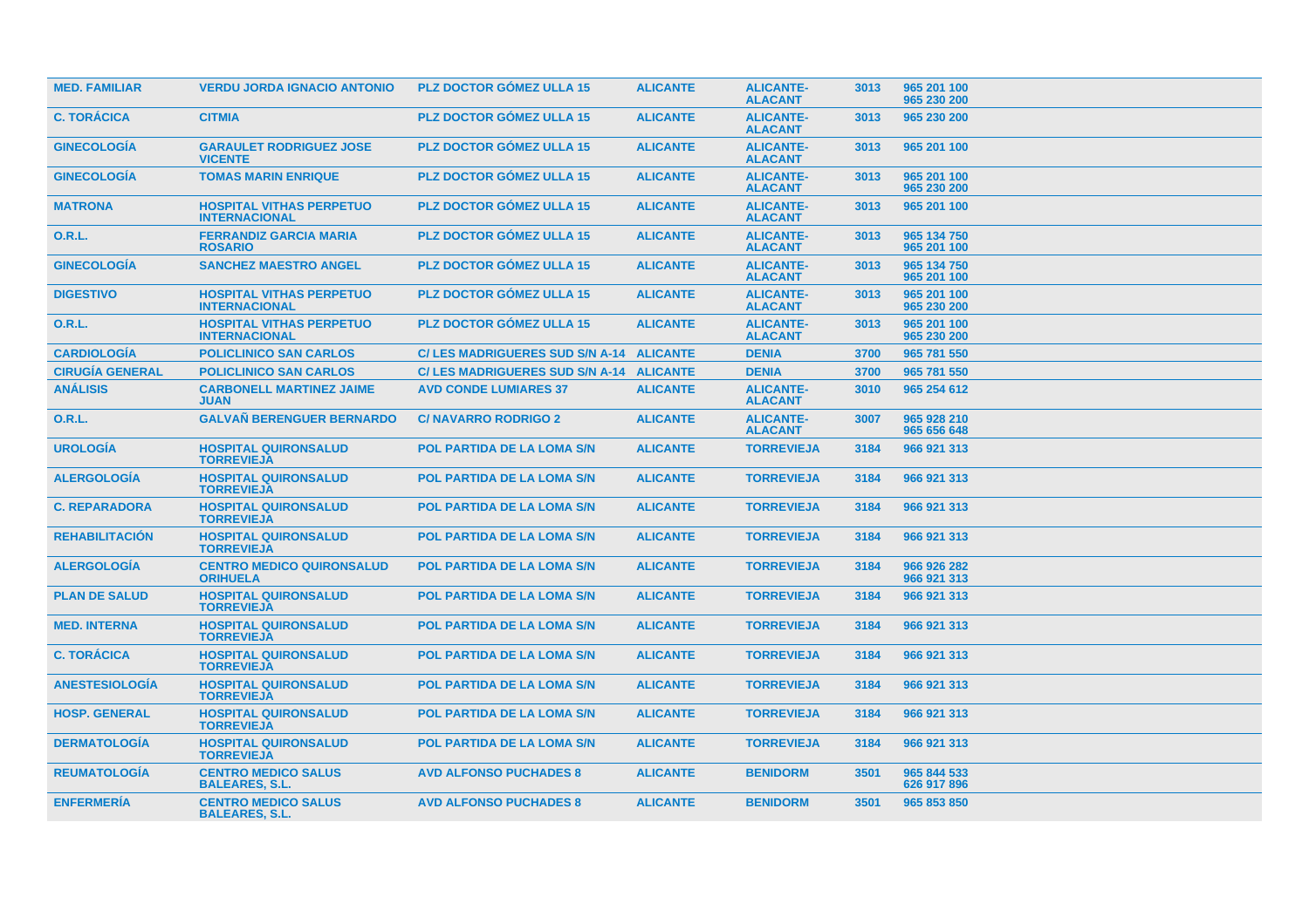| | | | | | | |
|---|---|---|---|---|---|---|
| **MED. FAMILIAR** | **VERDU JORDA IGNACIO ANTONIO** | **PLZ DOCTOR GÓMEZ ULLA 15** | **ALICANTE** | **ALICANTE-ALACANT** | **3013** | **965 201 100 965 230 200** |
| **C. TORÁCICA** | **CITMIA** | **PLZ DOCTOR GÓMEZ ULLA 15** | **ALICANTE** | **ALICANTE-ALACANT** | **3013** | **965 230 200** |
| **GINECOLOGÍA** | **GARAULET RODRIGUEZ JOSE VICENTE** | **PLZ DOCTOR GÓMEZ ULLA 15** | **ALICANTE** | **ALICANTE-ALACANT** | **3013** | **965 201 100** |
| **GINECOLOGÍA** | **TOMAS MARIN ENRIQUE** | **PLZ DOCTOR GÓMEZ ULLA 15** | **ALICANTE** | **ALICANTE-ALACANT** | **3013** | **965 201 100 965 230 200** |
| **MATRONA** | **HOSPITAL VITHAS PERPETUO INTERNACIONAL** | **PLZ DOCTOR GÓMEZ ULLA 15** | **ALICANTE** | **ALICANTE-ALACANT** | **3013** | **965 201 100** |
| **O.R.L.** | **FERRANDIZ GARCIA MARIA ROSARIO** | **PLZ DOCTOR GÓMEZ ULLA 15** | **ALICANTE** | **ALICANTE-ALACANT** | **3013** | **965 134 750 965 201 100** |
| **GINECOLOGÍA** | **SANCHEZ MAESTRO ANGEL** | **PLZ DOCTOR GÓMEZ ULLA 15** | **ALICANTE** | **ALICANTE-ALACANT** | **3013** | **965 134 750 965 201 100** |
| **DIGESTIVO** | **HOSPITAL VITHAS PERPETUO INTERNACIONAL** | **PLZ DOCTOR GÓMEZ ULLA 15** | **ALICANTE** | **ALICANTE-ALACANT** | **3013** | **965 201 100 965 230 200** |
| **O.R.L.** | **HOSPITAL VITHAS PERPETUO INTERNACIONAL** | **PLZ DOCTOR GÓMEZ ULLA 15** | **ALICANTE** | **ALICANTE-ALACANT** | **3013** | **965 201 100 965 230 200** |
| **CARDIOLOGÍA** | **POLICLINICO SAN CARLOS** | **C/ LES MADRIGUERES SUD S/N A-14** | **ALICANTE** | **DENIA** | **3700** | **965 781 550** |
| **CIRUGÍA GENERAL** | **POLICLINICO SAN CARLOS** | **C/ LES MADRIGUERES SUD S/N A-14** | **ALICANTE** | **DENIA** | **3700** | **965 781 550** |
| **ANÁLISIS** | **CARBONELL MARTINEZ JAIME JUAN** | **AVD CONDE LUMIARES 37** | **ALICANTE** | **ALICANTE-ALACANT** | **3010** | **965 254 612** |
| **O.R.L.** | **GALVAÑ BERENGUER BERNARDO** | **C/ NAVARRO RODRIGO 2** | **ALICANTE** | **ALICANTE-ALACANT** | **3007** | **965 928 210 965 656 648** |
| **UROLOGÍA** | **HOSPITAL QUIRONSALUD TORREVIEJA** | **POL PARTIDA DE LA LOMA S/N** | **ALICANTE** | **TORREVIEJA** | **3184** | **966 921 313** |
| **ALERGOLOGÍA** | **HOSPITAL QUIRONSALUD TORREVIEJA** | **POL PARTIDA DE LA LOMA S/N** | **ALICANTE** | **TORREVIEJA** | **3184** | **966 921 313** |
| **C. REPARADORA** | **HOSPITAL QUIRONSALUD TORREVIEJA** | **POL PARTIDA DE LA LOMA S/N** | **ALICANTE** | **TORREVIEJA** | **3184** | **966 921 313** |
| **REHABILITACIÓN** | **HOSPITAL QUIRONSALUD TORREVIEJA** | **POL PARTIDA DE LA LOMA S/N** | **ALICANTE** | **TORREVIEJA** | **3184** | **966 921 313** |
| **ALERGOLOGÍA** | **CENTRO MEDICO QUIRONSALUD ORIHUELA** | **POL PARTIDA DE LA LOMA S/N** | **ALICANTE** | **TORREVIEJA** | **3184** | **966 926 282 966 921 313** |
| **PLAN DE SALUD** | **HOSPITAL QUIRONSALUD TORREVIEJA** | **POL PARTIDA DE LA LOMA S/N** | **ALICANTE** | **TORREVIEJA** | **3184** | **966 921 313** |
| **MED. INTERNA** | **HOSPITAL QUIRONSALUD TORREVIEJA** | **POL PARTIDA DE LA LOMA S/N** | **ALICANTE** | **TORREVIEJA** | **3184** | **966 921 313** |
| **C. TORÁCICA** | **HOSPITAL QUIRONSALUD TORREVIEJA** | **POL PARTIDA DE LA LOMA S/N** | **ALICANTE** | **TORREVIEJA** | **3184** | **966 921 313** |
| **ANESTESIOLOGÍA** | **HOSPITAL QUIRONSALUD TORREVIEJA** | **POL PARTIDA DE LA LOMA S/N** | **ALICANTE** | **TORREVIEJA** | **3184** | **966 921 313** |
| **HOSP. GENERAL** | **HOSPITAL QUIRONSALUD TORREVIEJA** | **POL PARTIDA DE LA LOMA S/N** | **ALICANTE** | **TORREVIEJA** | **3184** | **966 921 313** |
| **DERMATOLOGÍA** | **HOSPITAL QUIRONSALUD TORREVIEJA** | **POL PARTIDA DE LA LOMA S/N** | **ALICANTE** | **TORREVIEJA** | **3184** | **966 921 313** |
| **REUMATOLOGÍA** | **CENTRO MEDICO SALUS BALEARES, S.L.** | **AVD ALFONSO PUCHADES 8** | **ALICANTE** | **BENIDORM** | **3501** | **965 844 533 626 917 896** |
| **ENFERMERÍA** | **CENTRO MEDICO SALUS BALEARES, S.L.** | **AVD ALFONSO PUCHADES 8** | **ALICANTE** | **BENIDORM** | **3501** | **965 853 850** |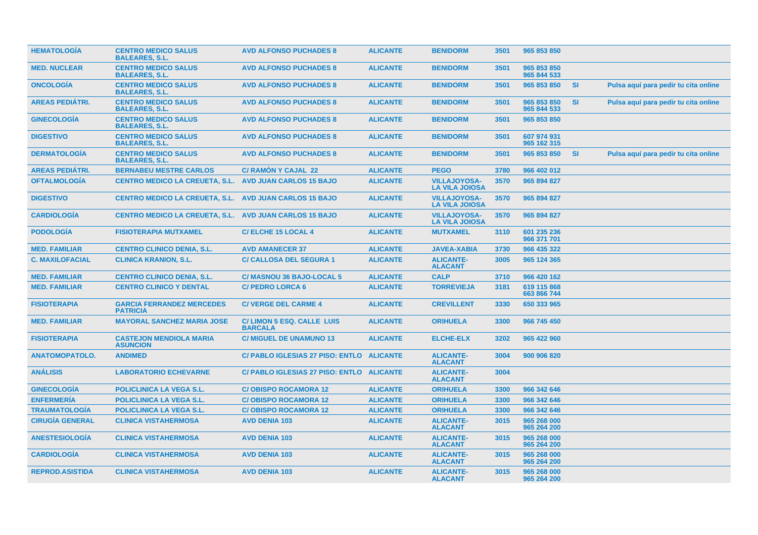| | | | | | | | | |
|---|---|---|---|---|---|---|---|---|
| HEMATOLOGÍA | CENTRO MEDICO SALUS BALEARES, S.L. | AVD ALFONSO PUCHADES 8 | ALICANTE | BENIDORM | 3501 | 965 853 850 | | |
| MED. NUCLEAR | CENTRO MEDICO SALUS BALEARES, S.L. | AVD ALFONSO PUCHADES 8 | ALICANTE | BENIDORM | 3501 | 965 853 850 965 844 533 | | |
| ONCOLOGÍA | CENTRO MEDICO SALUS BALEARES, S.L. | AVD ALFONSO PUCHADES 8 | ALICANTE | BENIDORM | 3501 | 965 853 850 | SI | Pulsa aquí para pedir tu cita online |
| AREAS PEDIÁTRI. | CENTRO MEDICO SALUS BALEARES, S.L. | AVD ALFONSO PUCHADES 8 | ALICANTE | BENIDORM | 3501 | 965 853 850 965 844 533 | SI | Pulsa aquí para pedir tu cita online |
| GINECOLOGÍA | CENTRO MEDICO SALUS BALEARES, S.L. | AVD ALFONSO PUCHADES 8 | ALICANTE | BENIDORM | 3501 | 965 853 850 | | |
| DIGESTIVO | CENTRO MEDICO SALUS BALEARES, S.L. | AVD ALFONSO PUCHADES 8 | ALICANTE | BENIDORM | 3501 | 607 974 931 965 162 315 | | |
| DERMATOLOGÍA | CENTRO MEDICO SALUS BALEARES, S.L. | AVD ALFONSO PUCHADES 8 | ALICANTE | BENIDORM | 3501 | 965 853 850 | SI | Pulsa aquí para pedir tu cita online |
| AREAS PEDIÁTRI. | BERNABEU MESTRE CARLOS | C/ RAMÓN Y CAJAL 22 | ALICANTE | PEGO | 3780 | 966 402 012 | | |
| OFTALMOLOGÍA | CENTRO MEDICO LA CREUETA, S.L. | AVD JUAN CARLOS 15 BAJO | ALICANTE | VILLAJOYOSA-LA VILA JOIOSA | 3570 | 965 894 827 | | |
| DIGESTIVO | CENTRO MEDICO LA CREUETA, S.L. | AVD JUAN CARLOS 15 BAJO | ALICANTE | VILLAJOYOSA-LA VILA JOIOSA | 3570 | 965 894 827 | | |
| CARDIOLOGÍA | CENTRO MEDICO LA CREUETA, S.L. | AVD JUAN CARLOS 15 BAJO | ALICANTE | VILLAJOYOSA-LA VILA JOIOSA | 3570 | 965 894 827 | | |
| PODOLOGÍA | FISIOTERAPIA MUTXAMEL | C/ ELCHE 15 LOCAL 4 | ALICANTE | MUTXAMEL | 3110 | 601 235 236 966 371 701 | | |
| MED. FAMILIAR | CENTRO CLINICO DENIA, S.L. | AVD AMANECER 37 | ALICANTE | JAVEA-XABIA | 3730 | 966 435 322 | | |
| C. MAXILOFACIAL | CLINICA KRANION, S.L. | C/ CALLOSA DEL SEGURA 1 | ALICANTE | ALICANTE-ALACANT | 3005 | 965 124 365 | | |
| MED. FAMILIAR | CENTRO CLINICO DENIA, S.L. | C/ MASNOU 36 BAJO-LOCAL 5 | ALICANTE | CALP | 3710 | 966 420 162 | | |
| MED. FAMILIAR | CENTRO CLINICO Y DENTAL | C/ PEDRO LORCA 6 | ALICANTE | TORREVIEJA | 3181 | 619 115 868 663 866 744 | | |
| FISIOTERAPIA | GARCIA FERRANDEZ MERCEDES PATRICIA | C/ VERGE DEL CARME 4 | ALICANTE | CREVILLENT | 3330 | 650 333 965 | | |
| MED. FAMILIAR | MAYORAL SANCHEZ MARIA JOSE | C/ LIMON 5 ESQ. CALLE LUIS BARCALA | ALICANTE | ORIHUELA | 3300 | 966 745 450 | | |
| FISIOTERAPIA | CASTEJON MENDIOLA MARIA ASUNCION | C/ MIGUEL DE UNAMUNO 13 | ALICANTE | ELCHE-ELX | 3202 | 965 422 960 | | |
| ANATOMOPATOLO. | ANDIMED | C/ PABLO IGLESIAS 27 PISO: ENTLO | ALICANTE | ALICANTE-ALACANT | 3004 | 900 906 820 | | |
| ANÁLISIS | LABORATORIO ECHEVARNE | C/ PABLO IGLESIAS 27 PISO: ENTLO | ALICANTE | ALICANTE-ALACANT | 3004 | | | |
| GINECOLOGÍA | POLICLINICA LA VEGA S.L. | C/ OBISPO ROCAMORA 12 | ALICANTE | ORIHUELA | 3300 | 966 342 646 | | |
| ENFERMERÍA | POLICLINICA LA VEGA S.L. | C/ OBISPO ROCAMORA 12 | ALICANTE | ORIHUELA | 3300 | 966 342 646 | | |
| TRAUMATOLOGÍA | POLICLINICA LA VEGA S.L. | C/ OBISPO ROCAMORA 12 | ALICANTE | ORIHUELA | 3300 | 966 342 646 | | |
| CIRUGÍA GENERAL | CLINICA VISTAHERMOSA | AVD DENIA 103 | ALICANTE | ALICANTE-ALACANT | 3015 | 965 268 000 965 264 200 | | |
| ANESTESIOLOGÍA | CLINICA VISTAHERMOSA | AVD DENIA 103 | ALICANTE | ALICANTE-ALACANT | 3015 | 965 268 000 965 264 200 | | |
| CARDIOLOGÍA | CLINICA VISTAHERMOSA | AVD DENIA 103 | ALICANTE | ALICANTE-ALACANT | 3015 | 965 268 000 965 264 200 | | |
| REPROD.ASISTIDA | CLINICA VISTAHERMOSA | AVD DENIA 103 | ALICANTE | ALICANTE-ALACANT | 3015 | 965 268 000 965 264 200 | | |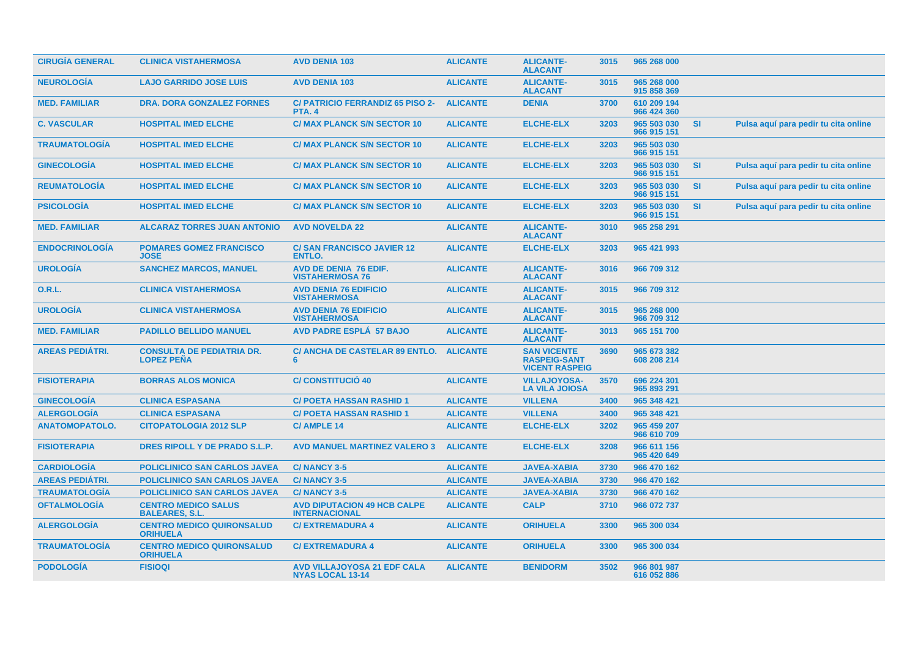| | | | | | | | | |
|---|---|---|---|---|---|---|---|---|
| CIRUGÍA GENERAL | CLINICA VISTAHERMOSA | AVD DENIA 103 | ALICANTE | ALICANTE-ALACANT | 3015 | 965 268 000 | | |
| NEUROLOGÍA | LAJO GARRIDO JOSE LUIS | AVD DENIA 103 | ALICANTE | ALICANTE-ALACANT | 3015 | 965 268 000<br>915 858 369 | | |
| MED. FAMILIAR | DRA. DORA GONZALEZ FORNES | C/ PATRICIO FERRANDIZ 65 PISO 2-PTA. 4 | ALICANTE | DENIA | 3700 | 610 209 194<br>966 424 360 | | |
| C. VASCULAR | HOSPITAL IMED ELCHE | C/ MAX PLANCK S/N SECTOR 10 | ALICANTE | ELCHE-ELX | 3203 | 965 503 030<br>966 915 151 | SI | Pulsa aquí para pedir tu cita online |
| TRAUMATOLOGÍA | HOSPITAL IMED ELCHE | C/ MAX PLANCK S/N SECTOR 10 | ALICANTE | ELCHE-ELX | 3203 | 965 503 030<br>966 915 151 | | |
| GINECOLOGÍA | HOSPITAL IMED ELCHE | C/ MAX PLANCK S/N SECTOR 10 | ALICANTE | ELCHE-ELX | 3203 | 965 503 030<br>966 915 151 | SI | Pulsa aquí para pedir tu cita online |
| REUMATOLOGÍA | HOSPITAL IMED ELCHE | C/ MAX PLANCK S/N SECTOR 10 | ALICANTE | ELCHE-ELX | 3203 | 965 503 030<br>966 915 151 | SI | Pulsa aquí para pedir tu cita online |
| PSICOLOGÍA | HOSPITAL IMED ELCHE | C/ MAX PLANCK S/N SECTOR 10 | ALICANTE | ELCHE-ELX | 3203 | 965 503 030<br>966 915 151 | SI | Pulsa aquí para pedir tu cita online |
| MED. FAMILIAR | ALCARAZ TORRES JUAN ANTONIO | AVD NOVELDA 22 | ALICANTE | ALICANTE-ALACANT | 3010 | 965 258 291 | | |
| ENDOCRINOLOGÍA | POMARES GOMEZ FRANCISCO JOSE | C/ SAN FRANCISCO JAVIER 12 ENTLO. | ALICANTE | ELCHE-ELX | 3203 | 965 421 993 | | |
| UROLOGÍA | SANCHEZ MARCOS, MANUEL | AVD DE DENIA 76 EDIF. VISTAHERMOSA 76 | ALICANTE | ALICANTE-ALACANT | 3016 | 966 709 312 | | |
| O.R.L. | CLINICA VISTAHERMOSA | AVD DENIA 76 EDIFICIO VISTAHERMOSA | ALICANTE | ALICANTE-ALACANT | 3015 | 966 709 312 | | |
| UROLOGÍA | CLINICA VISTAHERMOSA | AVD DENIA 76 EDIFICIO VISTAHERMOSA | ALICANTE | ALICANTE-ALACANT | 3015 | 965 268 000<br>966 709 312 | | |
| MED. FAMILIAR | PADILLO BELLIDO MANUEL | AVD PADRE ESPLÁ 57 BAJO | ALICANTE | ALICANTE-ALACANT | 3013 | 965 151 700 | | |
| AREAS PEDIÁTRI. | CONSULTA DE PEDIATRIA DR. LOPEZ PEÑA | C/ ANCHA DE CASTELAR 89 ENTLO. 6 | ALICANTE | SAN VICENTE RASPEIG-SANT VICENT RASPEIG | 3690 | 965 673 382<br>608 208 214 | | |
| FISIOTERAPIA | BORRAS ALOS MONICA | C/ CONSTITUCIÓ 40 | ALICANTE | VILLAJOYOSA-LA VILA JOIOSA | 3570 | 696 224 301<br>965 893 291 | | |
| GINECOLOGÍA | CLINICA ESPASANA | C/ POETA HASSAN RASHID 1 | ALICANTE | VILLENA | 3400 | 965 348 421 | | |
| ALERGOLOGÍA | CLINICA ESPASANA | C/ POETA HASSAN RASHID 1 | ALICANTE | VILLENA | 3400 | 965 348 421 | | |
| ANATOMOPATOLO. | CITOPATOLOGIA 2012 SLP | C/ AMPLE 14 | ALICANTE | ELCHE-ELX | 3202 | 965 459 207<br>966 610 709 | | |
| FISIOTERAPIA | DRES RIPOLL Y DE PRADO S.L.P. | AVD MANUEL MARTINEZ VALERO 3 | ALICANTE | ELCHE-ELX | 3208 | 966 611 156<br>965 420 649 | | |
| CARDIOLOGÍA | POLICLINICO SAN CARLOS JAVEA | C/ NANCY 3-5 | ALICANTE | JAVEA-XABIA | 3730 | 966 470 162 | | |
| AREAS PEDIÁTRI. | POLICLINICO SAN CARLOS JAVEA | C/ NANCY 3-5 | ALICANTE | JAVEA-XABIA | 3730 | 966 470 162 | | |
| TRAUMATOLOGÍA | POLICLINICO SAN CARLOS JAVEA | C/ NANCY 3-5 | ALICANTE | JAVEA-XABIA | 3730 | 966 470 162 | | |
| OFTALMOLOGÍA | CENTRO MEDICO SALUS BALEARES, S.L. | AVD DIPUTACION 49 HCB CALPE INTERNACIONAL | ALICANTE | CALP | 3710 | 966 072 737 | | |
| ALERGOLOGÍA | CENTRO MEDICO QUIRONSALUD ORIHUELA | C/ EXTREMADURA 4 | ALICANTE | ORIHUELA | 3300 | 965 300 034 | | |
| TRAUMATOLOGÍA | CENTRO MEDICO QUIRONSALUD ORIHUELA | C/ EXTREMADURA 4 | ALICANTE | ORIHUELA | 3300 | 965 300 034 | | |
| PODOLOGÍA | FISIOQI | AVD VILLAJOYOSA 21 EDF CALA NYAS LOCAL 13-14 | ALICANTE | BENIDORM | 3502 | 966 801 987<br>616 052 886 | | |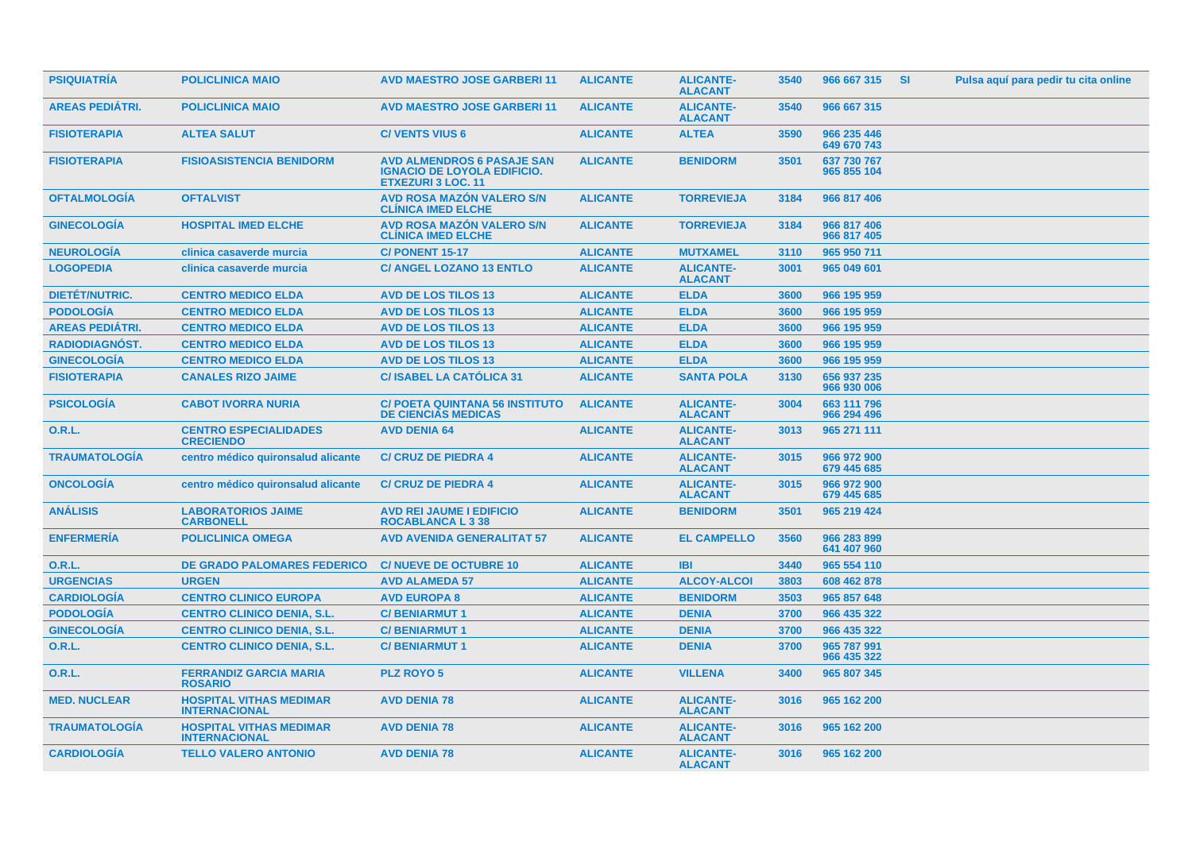| PSIQUIATRÍA | POLICLINICA MAIO | AVD MAESTRO JOSE GARBERI 11 | ALICANTE | ALICANTE-ALACANT | 3540 | 966 667 315 | SI | Pulsa aquí para pedir tu cita online |
|---|---|---|---|---|---|---|---|---|
| AREAS PEDIÁTRI. | POLICLINICA MAIO | AVD MAESTRO JOSE GARBERI 11 | ALICANTE | ALICANTE-ALACANT | 3540 | 966 667 315 | | |
| FISIOTERAPIA | ALTEA SALUT | C/ VENTS VIUS 6 | ALICANTE | ALTEA | 3590 | 966 235 446 649 670 743 | | |
| FISIOTERAPIA | FISIOASISTENCIA BENIDORM | AVD ALMENDROS 6 PASAJE SAN IGNACIO DE LOYOLA EDIFICIO. ETXEZURI 3 LOC. 11 | ALICANTE | BENIDORM | 3501 | 637 730 767 965 855 104 | | |
| OFTALMOLOGÍA | OFTALVIST | AVD ROSA MAZÓN VALERO S/N CLÍNICA IMED ELCHE | ALICANTE | TORREVIEJA | 3184 | 966 817 406 | | |
| GINECOLOGÍA | HOSPITAL IMED ELCHE | AVD ROSA MAZÓN VALERO S/N CLÍNICA IMED ELCHE | ALICANTE | TORREVIEJA | 3184 | 966 817 406 966 817 405 | | |
| NEUROLOGÍA | clinica casaverde murcia | C/ PONENT 15-17 | ALICANTE | MUTXAMEL | 3110 | 965 950 711 | | |
| LOGOPEDIA | clinica casaverde murcia | C/ ANGEL LOZANO 13 ENTLO | ALICANTE | ALICANTE-ALACANT | 3001 | 965 049 601 | | |
| DIETÉT/NUTRIC. | CENTRO MEDICO ELDA | AVD DE LOS TILOS 13 | ALICANTE | ELDA | 3600 | 966 195 959 | | |
| PODOLOGÍA | CENTRO MEDICO ELDA | AVD DE LOS TILOS 13 | ALICANTE | ELDA | 3600 | 966 195 959 | | |
| AREAS PEDIÁTRI. | CENTRO MEDICO ELDA | AVD DE LOS TILOS 13 | ALICANTE | ELDA | 3600 | 966 195 959 | | |
| RADIODIAGNÓST. | CENTRO MEDICO ELDA | AVD DE LOS TILOS 13 | ALICANTE | ELDA | 3600 | 966 195 959 | | |
| GINECOLOGÍA | CENTRO MEDICO ELDA | AVD DE LOS TILOS 13 | ALICANTE | ELDA | 3600 | 966 195 959 | | |
| FISIOTERAPIA | CANALES RIZO JAIME | C/ ISABEL LA CATÓLICA 31 | ALICANTE | SANTA POLA | 3130 | 656 937 235 966 930 006 | | |
| PSICOLOGÍA | CABOT IVORRA NURIA | C/ POETA QUINTANA 56 INSTITUTO DE CIENCIAS MEDICAS | ALICANTE | ALICANTE-ALACANT | 3004 | 663 111 796 966 294 496 | | |
| O.R.L. | CENTRO ESPECIALIDADES CRECIENDO | AVD DENIA 64 | ALICANTE | ALICANTE-ALACANT | 3013 | 965 271 111 | | |
| TRAUMATOLOGÍA | centro médico quironsalud alicante | C/ CRUZ DE PIEDRA 4 | ALICANTE | ALICANTE-ALACANT | 3015 | 966 972 900 679 445 685 | | |
| ONCOLOGÍA | centro médico quironsalud alicante | C/ CRUZ DE PIEDRA 4 | ALICANTE | ALICANTE-ALACANT | 3015 | 966 972 900 679 445 685 | | |
| ANÁLISIS | LABORATORIOS JAIME CARBONELL | AVD REI JAUME I EDIFICIO ROCABLANCA L 3 38 | ALICANTE | BENIDORM | 3501 | 965 219 424 | | |
| ENFERMERÍA | POLICLINICA OMEGA | AVD AVENIDA GENERALITAT 57 | ALICANTE | EL CAMPELLO | 3560 | 966 283 899 641 407 960 | | |
| O.R.L. | DE GRADO PALOMARES FEDERICO | C/ NUEVE DE OCTUBRE 10 | ALICANTE | IBI | 3440 | 965 554 110 | | |
| URGENCIAS | URGEN | AVD ALAMEDA 57 | ALICANTE | ALCOY-ALCOI | 3803 | 608 462 878 | | |
| CARDIOLOGÍA | CENTRO CLINICO EUROPA | AVD EUROPA 8 | ALICANTE | BENIDORM | 3503 | 965 857 648 | | |
| PODOLOGÍA | CENTRO CLINICO DENIA, S.L. | C/ BENIARMUT 1 | ALICANTE | DENIA | 3700 | 966 435 322 | | |
| GINECOLOGÍA | CENTRO CLINICO DENIA, S.L. | C/ BENIARMUT 1 | ALICANTE | DENIA | 3700 | 966 435 322 | | |
| O.R.L. | CENTRO CLINICO DENIA, S.L. | C/ BENIARMUT 1 | ALICANTE | DENIA | 3700 | 965 787 991 966 435 322 | | |
| O.R.L. | FERRANDIZ GARCIA MARIA ROSARIO | PLZ ROYO 5 | ALICANTE | VILLENA | 3400 | 965 807 345 | | |
| MED. NUCLEAR | HOSPITAL VITHAS MEDIMAR INTERNACIONAL | AVD DENIA 78 | ALICANTE | ALICANTE-ALACANT | 3016 | 965 162 200 | | |
| TRAUMATOLOGÍA | HOSPITAL VITHAS MEDIMAR INTERNACIONAL | AVD DENIA 78 | ALICANTE | ALICANTE-ALACANT | 3016 | 965 162 200 | | |
| CARDIOLOGÍA | TELLO VALERO ANTONIO | AVD DENIA 78 | ALICANTE | ALICANTE-ALACANT | 3016 | 965 162 200 | | |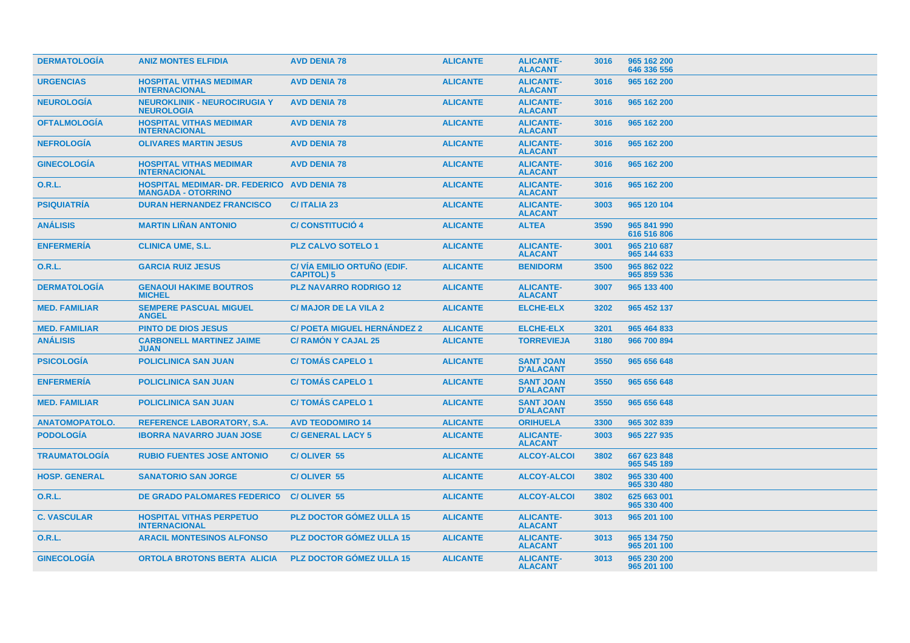| DERMATOLOGÍA | ANIZ MONTES ELFIDIA | AVD DENIA 78 | ALICANTE | ALICANTE-ALACANT | 3016 | 965 162 200 646 336 556 |
|---|---|---|---|---|---|---|
| URGENCIAS | HOSPITAL VITHAS MEDIMAR INTERNACIONAL | AVD DENIA 78 | ALICANTE | ALICANTE-ALACANT | 3016 | 965 162 200 |
| NEUROLOGÍA | NEUROKLINIK - NEUROCIRUGIA Y NEUROLOGIA | AVD DENIA 78 | ALICANTE | ALICANTE-ALACANT | 3016 | 965 162 200 |
| OFTALMOLOGÍA | HOSPITAL VITHAS MEDIMAR INTERNACIONAL | AVD DENIA 78 | ALICANTE | ALICANTE-ALACANT | 3016 | 965 162 200 |
| NEFROLOGÍA | OLIVARES MARTIN JESUS | AVD DENIA 78 | ALICANTE | ALICANTE-ALACANT | 3016 | 965 162 200 |
| GINECOLOGÍA | HOSPITAL VITHAS MEDIMAR INTERNACIONAL | AVD DENIA 78 | ALICANTE | ALICANTE-ALACANT | 3016 | 965 162 200 |
| O.R.L. | HOSPITAL MEDIMAR- DR. FEDERICO MANGADA - OTORRINO | AVD DENIA 78 | ALICANTE | ALICANTE-ALACANT | 3016 | 965 162 200 |
| PSIQUIATRÍA | DURAN HERNANDEZ FRANCISCO | C/ ITALIA 23 | ALICANTE | ALICANTE-ALACANT | 3003 | 965 120 104 |
| ANÁLISIS | MARTIN LIÑAN ANTONIO | C/ CONSTITUCIÓ 4 | ALICANTE | ALTEA | 3590 | 965 841 990 616 516 806 |
| ENFERMERÍA | CLINICA UME, S.L. | PLZ CALVO SOTELO 1 | ALICANTE | ALICANTE-ALACANT | 3001 | 965 210 687 965 144 633 |
| O.R.L. | GARCIA RUIZ JESUS | C/ VÍA EMILIO ORTUÑO (EDIF. CAPITOL) 5 | ALICANTE | BENIDORM | 3500 | 965 862 022 965 859 536 |
| DERMATOLOGÍA | GENAOUI HAKIME BOUTROS MICHEL | PLZ NAVARRO RODRIGO 12 | ALICANTE | ALICANTE-ALACANT | 3007 | 965 133 400 |
| MED. FAMILIAR | SEMPERE PASCUAL MIGUEL ANGEL | C/ MAJOR DE LA VILA 2 | ALICANTE | ELCHE-ELX | 3202 | 965 452 137 |
| MED. FAMILIAR | PINTO DE DIOS JESUS | C/ POETA MIGUEL HERNÁNDEZ 2 | ALICANTE | ELCHE-ELX | 3201 | 965 464 833 |
| ANÁLISIS | CARBONELL MARTINEZ JAIME JUAN | C/ RAMÓN Y CAJAL 25 | ALICANTE | TORREVIEJA | 3180 | 966 700 894 |
| PSICOLOGÍA | POLICLINICA SAN JUAN | C/ TOMÁS CAPELO 1 | ALICANTE | SANT JOAN D'ALACANT | 3550 | 965 656 648 |
| ENFERMERÍA | POLICLINICA SAN JUAN | C/ TOMÁS CAPELO 1 | ALICANTE | SANT JOAN D'ALACANT | 3550 | 965 656 648 |
| MED. FAMILIAR | POLICLINICA SAN JUAN | C/ TOMÁS CAPELO 1 | ALICANTE | SANT JOAN D'ALACANT | 3550 | 965 656 648 |
| ANATOMOPATOLO. | REFERENCE LABORATORY, S.A. | AVD TEODOMIRO 14 | ALICANTE | ORIHUELA | 3300 | 965 302 839 |
| PODOLOGÍA | IBORRA NAVARRO JUAN JOSE | C/ GENERAL LACY 5 | ALICANTE | ALICANTE-ALACANT | 3003 | 965 227 935 |
| TRAUMATOLOGÍA | RUBIO FUENTES JOSE ANTONIO | C/ OLIVER 55 | ALICANTE | ALCOY-ALCOI | 3802 | 667 623 848 965 545 189 |
| HOSP. GENERAL | SANATORIO SAN JORGE | C/ OLIVER 55 | ALICANTE | ALCOY-ALCOI | 3802 | 965 330 400 965 330 480 |
| O.R.L. | DE GRADO PALOMARES FEDERICO | C/ OLIVER 55 | ALICANTE | ALCOY-ALCOI | 3802 | 625 663 001 965 330 400 |
| C. VASCULAR | HOSPITAL VITHAS PERPETUO INTERNACIONAL | PLZ DOCTOR GÓMEZ ULLA 15 | ALICANTE | ALICANTE-ALACANT | 3013 | 965 201 100 |
| O.R.L. | ARACIL MONTESINOS ALFONSO | PLZ DOCTOR GÓMEZ ULLA 15 | ALICANTE | ALICANTE-ALACANT | 3013 | 965 134 750 965 201 100 |
| GINECOLOGÍA | ORTOLA BROTONS BERTA ALICIA | PLZ DOCTOR GÓMEZ ULLA 15 | ALICANTE | ALICANTE-ALACANT | 3013 | 965 230 200 965 201 100 |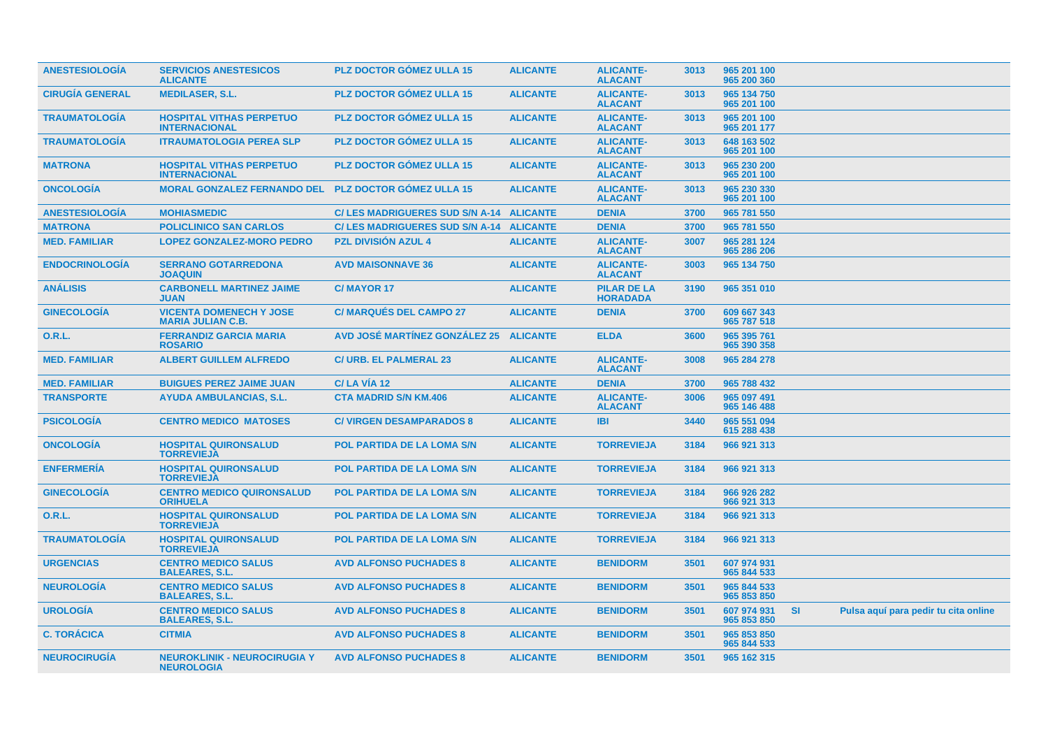| | | | | | | | | |
|---|---|---|---|---|---|---|---|---|
| ANESTESIOLOGÍA | SERVICIOS ANESTESICOS ALICANTE | PLZ DOCTOR GÓMEZ ULLA 15 | ALICANTE | ALICANTE-ALACANT | 3013 | 965 201 100<br>965 200 360 | | |
| CIRUGÍA GENERAL | MEDILASER, S.L. | PLZ DOCTOR GÓMEZ ULLA 15 | ALICANTE | ALICANTE-ALACANT | 3013 | 965 134 750<br>965 201 100 | | |
| TRAUMATOLOGÍA | HOSPITAL VITHAS PERPETUO INTERNACIONAL | PLZ DOCTOR GÓMEZ ULLA 15 | ALICANTE | ALICANTE-ALACANT | 3013 | 965 201 100<br>965 201 177 | | |
| TRAUMATOLOGÍA | ITRAUMATOLOGIA PEREA SLP | PLZ DOCTOR GÓMEZ ULLA 15 | ALICANTE | ALICANTE-ALACANT | 3013 | 648 163 502<br>965 201 100 | | |
| MATRONA | HOSPITAL VITHAS PERPETUO INTERNACIONAL | PLZ DOCTOR GÓMEZ ULLA 15 | ALICANTE | ALICANTE-ALACANT | 3013 | 965 230 200<br>965 201 100 | | |
| ONCOLOGÍA | MORAL GONZALEZ FERNANDO DEL | PLZ DOCTOR GÓMEZ ULLA 15 | ALICANTE | ALICANTE-ALACANT | 3013 | 965 230 330<br>965 201 100 | | |
| ANESTESIOLOGÍA | MOHIASMEDIC | C/ LES MADRIGUERES SUD S/N A-14 | ALICANTE | DENIA | 3700 | 965 781 550 | | |
| MATRONA | POLICLINICO SAN CARLOS | C/ LES MADRIGUERES SUD S/N A-14 | ALICANTE | DENIA | 3700 | 965 781 550 | | |
| MED. FAMILIAR | LOPEZ GONZALEZ-MORO PEDRO | PZL DIVISIÓN AZUL 4 | ALICANTE | ALICANTE-ALACANT | 3007 | 965 281 124<br>965 286 206 | | |
| ENDOCRINOLOGÍA | SERRANO GOTARREDONA JOAQUIN | AVD MAISONNAVE 36 | ALICANTE | ALICANTE-ALACANT | 3003 | 965 134 750 | | |
| ANÁLISIS | CARBONELL MARTINEZ JAIME JUAN | C/ MAYOR 17 | ALICANTE | PILAR DE LA HORADADA | 3190 | 965 351 010 | | |
| GINECOLOGÍA | VICENTA DOMENECH Y JOSE MARIA JULIAN C.B. | C/ MARQUÉS DEL CAMPO 27 | ALICANTE | DENIA | 3700 | 609 667 343<br>965 787 518 | | |
| O.R.L. | FERRANDIZ GARCIA MARIA ROSARIO | AVD JOSÉ MARTÍNEZ GONZÁLEZ 25 | ALICANTE | ELDA | 3600 | 965 395 761<br>965 390 358 | | |
| MED. FAMILIAR | ALBERT GUILLEM ALFREDO | C/ URB. EL PALMERAL 23 | ALICANTE | ALICANTE-ALACANT | 3008 | 965 284 278 | | |
| MED. FAMILIAR | BUIGUES PEREZ JAIME JUAN | C/ LA VÍA 12 | ALICANTE | DENIA | 3700 | 965 788 432 | | |
| TRANSPORTE | AYUDA AMBULANCIAS, S.L. | CTA MADRID S/N KM.406 | ALICANTE | ALICANTE-ALACANT | 3006 | 965 097 491<br>965 146 488 | | |
| PSICOLOGÍA | CENTRO MEDICO MATOSES | C/ VIRGEN DESAMPARADOS 8 | ALICANTE | IBI | 3440 | 965 551 094<br>615 288 438 | | |
| ONCOLOGÍA | HOSPITAL QUIRONSALUD TORREVIEJA | POL PARTIDA DE LA LOMA S/N | ALICANTE | TORREVIEJA | 3184 | 966 921 313 | | |
| ENFERMERÍA | HOSPITAL QUIRONSALUD TORREVIEJA | POL PARTIDA DE LA LOMA S/N | ALICANTE | TORREVIEJA | 3184 | 966 921 313 | | |
| GINECOLOGÍA | CENTRO MEDICO QUIRONSALUD ORIHUELA | POL PARTIDA DE LA LOMA S/N | ALICANTE | TORREVIEJA | 3184 | 966 926 282<br>966 921 313 | | |
| O.R.L. | HOSPITAL QUIRONSALUD TORREVIEJA | POL PARTIDA DE LA LOMA S/N | ALICANTE | TORREVIEJA | 3184 | 966 921 313 | | |
| TRAUMATOLOGÍA | HOSPITAL QUIRONSALUD TORREVIEJA | POL PARTIDA DE LA LOMA S/N | ALICANTE | TORREVIEJA | 3184 | 966 921 313 | | |
| URGENCIAS | CENTRO MEDICO SALUS BALEARES, S.L. | AVD ALFONSO PUCHADES 8 | ALICANTE | BENIDORM | 3501 | 607 974 931<br>965 844 533 | | |
| NEUROLOGÍA | CENTRO MEDICO SALUS BALEARES, S.L. | AVD ALFONSO PUCHADES 8 | ALICANTE | BENIDORM | 3501 | 965 844 533<br>965 853 850 | | |
| UROLOGÍA | CENTRO MEDICO SALUS BALEARES, S.L. | AVD ALFONSO PUCHADES 8 | ALICANTE | BENIDORM | 3501 | 607 974 931<br>965 853 850 | SI | Pulsa aquí para pedir tu cita online |
| C. TORÁCICA | CITMIA | AVD ALFONSO PUCHADES 8 | ALICANTE | BENIDORM | 3501 | 965 853 850<br>965 844 533 | | |
| NEUROCIRUGÍA | NEUROKLINIK - NEUROCIRUGIA Y NEUROLOGIA | AVD ALFONSO PUCHADES 8 | ALICANTE | BENIDORM | 3501 | 965 162 315 | | |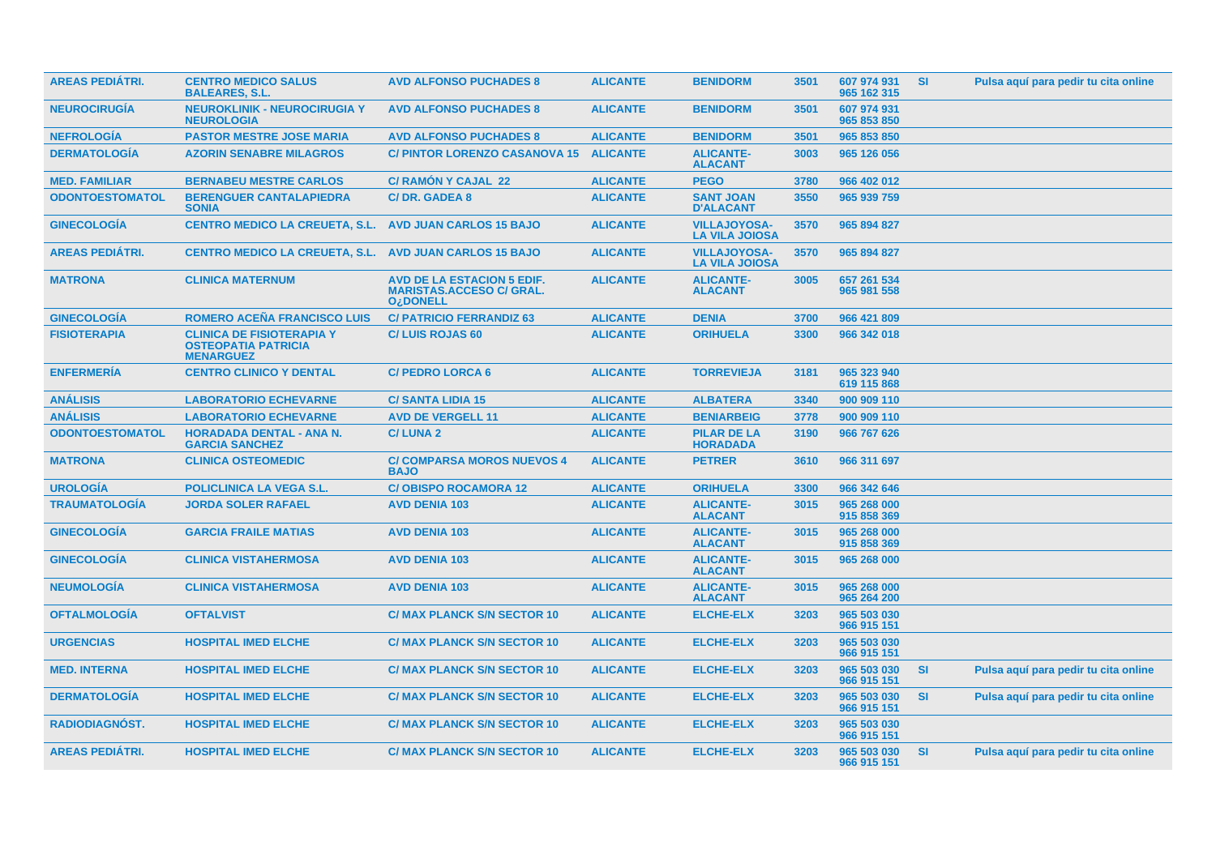| AREAS PEDIÁTRI. | CENTRO MEDICO SALUS BALEARES, S.L. | AVD ALFONSO PUCHADES 8 | ALICANTE | BENIDORM | 3501 | 607 974 931 965 162 315 | SI | Pulsa aquí para pedir tu cita online |
|---|---|---|---|---|---|---|---|---|
| NEUROCIRUGÍA | NEUROKLINIK - NEUROCIRUGIA Y NEUROLOGIA | AVD ALFONSO PUCHADES 8 | ALICANTE | BENIDORM | 3501 | 607 974 931 965 853 850 | | |
| NEFROLOGÍA | PASTOR MESTRE JOSE MARIA | AVD ALFONSO PUCHADES 8 | ALICANTE | BENIDORM | 3501 | 965 853 850 | | |
| DERMATOLOGÍA | AZORIN SENABRE MILAGROS | C/ PINTOR LORENZO CASANOVA 15 | ALICANTE | ALICANTE-ALACANT | 3003 | 965 126 056 | | |
| MED. FAMILIAR | BERNABEU MESTRE CARLOS | C/ RAMÓN Y CAJAL 22 | ALICANTE | PEGO | 3780 | 966 402 012 | | |
| ODONTOESTOMATOL | BERENGUER CANTALAPIEDRA SONIA | C/ DR. GADEA 8 | ALICANTE | SANT JOAN D'ALACANT | 3550 | 965 939 759 | | |
| GINECOLOGÍA | CENTRO MEDICO LA CREUETA, S.L. | AVD JUAN CARLOS 15 BAJO | ALICANTE | VILLAJOYOSA-LA VILA JOIOSA | 3570 | 965 894 827 | | |
| AREAS PEDIÁTRI. | CENTRO MEDICO LA CREUETA, S.L. | AVD JUAN CARLOS 15 BAJO | ALICANTE | VILLAJOYOSA-LA VILA JOIOSA | 3570 | 965 894 827 | | |
| MATRONA | CLINICA MATERNUM | AVD DE LA ESTACION 5 EDIF. MARISTAS.ACCESO C/ GRAL. O¿DONELL | ALICANTE | ALICANTE-ALACANT | 3005 | 657 261 534 965 981 558 | | |
| GINECOLOGÍA | ROMERO ACEÑA FRANCISCO LUIS | C/ PATRICIO FERRANDIZ 63 | ALICANTE | DENIA | 3700 | 966 421 809 | | |
| FISIOTERAPIA | CLINICA DE FISIOTERAPIA Y OSTEOPATIA PATRICIA MENARGUEZ | C/ LUIS ROJAS 60 | ALICANTE | ORIHUELA | 3300 | 966 342 018 | | |
| ENFERMERÍA | CENTRO CLINICO Y DENTAL | C/ PEDRO LORCA 6 | ALICANTE | TORREVIEJA | 3181 | 965 323 940 619 115 868 | | |
| ANÁLISIS | LABORATORIO ECHEVARNE | C/ SANTA LIDIA 15 | ALICANTE | ALBATERA | 3340 | 900 909 110 | | |
| ANÁLISIS | LABORATORIO ECHEVARNE | AVD DE VERGELL 11 | ALICANTE | BENIARBEIG | 3778 | 900 909 110 | | |
| ODONTOESTOMATOL | HORADADA DENTAL - ANA N. GARCIA SANCHEZ | C/ LUNA 2 | ALICANTE | PILAR DE LA HORADADA | 3190 | 966 767 626 | | |
| MATRONA | CLINICA OSTEOMEDIC | C/ COMPARSA MOROS NUEVOS 4 BAJO | ALICANTE | PETRER | 3610 | 966 311 697 | | |
| UROLOGÍA | POLICLINICA LA VEGA S.L. | C/ OBISPO ROCAMORA 12 | ALICANTE | ORIHUELA | 3300 | 966 342 646 | | |
| TRAUMATOLOGÍA | JORDA SOLER RAFAEL | AVD DENIA 103 | ALICANTE | ALICANTE-ALACANT | 3015 | 965 268 000 915 858 369 | | |
| GINECOLOGÍA | GARCIA FRAILE MATIAS | AVD DENIA 103 | ALICANTE | ALICANTE-ALACANT | 3015 | 965 268 000 915 858 369 | | |
| GINECOLOGÍA | CLINICA VISTAHERMOSA | AVD DENIA 103 | ALICANTE | ALICANTE-ALACANT | 3015 | 965 268 000 | | |
| NEUMOLOGÍA | CLINICA VISTAHERMOSA | AVD DENIA 103 | ALICANTE | ALICANTE-ALACANT | 3015 | 965 268 000 965 264 200 | | |
| OFTALMOLOGÍA | OFTALVIST | C/ MAX PLANCK S/N SECTOR 10 | ALICANTE | ELCHE-ELX | 3203 | 965 503 030 966 915 151 | | |
| URGENCIAS | HOSPITAL IMED ELCHE | C/ MAX PLANCK S/N SECTOR 10 | ALICANTE | ELCHE-ELX | 3203 | 965 503 030 966 915 151 | | |
| MED. INTERNA | HOSPITAL IMED ELCHE | C/ MAX PLANCK S/N SECTOR 10 | ALICANTE | ELCHE-ELX | 3203 | 965 503 030 966 915 151 | SI | Pulsa aquí para pedir tu cita online |
| DERMATOLOGÍA | HOSPITAL IMED ELCHE | C/ MAX PLANCK S/N SECTOR 10 | ALICANTE | ELCHE-ELX | 3203 | 965 503 030 966 915 151 | SI | Pulsa aquí para pedir tu cita online |
| RADIODIAGNÓST. | HOSPITAL IMED ELCHE | C/ MAX PLANCK S/N SECTOR 10 | ALICANTE | ELCHE-ELX | 3203 | 965 503 030 966 915 151 | | |
| AREAS PEDIÁTRI. | HOSPITAL IMED ELCHE | C/ MAX PLANCK S/N SECTOR 10 | ALICANTE | ELCHE-ELX | 3203 | 965 503 030 966 915 151 | SI | Pulsa aquí para pedir tu cita online |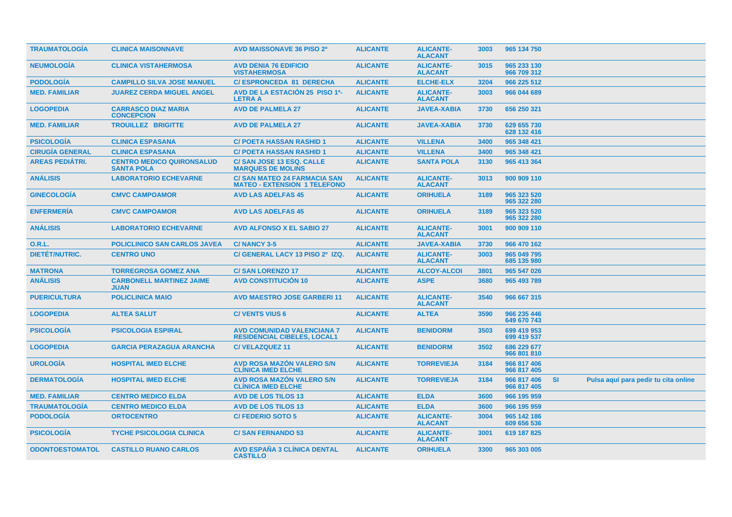| | | | | | | | | |
|---|---|---|---|---|---|---|---|---|
| TRAUMATOLOGÍA | CLINICA MAISONNAVE | AVD MAISSONAVE 36 PISO 2º | ALICANTE | ALICANTE-ALACANT | 3003 | 965 134 750 | | |
| NEUMOLOGÍA | CLINICA VISTAHERMOSA | AVD DENIA 76 EDIFICIO VISTAHERMOSA | ALICANTE | ALICANTE-ALACANT | 3015 | 965 233 130 966 709 312 | | |
| PODOLOGÍA | CAMPILLO SILVA JOSE MANUEL | C/ ESPRONCEDA 81 DERECHA | ALICANTE | ELCHE-ELX | 3204 | 966 225 512 | | |
| MED. FAMILIAR | JUAREZ CERDA MIGUEL ANGEL | AVD DE LA ESTACIÓN 25 PISO 1º-LETRA A | ALICANTE | ALICANTE-ALACANT | 3003 | 966 044 689 | | |
| LOGOPEDIA | CARRASCO DIAZ MARIA CONCEPCION | AVD DE PALMELA 27 | ALICANTE | JAVEA-XABIA | 3730 | 656 250 321 | | |
| MED. FAMILIAR | TROUILLEZ BRIGITTE | AVD DE PALMELA 27 | ALICANTE | JAVEA-XABIA | 3730 | 629 655 730 628 132 416 | | |
| PSICOLOGÍA | CLINICA ESPASANA | C/ POETA HASSAN RASHID 1 | ALICANTE | VILLENA | 3400 | 965 348 421 | | |
| CIRUGÍA GENERAL | CLINICA ESPASANA | C/ POETA HASSAN RASHID 1 | ALICANTE | VILLENA | 3400 | 965 348 421 | | |
| AREAS PEDIÁTRI. | CENTRO MEDICO QUIRONSALUD SANTA POLA | C/ SAN JOSE 13 ESQ. CALLE MARQUES DE MOLINS | ALICANTE | SANTA POLA | 3130 | 965 413 364 | | |
| ANÁLISIS | LABORATORIO ECHEVARNE | C/ SAN MATEO 24 FARMACIA SAN MATEO - EXTENSION 1 TELEFONO | ALICANTE | ALICANTE-ALACANT | 3013 | 900 909 110 | | |
| GINECOLOGÍA | CMVC CAMPOAMOR | AVD LAS ADELFAS 45 | ALICANTE | ORIHUELA | 3189 | 965 323 520 965 322 280 | | |
| ENFERMERÍA | CMVC CAMPOAMOR | AVD LAS ADELFAS 45 | ALICANTE | ORIHUELA | 3189 | 965 323 520 965 322 280 | | |
| ANÁLISIS | LABORATORIO ECHEVARNE | AVD ALFONSO X EL SABIO 27 | ALICANTE | ALICANTE-ALACANT | 3001 | 900 909 110 | | |
| O.R.L. | POLICLINICO SAN CARLOS JAVEA | C/ NANCY 3-5 | ALICANTE | JAVEA-XABIA | 3730 | 966 470 162 | | |
| DIETÉT/NUTRIC. | CENTRO UNO | C/ GENERAL LACY 13 PISO 2º IZQ. | ALICANTE | ALICANTE-ALACANT | 3003 | 965 049 795 685 135 980 | | |
| MATRONA | TORREGROSA GOMEZ ANA | C/ SAN LORENZO 17 | ALICANTE | ALCOY-ALCOI | 3801 | 965 547 026 | | |
| ANÁLISIS | CARBONELL MARTINEZ JAIME JUAN | AVD CONSTITUCIÓN 10 | ALICANTE | ASPE | 3680 | 965 493 789 | | |
| PUERICULTURA | POLICLINICA MAIO | AVD MAESTRO JOSE GARBERI 11 | ALICANTE | ALICANTE-ALACANT | 3540 | 966 667 315 | | |
| LOGOPEDIA | ALTEA SALUT | C/ VENTS VIUS 6 | ALICANTE | ALTEA | 3590 | 966 235 446 649 670 743 | | |
| PSICOLOGÍA | PSICOLOGIA ESPIRAL | AVD COMUNIDAD VALENCIANA 7 RESIDENCIAL CIBELES, LOCAL1 | ALICANTE | BENIDORM | 3503 | 699 419 953 699 419 537 | | |
| LOGOPEDIA | GARCIA PERAZAGUA ARANCHA | C/ VELAZQUEZ 11 | ALICANTE | BENIDORM | 3502 | 686 229 677 966 801 810 | | |
| UROLOGÍA | HOSPITAL IMED ELCHE | AVD ROSA MAZÓN VALERO S/N CLÍNICA IMED ELCHE | ALICANTE | TORREVIEJA | 3184 | 966 817 406 966 817 405 | | |
| DERMATOLOGÍA | HOSPITAL IMED ELCHE | AVD ROSA MAZÓN VALERO S/N CLÍNICA IMED ELCHE | ALICANTE | TORREVIEJA | 3184 | 966 817 406 966 817 405 | SI | Pulsa aquí para pedir tu cita online |
| MED. FAMILIAR | CENTRO MEDICO ELDA | AVD DE LOS TILOS 13 | ALICANTE | ELDA | 3600 | 966 195 959 | | |
| TRAUMATOLOGÍA | CENTRO MEDICO ELDA | AVD DE LOS TILOS 13 | ALICANTE | ELDA | 3600 | 966 195 959 | | |
| PODOLOGÍA | ORTOCENTRO | C/ FEDERIO SOTO 5 | ALICANTE | ALICANTE-ALACANT | 3004 | 965 142 186 609 656 536 | | |
| PSICOLOGÍA | TYCHE PSICOLOGIA CLINICA | C/ SAN FERNANDO 53 | ALICANTE | ALICANTE-ALACANT | 3001 | 619 187 825 | | |
| ODONTOESTOMATOL | CASTILLO RUANO CARLOS | AVD ESPAÑA 3 CLÍNICA DENTAL CASTILLO | ALICANTE | ORIHUELA | 3300 | 965 303 005 | | |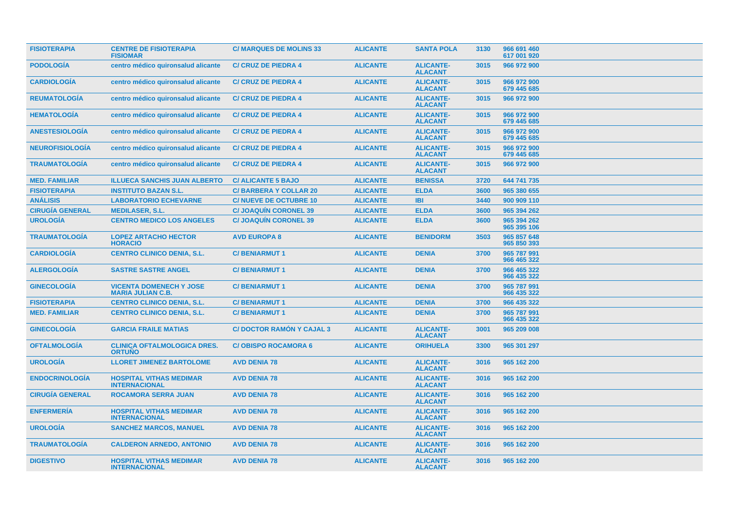| | | | | | | |
|---|---|---|---|---|---|---|
| FISIOTERAPIA | CENTRE DE FISIOTERAPIA FISIOMAR | C/ MARQUES DE MOLINS 33 | ALICANTE | SANTA POLA | 3130 | 966 691 460<br>617 001 920 |
| PODOLOGÍA | centro médico quironsalud alicante | C/ CRUZ DE PIEDRA 4 | ALICANTE | ALICANTE-ALACANT | 3015 | 966 972 900 |
| CARDIOLOGÍA | centro médico quironsalud alicante | C/ CRUZ DE PIEDRA 4 | ALICANTE | ALICANTE-ALACANT | 3015 | 966 972 900<br>679 445 685 |
| REUMATOLOGÍA | centro médico quironsalud alicante | C/ CRUZ DE PIEDRA 4 | ALICANTE | ALICANTE-ALACANT | 3015 | 966 972 900 |
| HEMATOLOGÍA | centro médico quironsalud alicante | C/ CRUZ DE PIEDRA 4 | ALICANTE | ALICANTE-ALACANT | 3015 | 966 972 900<br>679 445 685 |
| ANESTESIOLOGÍA | centro médico quironsalud alicante | C/ CRUZ DE PIEDRA 4 | ALICANTE | ALICANTE-ALACANT | 3015 | 966 972 900<br>679 445 685 |
| NEUROFISIOLOGÍA | centro médico quironsalud alicante | C/ CRUZ DE PIEDRA 4 | ALICANTE | ALICANTE-ALACANT | 3015 | 966 972 900<br>679 445 685 |
| TRAUMATOLOGÍA | centro médico quironsalud alicante | C/ CRUZ DE PIEDRA 4 | ALICANTE | ALICANTE-ALACANT | 3015 | 966 972 900 |
| MED. FAMILIAR | ILLUECA SANCHIS JUAN ALBERTO | C/ ALICANTE 5 BAJO | ALICANTE | BENISSA | 3720 | 644 741 735 |
| FISIOTERAPIA | INSTITUTO BAZAN S.L. | C/ BARBERA Y COLLAR 20 | ALICANTE | ELDA | 3600 | 965 380 655 |
| ANÁLISIS | LABORATORIO ECHEVARNE | C/ NUEVE DE OCTUBRE 10 | ALICANTE | IBI | 3440 | 900 909 110 |
| CIRUGÍA GENERAL | MEDILASER, S.L. | C/ JOAQUÍN CORONEL 39 | ALICANTE | ELDA | 3600 | 965 394 262 |
| UROLOGÍA | CENTRO MEDICO LOS ANGELES | C/ JOAQUÍN CORONEL 39 | ALICANTE | ELDA | 3600 | 965 394 262<br>965 395 106 |
| TRAUMATOLOGÍA | LOPEZ ARTACHO HECTOR HORACIO | AVD EUROPA 8 | ALICANTE | BENIDORM | 3503 | 965 857 648<br>965 850 393 |
| CARDIOLOGÍA | CENTRO CLINICO DENIA, S.L. | C/ BENIARMUT 1 | ALICANTE | DENIA | 3700 | 965 787 991<br>966 465 322 |
| ALERGOLOGÍA | SASTRE SASTRE ANGEL | C/ BENIARMUT 1 | ALICANTE | DENIA | 3700 | 966 465 322<br>966 435 322 |
| GINECOLOGÍA | VICENTA DOMENECH Y JOSE MARIA JULIAN C.B. | C/ BENIARMUT 1 | ALICANTE | DENIA | 3700 | 965 787 991<br>966 435 322 |
| FISIOTERAPIA | CENTRO CLINICO DENIA, S.L. | C/ BENIARMUT 1 | ALICANTE | DENIA | 3700 | 966 435 322 |
| MED. FAMILIAR | CENTRO CLINICO DENIA, S.L. | C/ BENIARMUT 1 | ALICANTE | DENIA | 3700 | 965 787 991<br>966 435 322 |
| GINECOLOGÍA | GARCIA FRAILE MATIAS | C/ DOCTOR RAMÓN Y CAJAL 3 | ALICANTE | ALICANTE-ALACANT | 3001 | 965 209 008 |
| OFTALMOLOGÍA | CLINICA OFTALMOLOGICA DRES. ORTUÑO | C/ OBISPO ROCAMORA 6 | ALICANTE | ORIHUELA | 3300 | 965 301 297 |
| UROLOGÍA | LLORET JIMENEZ BARTOLOME | AVD DENIA 78 | ALICANTE | ALICANTE-ALACANT | 3016 | 965 162 200 |
| ENDOCRINOLOGÍA | HOSPITAL VITHAS MEDIMAR INTERNACIONAL | AVD DENIA 78 | ALICANTE | ALICANTE-ALACANT | 3016 | 965 162 200 |
| CIRUGÍA GENERAL | ROCAMORA SERRA JUAN | AVD DENIA 78 | ALICANTE | ALICANTE-ALACANT | 3016 | 965 162 200 |
| ENFERMERÍA | HOSPITAL VITHAS MEDIMAR INTERNACIONAL | AVD DENIA 78 | ALICANTE | ALICANTE-ALACANT | 3016 | 965 162 200 |
| UROLOGÍA | SANCHEZ MARCOS, MANUEL | AVD DENIA 78 | ALICANTE | ALICANTE-ALACANT | 3016 | 965 162 200 |
| TRAUMATOLOGÍA | CALDERON ARNEDO, ANTONIO | AVD DENIA 78 | ALICANTE | ALICANTE-ALACANT | 3016 | 965 162 200 |
| DIGESTIVO | HOSPITAL VITHAS MEDIMAR INTERNACIONAL | AVD DENIA 78 | ALICANTE | ALICANTE-ALACANT | 3016 | 965 162 200 |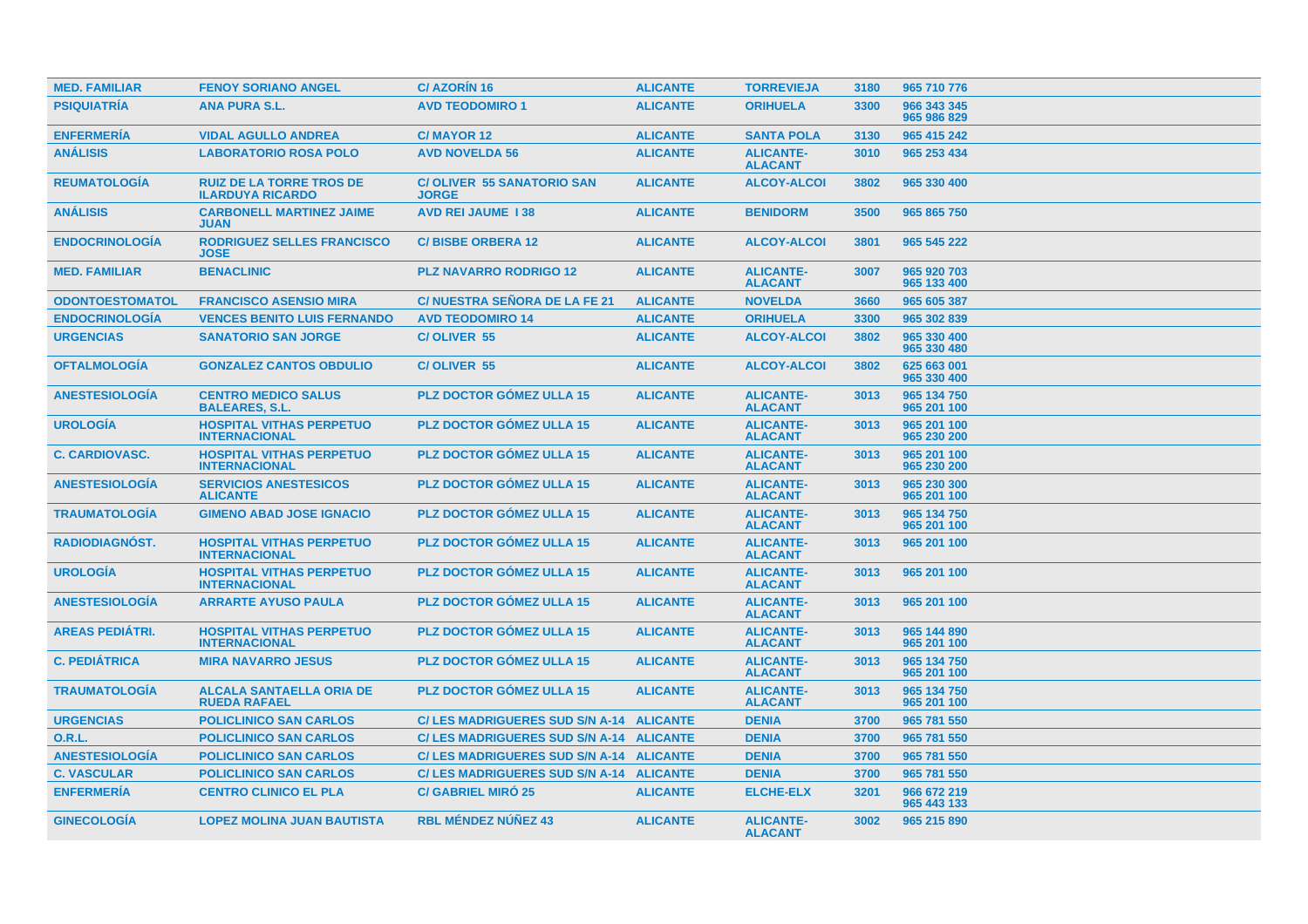| MED. FAMILIAR | FENOY SORIANO ANGEL | C/ AZORÍN 16 | ALICANTE | TORREVIEJA | 3180 | 965 710 776 |
|---|---|---|---|---|---|---|
| PSIQUIATRÍA | ANA PURA S.L. | AVD TEODOMIRO 1 | ALICANTE | ORIHUELA | 3300 | 966 343 345 965 986 829 |
| ENFERMERÍA | VIDAL AGULLO ANDREA | C/ MAYOR 12 | ALICANTE | SANTA POLA | 3130 | 965 415 242 |
| ANÁLISIS | LABORATORIO ROSA POLO | AVD NOVELDA 56 | ALICANTE | ALICANTE-ALACANT | 3010 | 965 253 434 |
| REUMATOLOGÍA | RUIZ DE LA TORRE TROS DE ILARDUYA RICARDO | C/ OLIVER 55 SANATORIO SAN JORGE | ALICANTE | ALCOY-ALCOI | 3802 | 965 330 400 |
| ANÁLISIS | CARBONELL MARTINEZ JAIME JUAN | AVD REI JAUME I 38 | ALICANTE | BENIDORM | 3500 | 965 865 750 |
| ENDOCRINOLOGÍA | RODRIGUEZ SELLES FRANCISCO JOSE | C/ BISBE ORBERA 12 | ALICANTE | ALCOY-ALCOI | 3801 | 965 545 222 |
| MED. FAMILIAR | BENACLINIC | PLZ NAVARRO RODRIGO 12 | ALICANTE | ALICANTE-ALACANT | 3007 | 965 920 703 965 133 400 |
| ODONTOESTOMATOL | FRANCISCO ASENSIO MIRA | C/ NUESTRA SEÑORA DE LA FE 21 | ALICANTE | NOVELDA | 3660 | 965 605 387 |
| ENDOCRINOLOGÍA | VENCES BENITO LUIS FERNANDO | AVD TEODOMIRO 14 | ALICANTE | ORIHUELA | 3300 | 965 302 839 |
| URGENCIAS | SANATORIO SAN JORGE | C/ OLIVER 55 | ALICANTE | ALCOY-ALCOI | 3802 | 965 330 400 965 330 480 |
| OFTALMOLOGÍA | GONZALEZ CANTOS OBDULIO | C/ OLIVER 55 | ALICANTE | ALCOY-ALCOI | 3802 | 625 663 001 965 330 400 |
| ANESTESIOLOGÍA | CENTRO MEDICO SALUS BALEARES, S.L. | PLZ DOCTOR GÓMEZ ULLA 15 | ALICANTE | ALICANTE-ALACANT | 3013 | 965 134 750 965 201 100 |
| UROLOGÍA | HOSPITAL VITHAS PERPETUO INTERNACIONAL | PLZ DOCTOR GÓMEZ ULLA 15 | ALICANTE | ALICANTE-ALACANT | 3013 | 965 201 100 965 230 200 |
| C. CARDIOVASC. | HOSPITAL VITHAS PERPETUO INTERNACIONAL | PLZ DOCTOR GÓMEZ ULLA 15 | ALICANTE | ALICANTE-ALACANT | 3013 | 965 201 100 965 230 200 |
| ANESTESIOLOGÍA | SERVICIOS ANESTESICOS ALICANTE | PLZ DOCTOR GÓMEZ ULLA 15 | ALICANTE | ALICANTE-ALACANT | 3013 | 965 230 300 965 201 100 |
| TRAUMATOLOGÍA | GIMENO ABAD JOSE IGNACIO | PLZ DOCTOR GÓMEZ ULLA 15 | ALICANTE | ALICANTE-ALACANT | 3013 | 965 134 750 965 201 100 |
| RADIODIAGNÓST. | HOSPITAL VITHAS PERPETUO INTERNACIONAL | PLZ DOCTOR GÓMEZ ULLA 15 | ALICANTE | ALICANTE-ALACANT | 3013 | 965 201 100 |
| UROLOGÍA | HOSPITAL VITHAS PERPETUO INTERNACIONAL | PLZ DOCTOR GÓMEZ ULLA 15 | ALICANTE | ALICANTE-ALACANT | 3013 | 965 201 100 |
| ANESTESIOLOGÍA | ARRARTE AYUSO PAULA | PLZ DOCTOR GÓMEZ ULLA 15 | ALICANTE | ALICANTE-ALACANT | 3013 | 965 201 100 |
| AREAS PEDIÁTRI. | HOSPITAL VITHAS PERPETUO INTERNACIONAL | PLZ DOCTOR GÓMEZ ULLA 15 | ALICANTE | ALICANTE-ALACANT | 3013 | 965 144 890 965 201 100 |
| C. PEDIÁTRICA | MIRA NAVARRO JESUS | PLZ DOCTOR GÓMEZ ULLA 15 | ALICANTE | ALICANTE-ALACANT | 3013 | 965 134 750 965 201 100 |
| TRAUMATOLOGÍA | ALCALA SANTAELLA ORIA DE RUEDA RAFAEL | PLZ DOCTOR GÓMEZ ULLA 15 | ALICANTE | ALICANTE-ALACANT | 3013 | 965 134 750 965 201 100 |
| URGENCIAS | POLICLINICO SAN CARLOS | C/ LES MADRIGUERES SUD S/N A-14 | ALICANTE | DENIA | 3700 | 965 781 550 |
| O.R.L. | POLICLINICO SAN CARLOS | C/ LES MADRIGUERES SUD S/N A-14 | ALICANTE | DENIA | 3700 | 965 781 550 |
| ANESTESIOLOGÍA | POLICLINICO SAN CARLOS | C/ LES MADRIGUERES SUD S/N A-14 | ALICANTE | DENIA | 3700 | 965 781 550 |
| C. VASCULAR | POLICLINICO SAN CARLOS | C/ LES MADRIGUERES SUD S/N A-14 | ALICANTE | DENIA | 3700 | 965 781 550 |
| ENFERMERÍA | CENTRO CLINICO EL PLA | C/ GABRIEL MIRÓ 25 | ALICANTE | ELCHE-ELX | 3201 | 966 672 219 965 443 133 |
| GINECOLOGÍA | LOPEZ MOLINA JUAN BAUTISTA | RBL MÉNDEZ NÚÑEZ 43 | ALICANTE | ALICANTE-ALACANT | 3002 | 965 215 890 |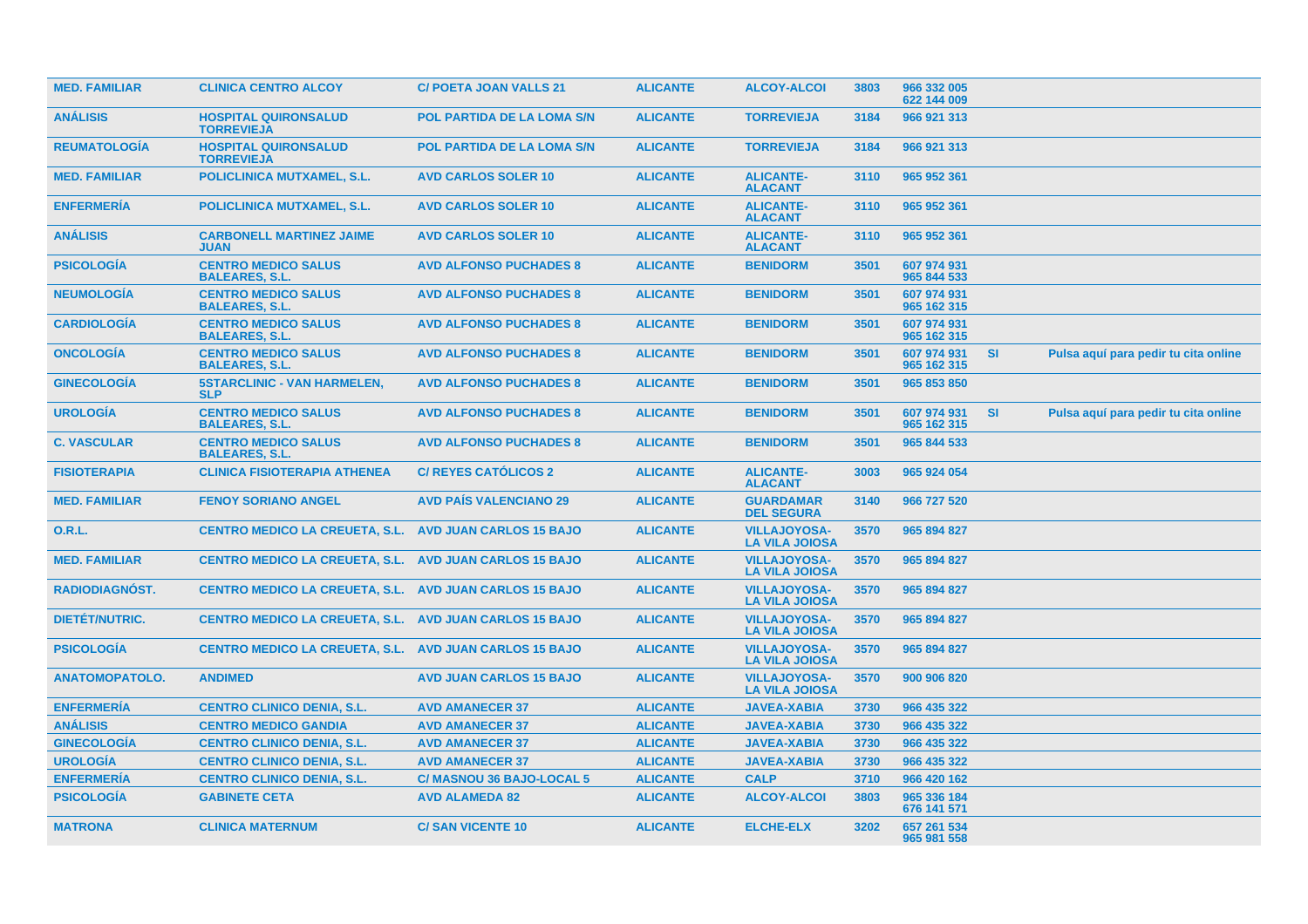| | | | | | | | | |
|---|---|---|---|---|---|---|---|---|
| **MED. FAMILIAR** | **CLINICA CENTRO ALCOY** | **C/ POETA JOAN VALLS 21** | **ALICANTE** | **ALCOY-ALCOI** | **3803** | **966 332 005 622 144 009** | | |
| **ANÁLISIS** | **HOSPITAL QUIRONSALUD TORREVIEJA** | **POL PARTIDA DE LA LOMA S/N** | **ALICANTE** | **TORREVIEJA** | **3184** | **966 921 313** | | |
| **REUMATOLOGÍA** | **HOSPITAL QUIRONSALUD TORREVIEJA** | **POL PARTIDA DE LA LOMA S/N** | **ALICANTE** | **TORREVIEJA** | **3184** | **966 921 313** | | |
| **MED. FAMILIAR** | **POLICLINICA MUTXAMEL, S.L.** | **AVD CARLOS SOLER 10** | **ALICANTE** | **ALICANTE-ALACANT** | **3110** | **965 952 361** | | |
| **ENFERMERÍA** | **POLICLINICA MUTXAMEL, S.L.** | **AVD CARLOS SOLER 10** | **ALICANTE** | **ALICANTE-ALACANT** | **3110** | **965 952 361** | | |
| **ANÁLISIS** | **CARBONELL MARTINEZ JAIME JUAN** | **AVD CARLOS SOLER 10** | **ALICANTE** | **ALICANTE-ALACANT** | **3110** | **965 952 361** | | |
| **PSICOLOGÍA** | **CENTRO MEDICO SALUS BALEARES, S.L.** | **AVD ALFONSO PUCHADES 8** | **ALICANTE** | **BENIDORM** | **3501** | **607 974 931 965 844 533** | | |
| **NEUMOLOGÍA** | **CENTRO MEDICO SALUS BALEARES, S.L.** | **AVD ALFONSO PUCHADES 8** | **ALICANTE** | **BENIDORM** | **3501** | **607 974 931 965 162 315** | | |
| **CARDIOLOGÍA** | **CENTRO MEDICO SALUS BALEARES, S.L.** | **AVD ALFONSO PUCHADES 8** | **ALICANTE** | **BENIDORM** | **3501** | **607 974 931 965 162 315** | | |
| **ONCOLOGÍA** | **CENTRO MEDICO SALUS BALEARES, S.L.** | **AVD ALFONSO PUCHADES 8** | **ALICANTE** | **BENIDORM** | **3501** | **607 974 931 965 162 315** | **SI** | **Pulsa aquí para pedir tu cita online** |
| **GINECOLOGÍA** | **5STARCLINIC - VAN HARMELEN, SLP** | **AVD ALFONSO PUCHADES 8** | **ALICANTE** | **BENIDORM** | **3501** | **965 853 850** | | |
| **UROLOGÍA** | **CENTRO MEDICO SALUS BALEARES, S.L.** | **AVD ALFONSO PUCHADES 8** | **ALICANTE** | **BENIDORM** | **3501** | **607 974 931 965 162 315** | **SI** | **Pulsa aquí para pedir tu cita online** |
| **C. VASCULAR** | **CENTRO MEDICO SALUS BALEARES, S.L.** | **AVD ALFONSO PUCHADES 8** | **ALICANTE** | **BENIDORM** | **3501** | **965 844 533** | | |
| **FISIOTERAPIA** | **CLINICA FISIOTERAPIA ATHENEA** | **C/ REYES CATÓLICOS 2** | **ALICANTE** | **ALICANTE-ALACANT** | **3003** | **965 924 054** | | |
| **MED. FAMILIAR** | **FENOY SORIANO ANGEL** | **AVD PAÍS VALENCIANO 29** | **ALICANTE** | **GUARDAMAR DEL SEGURA** | **3140** | **966 727 520** | | |
| **O.R.L.** | **CENTRO MEDICO LA CREUETA, S.L.** | **AVD JUAN CARLOS 15 BAJO** | **ALICANTE** | **VILLAJOYOSA-LA VILA JOIOSA** | **3570** | **965 894 827** | | |
| **MED. FAMILIAR** | **CENTRO MEDICO LA CREUETA, S.L.** | **AVD JUAN CARLOS 15 BAJO** | **ALICANTE** | **VILLAJOYOSA-LA VILA JOIOSA** | **3570** | **965 894 827** | | |
| **RADIODIAGNÓST.** | **CENTRO MEDICO LA CREUETA, S.L.** | **AVD JUAN CARLOS 15 BAJO** | **ALICANTE** | **VILLAJOYOSA-LA VILA JOIOSA** | **3570** | **965 894 827** | | |
| **DIETÉT/NUTRIC.** | **CENTRO MEDICO LA CREUETA, S.L.** | **AVD JUAN CARLOS 15 BAJO** | **ALICANTE** | **VILLAJOYOSA-LA VILA JOIOSA** | **3570** | **965 894 827** | | |
| **PSICOLOGÍA** | **CENTRO MEDICO LA CREUETA, S.L.** | **AVD JUAN CARLOS 15 BAJO** | **ALICANTE** | **VILLAJOYOSA-LA VILA JOIOSA** | **3570** | **965 894 827** | | |
| **ANATOMOPATOLO.** | **ANDIMED** | **AVD JUAN CARLOS 15 BAJO** | **ALICANTE** | **VILLAJOYOSA-LA VILA JOIOSA** | **3570** | **900 906 820** | | |
| **ENFERMERÍA** | **CENTRO CLINICO DENIA, S.L.** | **AVD AMANECER 37** | **ALICANTE** | **JAVEA-XABIA** | **3730** | **966 435 322** | | |
| **ANÁLISIS** | **CENTRO MEDICO GANDIA** | **AVD AMANECER 37** | **ALICANTE** | **JAVEA-XABIA** | **3730** | **966 435 322** | | |
| **GINECOLOGÍA** | **CENTRO CLINICO DENIA, S.L.** | **AVD AMANECER 37** | **ALICANTE** | **JAVEA-XABIA** | **3730** | **966 435 322** | | |
| **UROLOGÍA** | **CENTRO CLINICO DENIA, S.L.** | **AVD AMANECER 37** | **ALICANTE** | **JAVEA-XABIA** | **3730** | **966 435 322** | | |
| **ENFERMERÍA** | **CENTRO CLINICO DENIA, S.L.** | **C/ MASNOU 36 BAJO-LOCAL 5** | **ALICANTE** | **CALP** | **3710** | **966 420 162** | | |
| **PSICOLOGÍA** | **GABINETE CETA** | **AVD ALAMEDA 82** | **ALICANTE** | **ALCOY-ALCOI** | **3803** | **965 336 184 676 141 571** | | |
| **MATRONA** | **CLINICA MATERNUM** | **C/ SAN VICENTE 10** | **ALICANTE** | **ELCHE-ELX** | **3202** | **657 261 534 965 981 558** | | |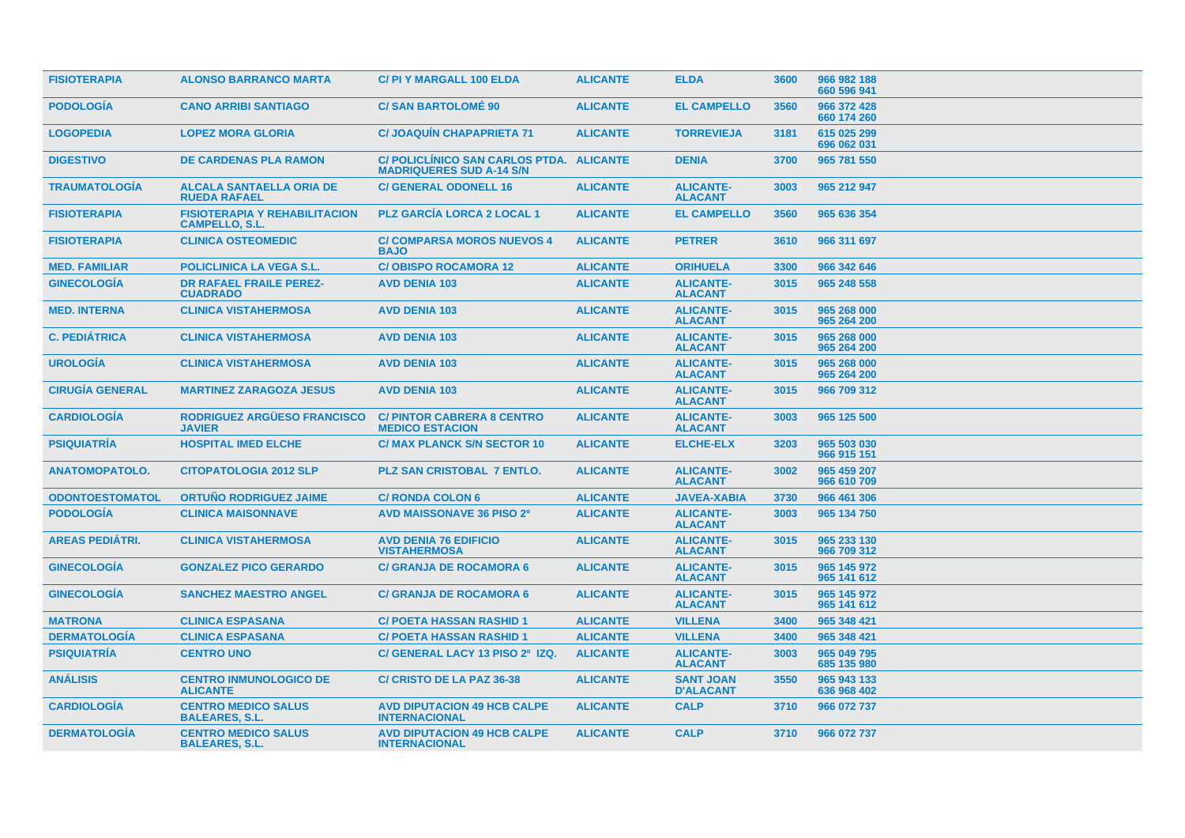| FISIOTERAPIA | ALONSO BARRANCO MARTA | C/ PI Y MARGALL 100 ELDA | ALICANTE | ELDA | 3600 | 966 982 188 660 596 941 |
|---|---|---|---|---|---|---|
| PODOLOGÍA | CANO ARRIBI SANTIAGO | C/ SAN BARTOLOMÉ 90 | ALICANTE | EL CAMPELLO | 3560 | 966 372 428 660 174 260 |
| LOGOPEDIA | LOPEZ MORA GLORIA | C/ JOAQUÍN CHAPAPRIETA 71 | ALICANTE | TORREVIEJA | 3181 | 615 025 299 696 062 031 |
| DIGESTIVO | DE CARDENAS PLA RAMON | C/ POLICLÍNICO SAN CARLOS PTDA. MADRIQUERES SUD A-14 S/N | ALICANTE | DENIA | 3700 | 965 781 550 |
| TRAUMATOLOGÍA | ALCALA SANTAELLA ORIA DE RUEDA RAFAEL | C/ GENERAL ODONELL 16 | ALICANTE | ALICANTE-ALACANT | 3003 | 965 212 947 |
| FISIOTERAPIA | FISIOTERAPIA Y REHABILITACION CAMPELLO, S.L. | PLZ GARCÍA LORCA 2 LOCAL 1 | ALICANTE | EL CAMPELLO | 3560 | 965 636 354 |
| FISIOTERAPIA | CLINICA OSTEOMEDIC | C/ COMPARSA MOROS NUEVOS 4 BAJO | ALICANTE | PETRER | 3610 | 966 311 697 |
| MED. FAMILIAR | POLICLINICA LA VEGA S.L. | C/ OBISPO ROCAMORA 12 | ALICANTE | ORIHUELA | 3300 | 966 342 646 |
| GINECOLOGÍA | DR RAFAEL FRAILE PEREZ-CUADRADO | AVD DENIA 103 | ALICANTE | ALICANTE-ALACANT | 3015 | 965 248 558 |
| MED. INTERNA | CLINICA VISTAHERMOSA | AVD DENIA 103 | ALICANTE | ALICANTE-ALACANT | 3015 | 965 268 000 965 264 200 |
| C. PEDIÁTRICA | CLINICA VISTAHERMOSA | AVD DENIA 103 | ALICANTE | ALICANTE-ALACANT | 3015 | 965 268 000 965 264 200 |
| UROLOGÍA | CLINICA VISTAHERMOSA | AVD DENIA 103 | ALICANTE | ALICANTE-ALACANT | 3015 | 965 268 000 965 264 200 |
| CIRUGÍA GENERAL | MARTINEZ ZARAGOZA JESUS | AVD DENIA 103 | ALICANTE | ALICANTE-ALACANT | 3015 | 966 709 312 |
| CARDIOLOGÍA | RODRIGUEZ ARGÜESO FRANCISCO JAVIER | C/ PINTOR CABRERA 8 CENTRO MEDICO ESTACION | ALICANTE | ALICANTE-ALACANT | 3003 | 965 125 500 |
| PSIQUIATRÍA | HOSPITAL IMED ELCHE | C/ MAX PLANCK S/N SECTOR 10 | ALICANTE | ELCHE-ELX | 3203 | 965 503 030 966 915 151 |
| ANATOMOPATOLO. | CITOPATOLOGIA 2012 SLP | PLZ SAN CRISTOBAL 7 ENTLO. | ALICANTE | ALICANTE-ALACANT | 3002 | 965 459 207 966 610 709 |
| ODONTOESTOMATOL | ORTUÑO RODRIGUEZ JAIME | C/ RONDA COLON 6 | ALICANTE | JAVEA-XABIA | 3730 | 966 461 306 |
| PODOLOGÍA | CLINICA MAISONNAVE | AVD MAISSONAVE 36 PISO 2º | ALICANTE | ALICANTE-ALACANT | 3003 | 965 134 750 |
| AREAS PEDIÁTRI. | CLINICA VISTAHERMOSA | AVD DENIA 76 EDIFICIO VISTAHERMOSA | ALICANTE | ALICANTE-ALACANT | 3015 | 965 233 130 966 709 312 |
| GINECOLOGÍA | GONZALEZ PICO GERARDO | C/ GRANJA DE ROCAMORA 6 | ALICANTE | ALICANTE-ALACANT | 3015 | 965 145 972 965 141 612 |
| GINECOLOGÍA | SANCHEZ MAESTRO ANGEL | C/ GRANJA DE ROCAMORA 6 | ALICANTE | ALICANTE-ALACANT | 3015 | 965 145 972 965 141 612 |
| MATRONA | CLINICA ESPASANA | C/ POETA HASSAN RASHID 1 | ALICANTE | VILLENA | 3400 | 965 348 421 |
| DERMATOLOGÍA | CLINICA ESPASANA | C/ POETA HASSAN RASHID 1 | ALICANTE | VILLENA | 3400 | 965 348 421 |
| PSIQUIATRÍA | CENTRO UNO | C/ GENERAL LACY 13 PISO 2º IZQ. | ALICANTE | ALICANTE-ALACANT | 3003 | 965 049 795 685 135 980 |
| ANÁLISIS | CENTRO INMUNOLOGICO DE ALICANTE | C/ CRISTO DE LA PAZ 36-38 | ALICANTE | SANT JOAN D'ALACANT | 3550 | 965 943 133 636 968 402 |
| CARDIOLOGÍA | CENTRO MEDICO SALUS BALEARES, S.L. | AVD DIPUTACION 49 HCB CALPE INTERNACIONAL | ALICANTE | CALP | 3710 | 966 072 737 |
| DERMATOLOGÍA | CENTRO MEDICO SALUS BALEARES, S.L. | AVD DIPUTACION 49 HCB CALPE INTERNACIONAL | ALICANTE | CALP | 3710 | 966 072 737 |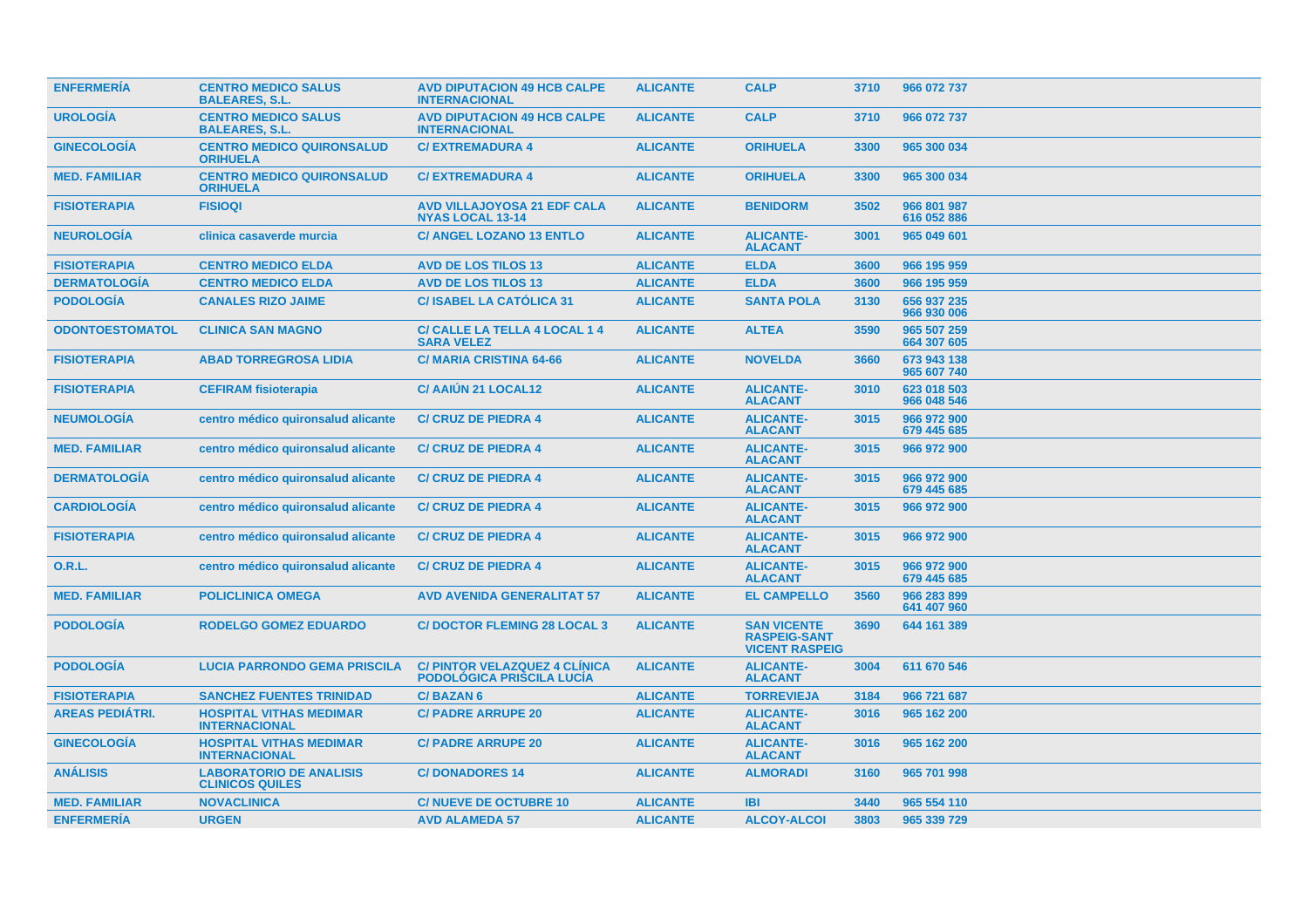| | | | | | | |
|---|---|---|---|---|---|---|
| ENFERMERÍA | CENTRO MEDICO SALUS BALEARES, S.L. | AVD DIPUTACION 49 HCB CALPE INTERNACIONAL | ALICANTE | CALP | 3710 | 966 072 737 |
| UROLOGÍA | CENTRO MEDICO SALUS BALEARES, S.L. | AVD DIPUTACION 49 HCB CALPE INTERNACIONAL | ALICANTE | CALP | 3710 | 966 072 737 |
| GINECOLOGÍA | CENTRO MEDICO QUIRONSALUD ORIHUELA | C/ EXTREMADURA 4 | ALICANTE | ORIHUELA | 3300 | 965 300 034 |
| MED. FAMILIAR | CENTRO MEDICO QUIRONSALUD ORIHUELA | C/ EXTREMADURA 4 | ALICANTE | ORIHUELA | 3300 | 965 300 034 |
| FISIOTERAPIA | FISIOQI | AVD VILLAJOYOSA 21 EDF CALA NYAS LOCAL 13-14 | ALICANTE | BENIDORM | 3502 | 966 801 987 616 052 886 |
| NEUROLOGÍA | clinica casaverde murcia | C/ ANGEL LOZANO 13 ENTLO | ALICANTE | ALICANTE-ALACANT | 3001 | 965 049 601 |
| FISIOTERAPIA | CENTRO MEDICO ELDA | AVD DE LOS TILOS 13 | ALICANTE | ELDA | 3600 | 966 195 959 |
| DERMATOLOGÍA | CENTRO MEDICO ELDA | AVD DE LOS TILOS 13 | ALICANTE | ELDA | 3600 | 966 195 959 |
| PODOLOGÍA | CANALES RIZO JAIME | C/ ISABEL LA CATÓLICA 31 | ALICANTE | SANTA POLA | 3130 | 656 937 235 966 930 006 |
| ODONTOESTOMATOL | CLINICA SAN MAGNO | C/ CALLE LA TELLA 4 LOCAL 1 4 SARA VELEZ | ALICANTE | ALTEA | 3590 | 965 507 259 664 307 605 |
| FISIOTERAPIA | ABAD TORREGROSA LIDIA | C/ MARIA CRISTINA 64-66 | ALICANTE | NOVELDA | 3660 | 673 943 138 965 607 740 |
| FISIOTERAPIA | CEFIRAM fisioterapia | C/ AAIÚN 21 LOCAL12 | ALICANTE | ALICANTE-ALACANT | 3010 | 623 018 503 966 048 546 |
| NEUMOLOGÍA | centro médico quironsalud alicante | C/ CRUZ DE PIEDRA 4 | ALICANTE | ALICANTE-ALACANT | 3015 | 966 972 900 679 445 685 |
| MED. FAMILIAR | centro médico quironsalud alicante | C/ CRUZ DE PIEDRA 4 | ALICANTE | ALICANTE-ALACANT | 3015 | 966 972 900 |
| DERMATOLOGÍA | centro médico quironsalud alicante | C/ CRUZ DE PIEDRA 4 | ALICANTE | ALICANTE-ALACANT | 3015 | 966 972 900 679 445 685 |
| CARDIOLOGÍA | centro médico quironsalud alicante | C/ CRUZ DE PIEDRA 4 | ALICANTE | ALICANTE-ALACANT | 3015 | 966 972 900 |
| FISIOTERAPIA | centro médico quironsalud alicante | C/ CRUZ DE PIEDRA 4 | ALICANTE | ALICANTE-ALACANT | 3015 | 966 972 900 |
| O.R.L. | centro médico quironsalud alicante | C/ CRUZ DE PIEDRA 4 | ALICANTE | ALICANTE-ALACANT | 3015 | 966 972 900 679 445 685 |
| MED. FAMILIAR | POLICLINICA OMEGA | AVD AVENIDA GENERALITAT 57 | ALICANTE | EL CAMPELLO | 3560 | 966 283 899 641 407 960 |
| PODOLOGÍA | RODELGO GOMEZ EDUARDO | C/ DOCTOR FLEMING 28 LOCAL 3 | ALICANTE | SAN VICENTE RASPEIG-SANT VICENT RASPEIG | 3690 | 644 161 389 |
| PODOLOGÍA | LUCIA PARRONDO GEMA PRISCILA | C/ PINTOR VELAZQUEZ 4 CLÍNICA PODOLÓGICA PRISCILA LUCÍA | ALICANTE | ALICANTE-ALACANT | 3004 | 611 670 546 |
| FISIOTERAPIA | SANCHEZ FUENTES TRINIDAD | C/ BAZAN 6 | ALICANTE | TORREVIEJA | 3184 | 966 721 687 |
| AREAS PEDIÁTRI. | HOSPITAL VITHAS MEDIMAR INTERNACIONAL | C/ PADRE ARRUPE 20 | ALICANTE | ALICANTE-ALACANT | 3016 | 965 162 200 |
| GINECOLOGÍA | HOSPITAL VITHAS MEDIMAR INTERNACIONAL | C/ PADRE ARRUPE 20 | ALICANTE | ALICANTE-ALACANT | 3016 | 965 162 200 |
| ANÁLISIS | LABORATORIO DE ANALISIS CLINICOS QUILES | C/ DONADORES 14 | ALICANTE | ALMORADI | 3160 | 965 701 998 |
| MED. FAMILIAR | NOVACLINICA | C/ NUEVE DE OCTUBRE 10 | ALICANTE | IBI | 3440 | 965 554 110 |
| ENFERMERÍA | URGEN | AVD ALAMEDA 57 | ALICANTE | ALCOY-ALCOI | 3803 | 965 339 729 |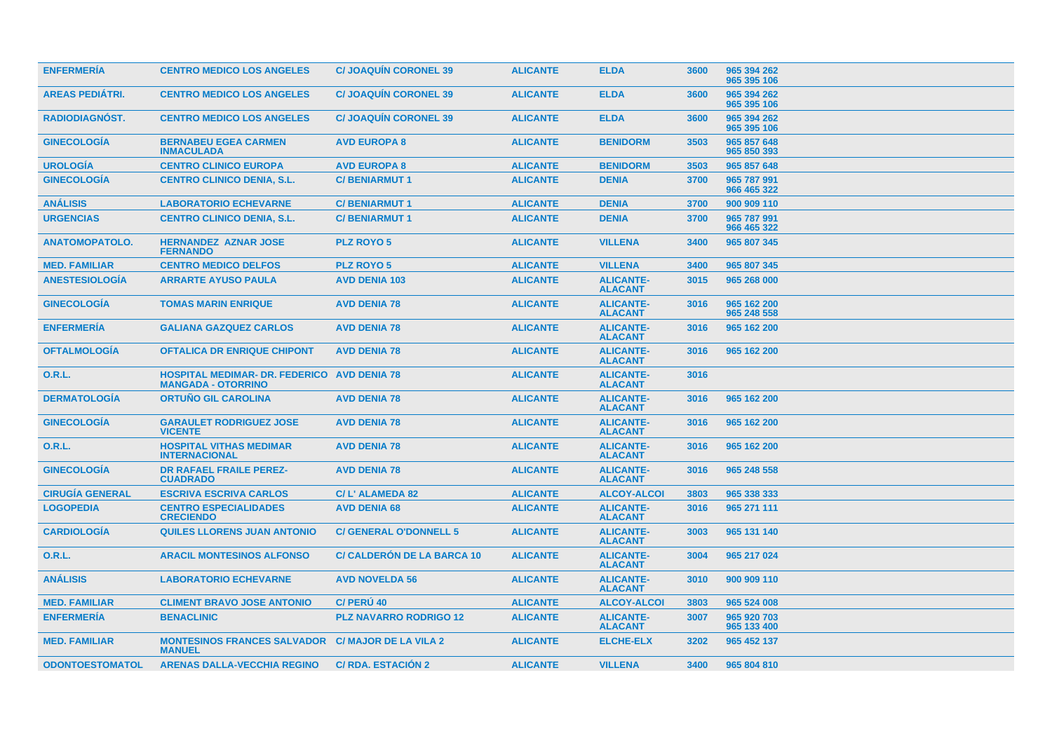| ENFERMERÍA | CENTRO MEDICO LOS ANGELES | C/ JOAQUÍN CORONEL 39 | ALICANTE | ELDA | 3600 | 965 394 262 965 395 106 |
|---|---|---|---|---|---|---|
| AREAS PEDIÁTRI. | CENTRO MEDICO LOS ANGELES | C/ JOAQUÍN CORONEL 39 | ALICANTE | ELDA | 3600 | 965 394 262 965 395 106 |
| RADIODIAGNÓST. | CENTRO MEDICO LOS ANGELES | C/ JOAQUÍN CORONEL 39 | ALICANTE | ELDA | 3600 | 965 394 262 965 395 106 |
| GINECOLOGÍA | BERNABEU EGEA CARMEN INMACULADA | AVD EUROPA 8 | ALICANTE | BENIDORM | 3503 | 965 857 648 965 850 393 |
| UROLOGÍA | CENTRO CLINICO EUROPA | AVD EUROPA 8 | ALICANTE | BENIDORM | 3503 | 965 857 648 |
| GINECOLOGÍA | CENTRO CLINICO DENIA, S.L. | C/ BENIARMUT 1 | ALICANTE | DENIA | 3700 | 965 787 991 966 465 322 |
| ANÁLISIS | LABORATORIO ECHEVARNE | C/ BENIARMUT 1 | ALICANTE | DENIA | 3700 | 900 909 110 |
| URGENCIAS | CENTRO CLINICO DENIA, S.L. | C/ BENIARMUT 1 | ALICANTE | DENIA | 3700 | 965 787 991 966 465 322 |
| ANATOMOPATOLO. | HERNANDEZ AZNAR JOSE FERNANDO | PLZ ROYO 5 | ALICANTE | VILLENA | 3400 | 965 807 345 |
| MED. FAMILIAR | CENTRO MEDICO DELFOS | PLZ ROYO 5 | ALICANTE | VILLENA | 3400 | 965 807 345 |
| ANESTESIOLOGÍA | ARRARTE AYUSO PAULA | AVD DENIA 103 | ALICANTE | ALICANTE-ALACANT | 3015 | 965 268 000 |
| GINECOLOGÍA | TOMAS MARIN ENRIQUE | AVD DENIA 78 | ALICANTE | ALICANTE-ALACANT | 3016 | 965 162 200 965 248 558 |
| ENFERMERÍA | GALIANA GAZQUEZ CARLOS | AVD DENIA 78 | ALICANTE | ALICANTE-ALACANT | 3016 | 965 162 200 |
| OFTALMOLOGÍA | OFTALICA DR ENRIQUE CHIPONT | AVD DENIA 78 | ALICANTE | ALICANTE-ALACANT | 3016 | 965 162 200 |
| O.R.L. | HOSPITAL MEDIMAR- DR. FEDERICO MANGADA - OTORRINO | AVD DENIA 78 | ALICANTE | ALICANTE-ALACANT | 3016 | |
| DERMATOLOGÍA | ORTUÑO GIL CAROLINA | AVD DENIA 78 | ALICANTE | ALICANTE-ALACANT | 3016 | 965 162 200 |
| GINECOLOGÍA | GARAULET RODRIGUEZ JOSE VICENTE | AVD DENIA 78 | ALICANTE | ALICANTE-ALACANT | 3016 | 965 162 200 |
| O.R.L. | HOSPITAL VITHAS MEDIMAR INTERNACIONAL | AVD DENIA 78 | ALICANTE | ALICANTE-ALACANT | 3016 | 965 162 200 |
| GINECOLOGÍA | DR RAFAEL FRAILE PEREZ-CUADRADO | AVD DENIA 78 | ALICANTE | ALICANTE-ALACANT | 3016 | 965 248 558 |
| CIRUGÍA GENERAL | ESCRIVA ESCRIVA CARLOS | C/ L' ALAMEDA 82 | ALICANTE | ALCOY-ALCOI | 3803 | 965 338 333 |
| LOGOPEDIA | CENTRO ESPECIALIDADES CRECIENDO | AVD DENIA 68 | ALICANTE | ALICANTE-ALACANT | 3016 | 965 271 111 |
| CARDIOLOGÍA | QUILES LLORENS JUAN ANTONIO | C/ GENERAL O'DONNELL 5 | ALICANTE | ALICANTE-ALACANT | 3003 | 965 131 140 |
| O.R.L. | ARACIL MONTESINOS ALFONSO | C/ CALDERÓN DE LA BARCA 10 | ALICANTE | ALICANTE-ALACANT | 3004 | 965 217 024 |
| ANÁLISIS | LABORATORIO ECHEVARNE | AVD NOVELDA 56 | ALICANTE | ALICANTE-ALACANT | 3010 | 900 909 110 |
| MED. FAMILIAR | CLIMENT BRAVO JOSE ANTONIO | C/ PERÚ 40 | ALICANTE | ALCOY-ALCOI | 3803 | 965 524 008 |
| ENFERMERÍA | BENACLINIC | PLZ NAVARRO RODRIGO 12 | ALICANTE | ALICANTE-ALACANT | 3007 | 965 920 703 965 133 400 |
| MED. FAMILIAR | MONTESINOS FRANCES SALVADOR MANUEL | C/ MAJOR DE LA VILA 2 | ALICANTE | ELCHE-ELX | 3202 | 965 452 137 |
| ODONTOESTOMATOL | ARENAS DALLA-VECCHIA REGINO | C/ RDA. ESTACIÓN 2 | ALICANTE | VILLENA | 3400 | 965 804 810 |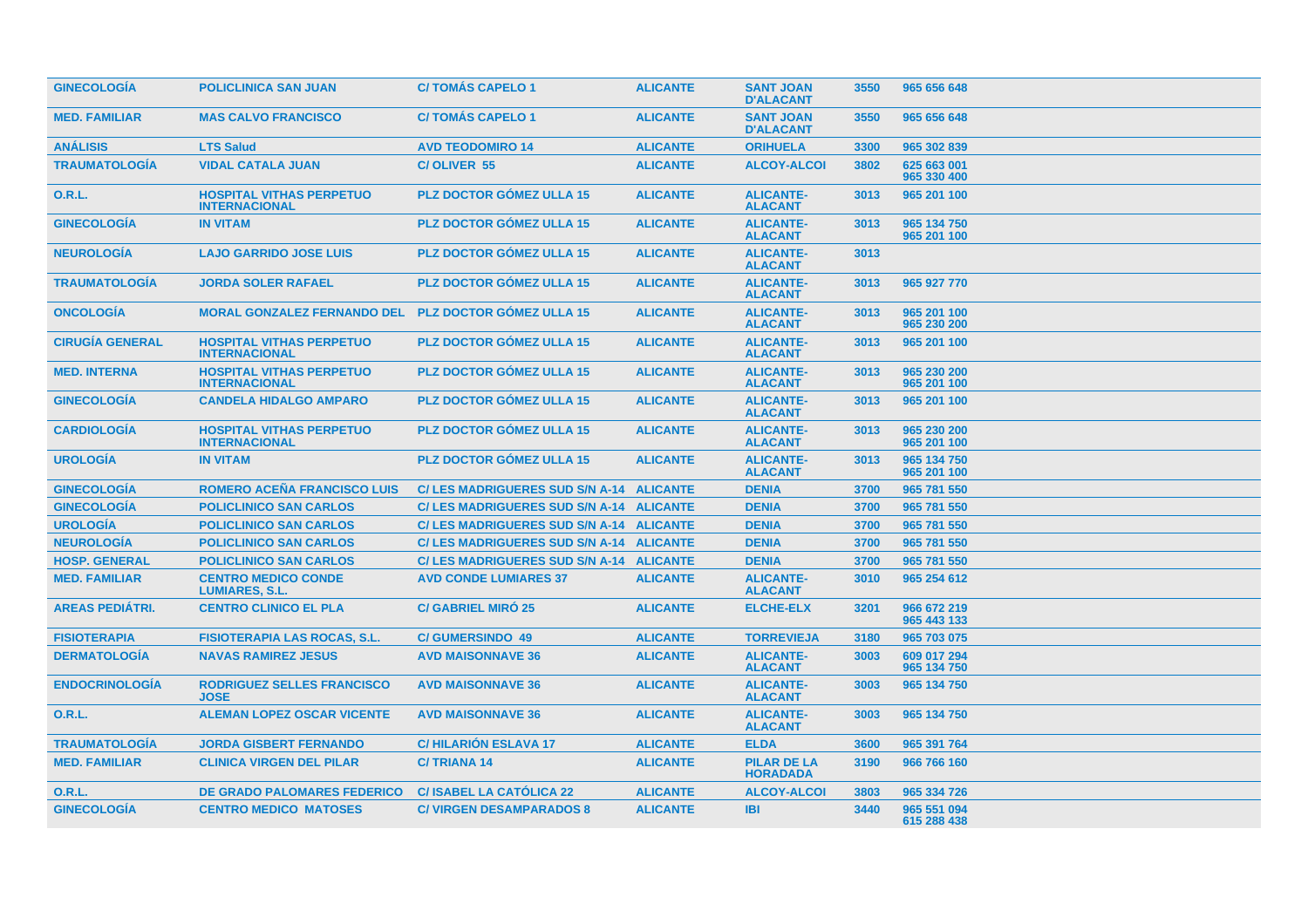| GINECOLOGÍA | POLICLINICA SAN JUAN | C/ TOMÁS CAPELO 1 | ALICANTE | SANT JOAN D'ALACANT | 3550 | 965 656 648 |
|---|---|---|---|---|---|---|
| MED. FAMILIAR | MAS CALVO FRANCISCO | C/ TOMÁS CAPELO 1 | ALICANTE | SANT JOAN D'ALACANT | 3550 | 965 656 648 |
| ANÁLISIS | LTS Salud | AVD TEODOMIRO 14 | ALICANTE | ORIHUELA | 3300 | 965 302 839 |
| TRAUMATOLOGÍA | VIDAL CATALA JUAN | C/ OLIVER 55 | ALICANTE | ALCOY-ALCOI | 3802 | 625 663 001 965 330 400 |
| O.R.L. | HOSPITAL VITHAS PERPETUO INTERNACIONAL | PLZ DOCTOR GÓMEZ ULLA 15 | ALICANTE | ALICANTE-ALACANT | 3013 | 965 201 100 |
| GINECOLOGÍA | IN VITAM | PLZ DOCTOR GÓMEZ ULLA 15 | ALICANTE | ALICANTE-ALACANT | 3013 | 965 134 750 965 201 100 |
| NEUROLOGÍA | LAJO GARRIDO JOSE LUIS | PLZ DOCTOR GÓMEZ ULLA 15 | ALICANTE | ALICANTE-ALACANT | 3013 | |
| TRAUMATOLOGÍA | JORDA SOLER RAFAEL | PLZ DOCTOR GÓMEZ ULLA 15 | ALICANTE | ALICANTE-ALACANT | 3013 | 965 927 770 |
| ONCOLOGÍA | MORAL GONZALEZ FERNANDO DEL | PLZ DOCTOR GÓMEZ ULLA 15 | ALICANTE | ALICANTE-ALACANT | 3013 | 965 201 100 965 230 200 |
| CIRUGÍA GENERAL | HOSPITAL VITHAS PERPETUO INTERNACIONAL | PLZ DOCTOR GÓMEZ ULLA 15 | ALICANTE | ALICANTE-ALACANT | 3013 | 965 201 100 |
| MED. INTERNA | HOSPITAL VITHAS PERPETUO INTERNACIONAL | PLZ DOCTOR GÓMEZ ULLA 15 | ALICANTE | ALICANTE-ALACANT | 3013 | 965 230 200 965 201 100 |
| GINECOLOGÍA | CANDELA HIDALGO AMPARO | PLZ DOCTOR GÓMEZ ULLA 15 | ALICANTE | ALICANTE-ALACANT | 3013 | 965 201 100 |
| CARDIOLOGÍA | HOSPITAL VITHAS PERPETUO INTERNACIONAL | PLZ DOCTOR GÓMEZ ULLA 15 | ALICANTE | ALICANTE-ALACANT | 3013 | 965 230 200 965 201 100 |
| UROLOGÍA | IN VITAM | PLZ DOCTOR GÓMEZ ULLA 15 | ALICANTE | ALICANTE-ALACANT | 3013 | 965 134 750 965 201 100 |
| GINECOLOGÍA | ROMERO ACEÑA FRANCISCO LUIS | C/ LES MADRIGUERES SUD S/N A-14 | ALICANTE | DENIA | 3700 | 965 781 550 |
| GINECOLOGÍA | POLICLINICO SAN CARLOS | C/ LES MADRIGUERES SUD S/N A-14 | ALICANTE | DENIA | 3700 | 965 781 550 |
| UROLOGÍA | POLICLINICO SAN CARLOS | C/ LES MADRIGUERES SUD S/N A-14 | ALICANTE | DENIA | 3700 | 965 781 550 |
| NEUROLOGÍA | POLICLINICO SAN CARLOS | C/ LES MADRIGUERES SUD S/N A-14 | ALICANTE | DENIA | 3700 | 965 781 550 |
| HOSP. GENERAL | POLICLINICO SAN CARLOS | C/ LES MADRIGUERES SUD S/N A-14 | ALICANTE | DENIA | 3700 | 965 781 550 |
| MED. FAMILIAR | CENTRO MEDICO CONDE LUMIARES, S.L. | AVD CONDE LUMIARES 37 | ALICANTE | ALICANTE-ALACANT | 3010 | 965 254 612 |
| AREAS PEDIÁTRI. | CENTRO CLINICO EL PLA | C/ GABRIEL MIRÓ 25 | ALICANTE | ELCHE-ELX | 3201 | 966 672 219 965 443 133 |
| FISIOTERAPIA | FISIOTERAPIA LAS ROCAS, S.L. | C/ GUMERSINDO 49 | ALICANTE | TORREVIEJA | 3180 | 965 703 075 |
| DERMATOLOGÍA | NAVAS RAMIREZ JESUS | AVD MAISONNAVE 36 | ALICANTE | ALICANTE-ALACANT | 3003 | 609 017 294 965 134 750 |
| ENDOCRINOLOGÍA | RODRIGUEZ SELLES FRANCISCO JOSE | AVD MAISONNAVE 36 | ALICANTE | ALICANTE-ALACANT | 3003 | 965 134 750 |
| O.R.L. | ALEMAN LOPEZ OSCAR VICENTE | AVD MAISONNAVE 36 | ALICANTE | ALICANTE-ALACANT | 3003 | 965 134 750 |
| TRAUMATOLOGÍA | JORDA GISBERT FERNANDO | C/ HILARIÓN ESLAVA 17 | ALICANTE | ELDA | 3600 | 965 391 764 |
| MED. FAMILIAR | CLINICA VIRGEN DEL PILAR | C/ TRIANA 14 | ALICANTE | PILAR DE LA HORADADA | 3190 | 966 766 160 |
| O.R.L. | DE GRADO PALOMARES FEDERICO | C/ ISABEL LA CATÓLICA 22 | ALICANTE | ALCOY-ALCOI | 3803 | 965 334 726 |
| GINECOLOGÍA | CENTRO MEDICO MATOSES | C/ VIRGEN DESAMPARADOS 8 | ALICANTE | IBI | 3440 | 965 551 094 615 288 438 |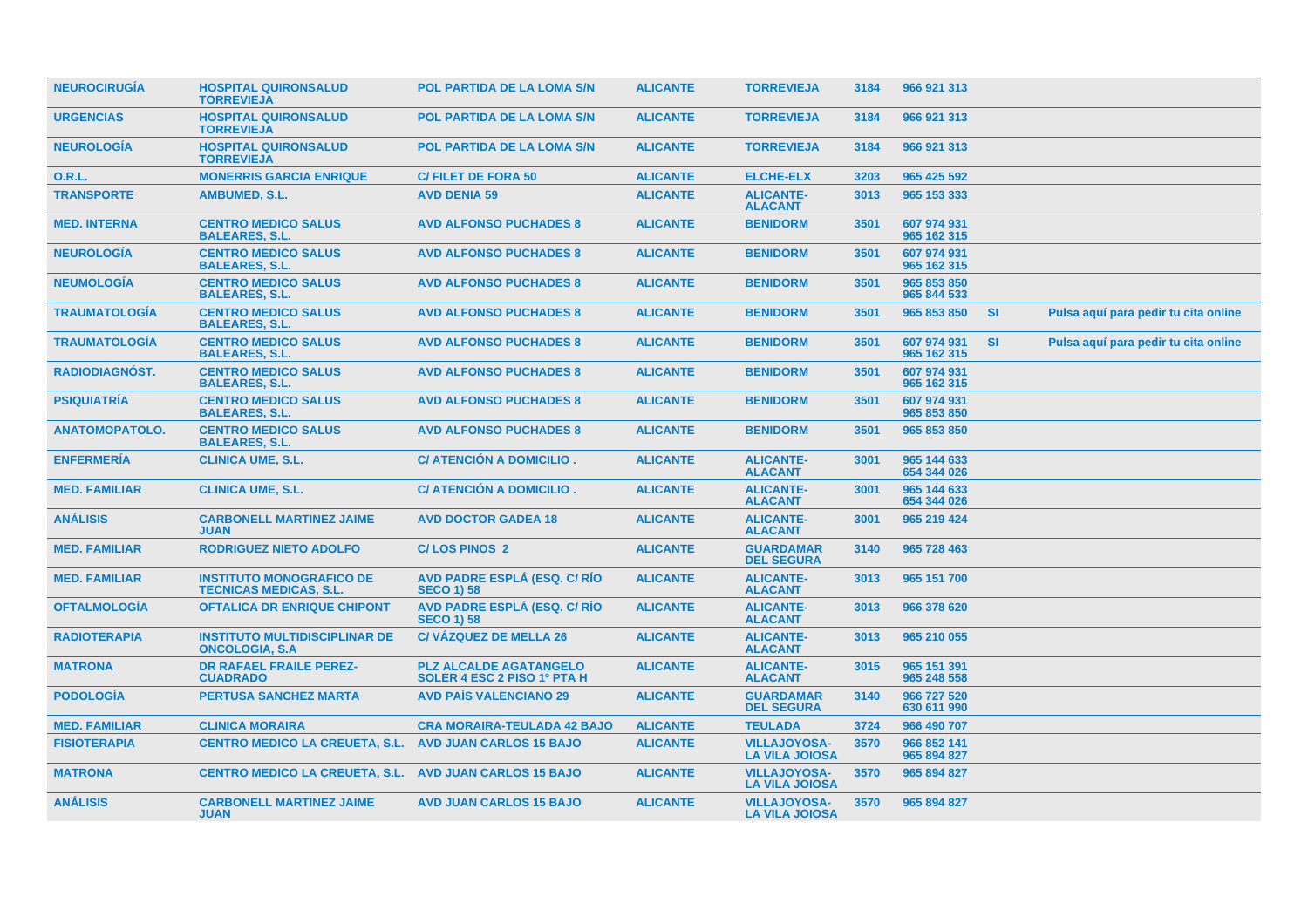| NEUROCIRUGÍA | HOSPITAL QUIRONSALUD TORREVIEJA | POL PARTIDA DE LA LOMA S/N | ALICANTE | TORREVIEJA | 3184 | 966 921 313 | | |
|---|---|---|---|---|---|---|---|---|
| URGENCIAS | HOSPITAL QUIRONSALUD TORREVIEJA | POL PARTIDA DE LA LOMA S/N | ALICANTE | TORREVIEJA | 3184 | 966 921 313 | | |
| NEUROLOGÍA | HOSPITAL QUIRONSALUD TORREVIEJA | POL PARTIDA DE LA LOMA S/N | ALICANTE | TORREVIEJA | 3184 | 966 921 313 | | |
| O.R.L. | MONERRIS GARCIA ENRIQUE | C/ FILET DE FORA 50 | ALICANTE | ELCHE-ELX | 3203 | 965 425 592 | | |
| TRANSPORTE | AMBUMED, S.L. | AVD DENIA 59 | ALICANTE | ALICANTE-ALACANT | 3013 | 965 153 333 | | |
| MED. INTERNA | CENTRO MEDICO SALUS BALEARES, S.L. | AVD ALFONSO PUCHADES 8 | ALICANTE | BENIDORM | 3501 | 607 974 931 965 162 315 | | |
| NEUROLOGÍA | CENTRO MEDICO SALUS BALEARES, S.L. | AVD ALFONSO PUCHADES 8 | ALICANTE | BENIDORM | 3501 | 607 974 931 965 162 315 | | |
| NEUMOLOGÍA | CENTRO MEDICO SALUS BALEARES, S.L. | AVD ALFONSO PUCHADES 8 | ALICANTE | BENIDORM | 3501 | 965 853 850 965 844 533 | | |
| TRAUMATOLOGÍA | CENTRO MEDICO SALUS BALEARES, S.L. | AVD ALFONSO PUCHADES 8 | ALICANTE | BENIDORM | 3501 | 965 853 850 | SI | Pulsa aquí para pedir tu cita online |
| TRAUMATOLOGÍA | CENTRO MEDICO SALUS BALEARES, S.L. | AVD ALFONSO PUCHADES 8 | ALICANTE | BENIDORM | 3501 | 607 974 931 965 162 315 | SI | Pulsa aquí para pedir tu cita online |
| RADIODIAGNÓST. | CENTRO MEDICO SALUS BALEARES, S.L. | AVD ALFONSO PUCHADES 8 | ALICANTE | BENIDORM | 3501 | 607 974 931 965 162 315 | | |
| PSIQUIATRÍA | CENTRO MEDICO SALUS BALEARES, S.L. | AVD ALFONSO PUCHADES 8 | ALICANTE | BENIDORM | 3501 | 607 974 931 965 853 850 | | |
| ANATOMOPATOLO. | CENTRO MEDICO SALUS BALEARES, S.L. | AVD ALFONSO PUCHADES 8 | ALICANTE | BENIDORM | 3501 | 965 853 850 | | |
| ENFERMERÍA | CLINICA UME, S.L. | C/ ATENCIÓN A DOMICILIO . | ALICANTE | ALICANTE-ALACANT | 3001 | 965 144 633 654 344 026 | | |
| MED. FAMILIAR | CLINICA UME, S.L. | C/ ATENCIÓN A DOMICILIO . | ALICANTE | ALICANTE-ALACANT | 3001 | 965 144 633 654 344 026 | | |
| ANÁLISIS | CARBONELL MARTINEZ JAIME JUAN | AVD DOCTOR GADEA 18 | ALICANTE | ALICANTE-ALACANT | 3001 | 965 219 424 | | |
| MED. FAMILIAR | RODRIGUEZ NIETO ADOLFO | C/ LOS PINOS 2 | ALICANTE | GUARDAMAR DEL SEGURA | 3140 | 965 728 463 | | |
| MED. FAMILIAR | INSTITUTO MONOGRAFICO DE TECNICAS MEDICAS, S.L. | AVD PADRE ESPLÁ (ESQ. C/ RÍO SECO 1) 58 | ALICANTE | ALICANTE-ALACANT | 3013 | 965 151 700 | | |
| OFTALMOLOGÍA | OFTALICA DR ENRIQUE CHIPONT | AVD PADRE ESPLÁ (ESQ. C/ RÍO SECO 1) 58 | ALICANTE | ALICANTE-ALACANT | 3013 | 966 378 620 | | |
| RADIOTERAPIA | INSTITUTO MULTIDISCIPLINAR DE ONCOLOGIA, S.A | C/ VÁZQUEZ DE MELLA 26 | ALICANTE | ALICANTE-ALACANT | 3013 | 965 210 055 | | |
| MATRONA | DR RAFAEL FRAILE PEREZ-CUADRADO | PLZ ALCALDE AGATANGELO SOLER 4 ESC 2 PISO 1º PTA H | ALICANTE | ALICANTE-ALACANT | 3015 | 965 151 391 965 248 558 | | |
| PODOLOGÍA | PERTUSA SANCHEZ MARTA | AVD PAÍS VALENCIANO 29 | ALICANTE | GUARDAMAR DEL SEGURA | 3140 | 966 727 520 630 611 990 | | |
| MED. FAMILIAR | CLINICA MORAIRA | CRA MORAIRA-TEULADA 42 BAJO | ALICANTE | TEULADA | 3724 | 966 490 707 | | |
| FISIOTERAPIA | CENTRO MEDICO LA CREUETA, S.L. | AVD JUAN CARLOS 15 BAJO | ALICANTE | VILLAJOYOSA-LA VILA JOIOSA | 3570 | 966 852 141 965 894 827 | | |
| MATRONA | CENTRO MEDICO LA CREUETA, S.L. | AVD JUAN CARLOS 15 BAJO | ALICANTE | VILLAJOYOSA-LA VILA JOIOSA | 3570 | 965 894 827 | | |
| ANÁLISIS | CARBONELL MARTINEZ JAIME JUAN | AVD JUAN CARLOS 15 BAJO | ALICANTE | VILLAJOYOSA-LA VILA JOIOSA | 3570 | 965 894 827 | | |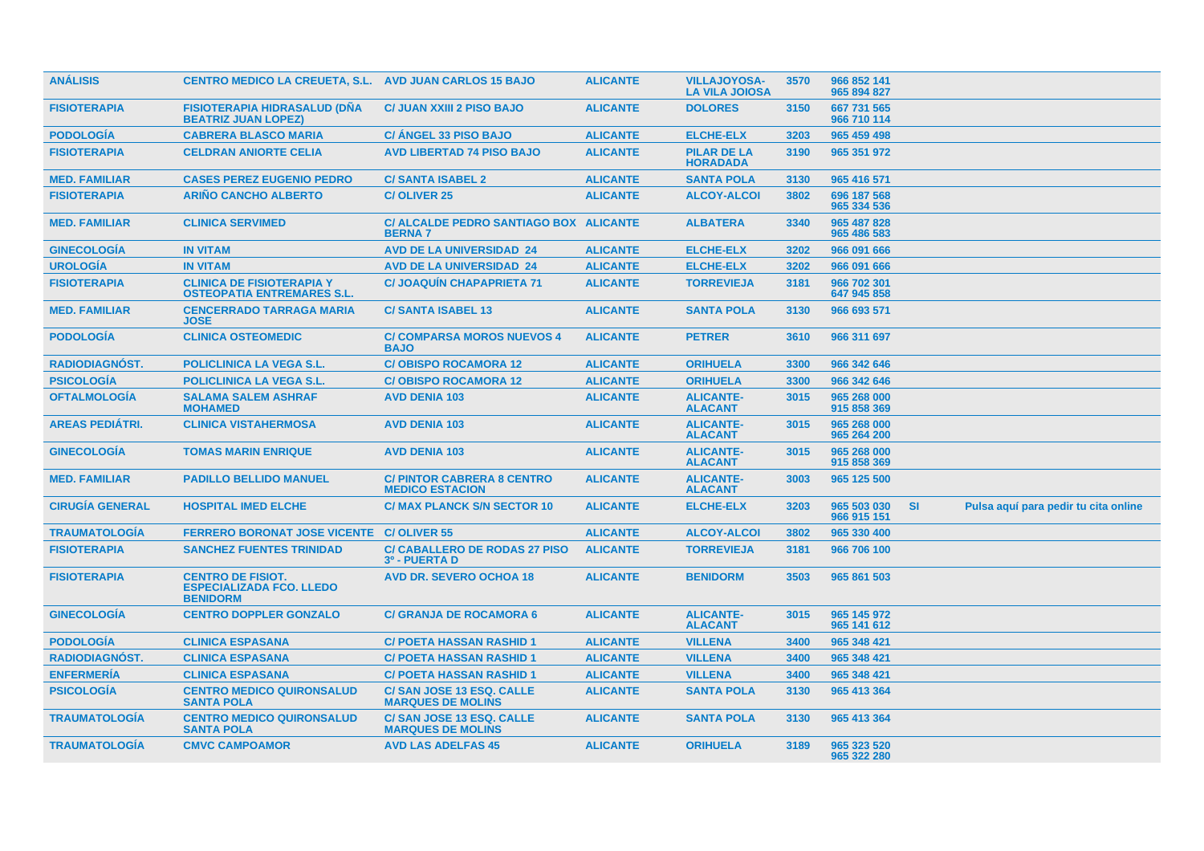| | | | | | | | | |
|---|---|---|---|---|---|---|---|---|
| ANÁLISIS | CENTRO MEDICO LA CREUETA, S.L. | AVD JUAN CARLOS 15 BAJO | ALICANTE | VILLAJOYOSA-LA VILA JOIOSA | 3570 | 965 852 141 965 894 827 | | |
| FISIOTERAPIA | FISIOTERAPIA HIDRASALUD (DÑA BEATRIZ JUAN LOPEZ) | C/ JUAN XXIII 2 PISO BAJO | ALICANTE | DOLORES | 3150 | 667 731 565 966 710 114 | | |
| PODOLOGÍA | CABRERA BLASCO MARIA | C/ ÁNGEL 33 PISO BAJO | ALICANTE | ELCHE-ELX | 3203 | 965 459 498 | | |
| FISIOTERAPIA | CELDRAN ANIORTE CELIA | AVD LIBERTAD 74 PISO BAJO | ALICANTE | PILAR DE LA HORADADA | 3190 | 965 351 972 | | |
| MED. FAMILIAR | CASES PEREZ EUGENIO PEDRO | C/ SANTA ISABEL 2 | ALICANTE | SANTA POLA | 3130 | 965 416 571 | | |
| FISIOTERAPIA | ARIÑO CANCHO ALBERTO | C/ OLIVER 25 | ALICANTE | ALCOY-ALCOI | 3802 | 696 187 568 965 334 536 | | |
| MED. FAMILIAR | CLINICA SERVIMED | C/ ALCALDE PEDRO SANTIAGO BOX BERNA 7 | ALICANTE | ALBATERA | 3340 | 965 487 828 965 486 583 | | |
| GINECOLOGÍA | IN VITAM | AVD DE LA UNIVERSIDAD 24 | ALICANTE | ELCHE-ELX | 3202 | 966 091 666 | | |
| UROLOGÍA | IN VITAM | AVD DE LA UNIVERSIDAD 24 | ALICANTE | ELCHE-ELX | 3202 | 966 091 666 | | |
| FISIOTERAPIA | CLINICA DE FISIOTERAPIA Y OSTEOPATIA ENTREMARES S.L. | C/ JOAQUÍN CHAPAPRIETA 71 | ALICANTE | TORREVIEJA | 3181 | 966 702 301 647 945 858 | | |
| MED. FAMILIAR | CENCERRADO TARRAGA MARIA JOSE | C/ SANTA ISABEL 13 | ALICANTE | SANTA POLA | 3130 | 966 693 571 | | |
| PODOLOGÍA | CLINICA OSTEOMEDIC | C/ COMPARSA MOROS NUEVOS 4 BAJO | ALICANTE | PETRER | 3610 | 966 311 697 | | |
| RADIODIAGNÓST. | POLICLINICA LA VEGA S.L. | C/ OBISPO ROCAMORA 12 | ALICANTE | ORIHUELA | 3300 | 966 342 646 | | |
| PSICOLOGÍA | POLICLINICA LA VEGA S.L. | C/ OBISPO ROCAMORA 12 | ALICANTE | ORIHUELA | 3300 | 966 342 646 | | |
| OFTALMOLOGÍA | SALAMA SALEM ASHRAF MOHAMED | AVD DENIA 103 | ALICANTE | ALICANTE-ALACANT | 3015 | 965 268 000 915 858 369 | | |
| AREAS PEDIÁTRI. | CLINICA VISTAHERMOSA | AVD DENIA 103 | ALICANTE | ALICANTE-ALACANT | 3015 | 965 268 000 965 264 200 | | |
| GINECOLOGÍA | TOMAS MARIN ENRIQUE | AVD DENIA 103 | ALICANTE | ALICANTE-ALACANT | 3015 | 965 268 000 915 858 369 | | |
| MED. FAMILIAR | PADILLO BELLIDO MANUEL | C/ PINTOR CABRERA 8 CENTRO MEDICO ESTACION | ALICANTE | ALICANTE-ALACANT | 3003 | 965 125 500 | | |
| CIRUGÍA GENERAL | HOSPITAL IMED ELCHE | C/ MAX PLANCK S/N SECTOR 10 | ALICANTE | ELCHE-ELX | 3203 | 965 503 030 966 915 151 | SI | Pulsa aquí para pedir tu cita online |
| TRAUMATOLOGÍA | FERRERO BORONAT JOSE VICENTE | C/ OLIVER 55 | ALICANTE | ALCOY-ALCOI | 3802 | 965 330 400 | | |
| FISIOTERAPIA | SANCHEZ FUENTES TRINIDAD | C/ CABALLERO DE RODAS 27 PISO 3º - PUERTA D | ALICANTE | TORREVIEJA | 3181 | 966 706 100 | | |
| FISIOTERAPIA | CENTRO DE FISIOT. ESPECIALIZADA FCO. LLEDO BENIDORM | AVD DR. SEVERO OCHOA 18 | ALICANTE | BENIDORM | 3503 | 965 861 503 | | |
| GINECOLOGÍA | CENTRO DOPPLER GONZALO | C/ GRANJA DE ROCAMORA 6 | ALICANTE | ALICANTE-ALACANT | 3015 | 965 145 972 965 141 612 | | |
| PODOLOGÍA | CLINICA ESPASANA | C/ POETA HASSAN RASHID 1 | ALICANTE | VILLENA | 3400 | 965 348 421 | | |
| RADIODIAGNÓST. | CLINICA ESPASANA | C/ POETA HASSAN RASHID 1 | ALICANTE | VILLENA | 3400 | 965 348 421 | | |
| ENFERMERÍA | CLINICA ESPASANA | C/ POETA HASSAN RASHID 1 | ALICANTE | VILLENA | 3400 | 965 348 421 | | |
| PSICOLOGÍA | CENTRO MEDICO QUIRONSALUD SANTA POLA | C/ SAN JOSE 13 ESQ. CALLE MARQUES DE MOLINS | ALICANTE | SANTA POLA | 3130 | 965 413 364 | | |
| TRAUMATOLOGÍA | CENTRO MEDICO QUIRONSALUD SANTA POLA | C/ SAN JOSE 13 ESQ. CALLE MARQUES DE MOLINS | ALICANTE | SANTA POLA | 3130 | 965 413 364 | | |
| TRAUMATOLOGÍA | CMVC CAMPOAMOR | AVD LAS ADELFAS 45 | ALICANTE | ORIHUELA | 3189 | 965 323 520 965 322 280 | | |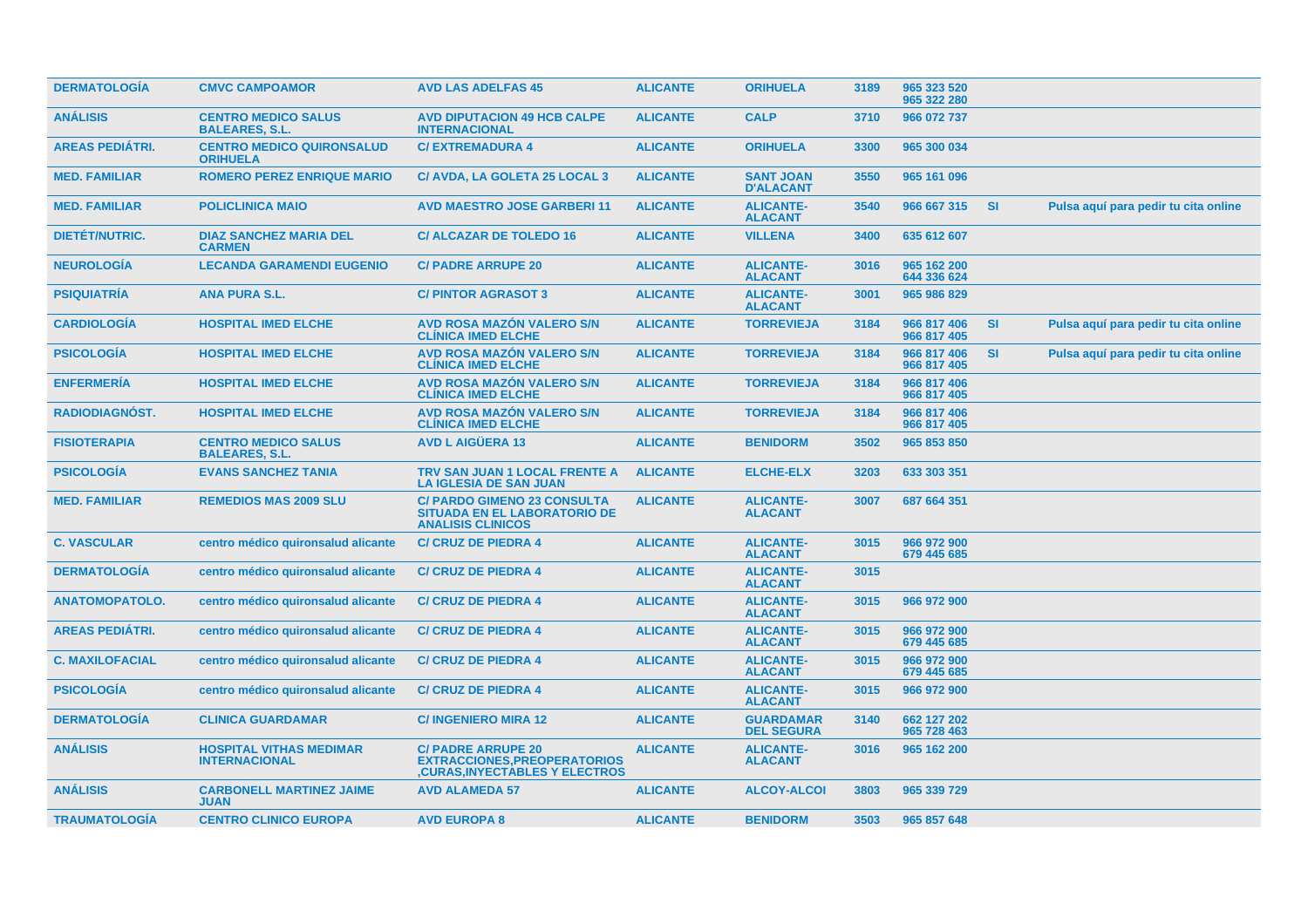| | | | | | | | | |
|---|---|---|---|---|---|---|---|---|
| **DERMATOLOGÍA** | **CMVC CAMPOAMOR** | **AVD LAS ADELFAS 45** | **ALICANTE** | **ORIHUELA** | **3189** | **965 323 520 965 322 280** | | |
| **ANÁLISIS** | **CENTRO MEDICO SALUS BALEARES, S.L.** | **AVD DIPUTACION 49 HCB CALPE INTERNACIONAL** | **ALICANTE** | **CALP** | **3710** | **966 072 737** | | |
| **AREAS PEDIÁTRI.** | **CENTRO MEDICO QUIRONSALUD ORIHUELA** | **C/ EXTREMADURA 4** | **ALICANTE** | **ORIHUELA** | **3300** | **965 300 034** | | |
| **MED. FAMILIAR** | **ROMERO PEREZ ENRIQUE MARIO** | **C/ AVDA, LA GOLETA 25 LOCAL 3** | **ALICANTE** | **SANT JOAN D'ALACANT** | **3550** | **965 161 096** | | |
| **MED. FAMILIAR** | **POLICLINICA MAIO** | **AVD MAESTRO JOSE GARBERI 11** | **ALICANTE** | **ALICANTE-ALACANT** | **3540** | **966 667 315** | **SI** | **Pulsa aquí para pedir tu cita online** |
| **DIETÉT/NUTRIC.** | **DIAZ SANCHEZ MARIA DEL CARMEN** | **C/ ALCAZAR DE TOLEDO 16** | **ALICANTE** | **VILLENA** | **3400** | **635 612 607** | | |
| **NEUROLOGÍA** | **LECANDA GARAMENDI EUGENIO** | **C/ PADRE ARRUPE 20** | **ALICANTE** | **ALICANTE-ALACANT** | **3016** | **965 162 200 644 336 624** | | |
| **PSIQUIATRÍA** | **ANA PURA S.L.** | **C/ PINTOR AGRASOT 3** | **ALICANTE** | **ALICANTE-ALACANT** | **3001** | **965 986 829** | | |
| **CARDIOLOGÍA** | **HOSPITAL IMED ELCHE** | **AVD ROSA MAZÓN VALERO S/N CLÍNICA IMED ELCHE** | **ALICANTE** | **TORREVIEJA** | **3184** | **966 817 406 966 817 405** | **SI** | **Pulsa aquí para pedir tu cita online** |
| **PSICOLOGÍA** | **HOSPITAL IMED ELCHE** | **AVD ROSA MAZÓN VALERO S/N CLÍNICA IMED ELCHE** | **ALICANTE** | **TORREVIEJA** | **3184** | **966 817 406 966 817 405** | **SI** | **Pulsa aquí para pedir tu cita online** |
| **ENFERMERÍA** | **HOSPITAL IMED ELCHE** | **AVD ROSA MAZÓN VALERO S/N CLÍNICA IMED ELCHE** | **ALICANTE** | **TORREVIEJA** | **3184** | **966 817 406 966 817 405** | | |
| **RADIODIAGNÓST.** | **HOSPITAL IMED ELCHE** | **AVD ROSA MAZÓN VALERO S/N CLÍNICA IMED ELCHE** | **ALICANTE** | **TORREVIEJA** | **3184** | **966 817 406 966 817 405** | | |
| **FISIOTERAPIA** | **CENTRO MEDICO SALUS BALEARES, S.L.** | **AVD L AIGÜERA 13** | **ALICANTE** | **BENIDORM** | **3502** | **965 853 850** | | |
| **PSICOLOGÍA** | **EVANS SANCHEZ TANIA** | **TRV SAN JUAN 1 LOCAL FRENTE A LA IGLESIA DE SAN JUAN** | **ALICANTE** | **ELCHE-ELX** | **3203** | **633 303 351** | | |
| **MED. FAMILIAR** | **REMEDIOS MAS 2009 SLU** | **C/ PARDO GIMENO 23 CONSULTA SITUADA EN EL LABORATORIO DE ANALISIS CLINICOS** | **ALICANTE** | **ALICANTE-ALACANT** | **3007** | **687 664 351** | | |
| **C. VASCULAR** | **centro médico quironsalud alicante** | **C/ CRUZ DE PIEDRA 4** | **ALICANTE** | **ALICANTE-ALACANT** | **3015** | **966 972 900 679 445 685** | | |
| **DERMATOLOGÍA** | **centro médico quironsalud alicante** | **C/ CRUZ DE PIEDRA 4** | **ALICANTE** | **ALICANTE-ALACANT** | **3015** | | | |
| **ANATOMOPATOLO.** | **centro médico quironsalud alicante** | **C/ CRUZ DE PIEDRA 4** | **ALICANTE** | **ALICANTE-ALACANT** | **3015** | **966 972 900** | | |
| **AREAS PEDIÁTRI.** | **centro médico quironsalud alicante** | **C/ CRUZ DE PIEDRA 4** | **ALICANTE** | **ALICANTE-ALACANT** | **3015** | **966 972 900 679 445 685** | | |
| **C. MAXILOFACIAL** | **centro médico quironsalud alicante** | **C/ CRUZ DE PIEDRA 4** | **ALICANTE** | **ALICANTE-ALACANT** | **3015** | **966 972 900 679 445 685** | | |
| **PSICOLOGÍA** | **centro médico quironsalud alicante** | **C/ CRUZ DE PIEDRA 4** | **ALICANTE** | **ALICANTE-ALACANT** | **3015** | **966 972 900** | | |
| **DERMATOLOGÍA** | **CLINICA GUARDAMAR** | **C/ INGENIERO MIRA 12** | **ALICANTE** | **GUARDAMAR DEL SEGURA** | **3140** | **662 127 202 965 728 463** | | |
| **ANÁLISIS** | **HOSPITAL VITHAS MEDIMAR INTERNACIONAL** | **C/ PADRE ARRUPE 20 EXTRACCIONES,PREOPERATORIOS ,CURAS,INYECTABLES Y ELECTROS** | **ALICANTE** | **ALICANTE-ALACANT** | **3016** | **965 162 200** | | |
| **ANÁLISIS** | **CARBONELL MARTINEZ JAIME JUAN** | **AVD ALAMEDA 57** | **ALICANTE** | **ALCOY-ALCOI** | **3803** | **965 339 729** | | |
| **TRAUMATOLOGÍA** | **CENTRO CLINICO EUROPA** | **AVD EUROPA 8** | **ALICANTE** | **BENIDORM** | **3503** | **965 857 648** | | |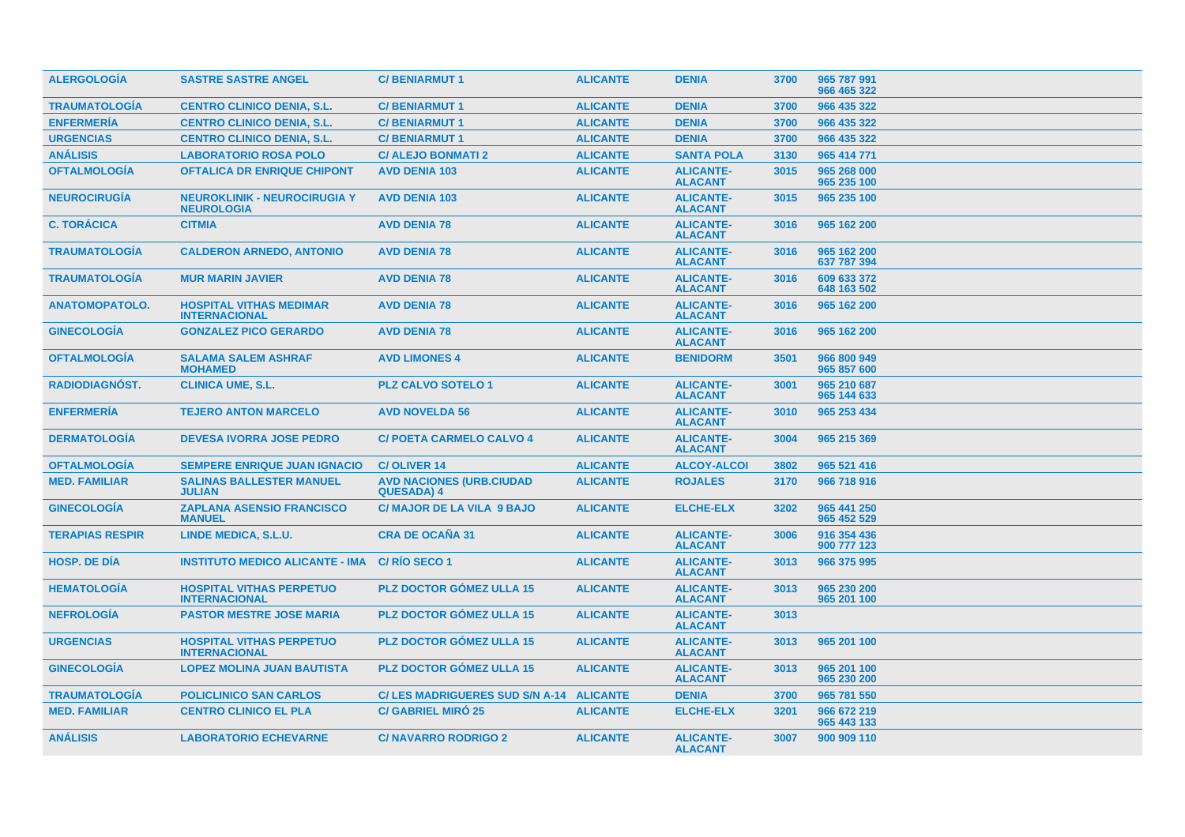| | | | | | | |
|---|---|---|---|---|---|---|
| **ALERGOLOGÍA** | **SASTRE SASTRE ANGEL** | **C/ BENIARMUT 1** | **ALICANTE** | **DENIA** | **3700** | **965 787 991 966 465 322** |
| **TRAUMATOLOGÍA** | **CENTRO CLINICO DENIA, S.L.** | **C/ BENIARMUT 1** | **ALICANTE** | **DENIA** | **3700** | **966 435 322** |
| **ENFERMERÍA** | **CENTRO CLINICO DENIA, S.L.** | **C/ BENIARMUT 1** | **ALICANTE** | **DENIA** | **3700** | **966 435 322** |
| **URGENCIAS** | **CENTRO CLINICO DENIA, S.L.** | **C/ BENIARMUT 1** | **ALICANTE** | **DENIA** | **3700** | **966 435 322** |
| **ANÁLISIS** | **LABORATORIO ROSA POLO** | **C/ ALEJO BONMATI 2** | **ALICANTE** | **SANTA POLA** | **3130** | **965 414 771** |
| **OFTALMOLOGÍA** | **OFTALICA DR ENRIQUE CHIPONT** | **AVD DENIA 103** | **ALICANTE** | **ALICANTE-ALACANT** | **3015** | **965 268 000 965 235 100** |
| **NEUROCIRUGÍA** | **NEUROKLINIK - NEUROCIRUGIA Y NEUROLOGIA** | **AVD DENIA 103** | **ALICANTE** | **ALICANTE-ALACANT** | **3015** | **965 235 100** |
| **C. TORÁCICA** | **CITMIA** | **AVD DENIA 78** | **ALICANTE** | **ALICANTE-ALACANT** | **3016** | **965 162 200** |
| **TRAUMATOLOGÍA** | **CALDERON ARNEDO, ANTONIO** | **AVD DENIA 78** | **ALICANTE** | **ALICANTE-ALACANT** | **3016** | **965 162 200 637 787 394** |
| **TRAUMATOLOGÍA** | **MUR MARIN JAVIER** | **AVD DENIA 78** | **ALICANTE** | **ALICANTE-ALACANT** | **3016** | **609 633 372 648 163 502** |
| **ANATOMOPATOLO.** | **HOSPITAL VITHAS MEDIMAR INTERNACIONAL** | **AVD DENIA 78** | **ALICANTE** | **ALICANTE-ALACANT** | **3016** | **965 162 200** |
| **GINECOLOGÍA** | **GONZALEZ PICO GERARDO** | **AVD DENIA 78** | **ALICANTE** | **ALICANTE-ALACANT** | **3016** | **965 162 200** |
| **OFTALMOLOGÍA** | **SALAMA SALEM ASHRAF MOHAMED** | **AVD LIMONES 4** | **ALICANTE** | **BENIDORM** | **3501** | **966 800 949 965 857 600** |
| **RADIODIAGNÓST.** | **CLINICA UME, S.L.** | **PLZ CALVO SOTELO 1** | **ALICANTE** | **ALICANTE-ALACANT** | **3001** | **965 210 687 965 144 633** |
| **ENFERMERÍA** | **TEJERO ANTON MARCELO** | **AVD NOVELDA 56** | **ALICANTE** | **ALICANTE-ALACANT** | **3010** | **965 253 434** |
| **DERMATOLOGÍA** | **DEVESA IVORRA JOSE PEDRO** | **C/ POETA CARMELO CALVO 4** | **ALICANTE** | **ALICANTE-ALACANT** | **3004** | **965 215 369** |
| **OFTALMOLOGÍA** | **SEMPERE ENRIQUE JUAN IGNACIO** | **C/ OLIVER 14** | **ALICANTE** | **ALCOY-ALCOI** | **3802** | **965 521 416** |
| **MED. FAMILIAR** | **SALINAS BALLESTER MANUEL JULIAN** | **AVD NACIONES (URB.CIUDAD QUESADA) 4** | **ALICANTE** | **ROJALES** | **3170** | **966 718 916** |
| **GINECOLOGÍA** | **ZAPLANA ASENSIO FRANCISCO MANUEL** | **C/ MAJOR DE LA VILA 9 BAJO** | **ALICANTE** | **ELCHE-ELX** | **3202** | **965 441 250 965 452 529** |
| **TERAPIAS RESPIR** | **LINDE MEDICA, S.L.U.** | **CRA DE OCAÑA 31** | **ALICANTE** | **ALICANTE-ALACANT** | **3006** | **916 354 436 900 777 123** |
| **HOSP. DE DÍA** | **INSTITUTO MEDICO ALICANTE - IMA** | **C/ RÍO SECO 1** | **ALICANTE** | **ALICANTE-ALACANT** | **3013** | **966 375 995** |
| **HEMATOLOGÍA** | **HOSPITAL VITHAS PERPETUO INTERNACIONAL** | **PLZ DOCTOR GÓMEZ ULLA 15** | **ALICANTE** | **ALICANTE-ALACANT** | **3013** | **965 230 200 965 201 100** |
| **NEFROLOGÍA** | **PASTOR MESTRE JOSE MARIA** | **PLZ DOCTOR GÓMEZ ULLA 15** | **ALICANTE** | **ALICANTE-ALACANT** | **3013** | |
| **URGENCIAS** | **HOSPITAL VITHAS PERPETUO INTERNACIONAL** | **PLZ DOCTOR GÓMEZ ULLA 15** | **ALICANTE** | **ALICANTE-ALACANT** | **3013** | **965 201 100** |
| **GINECOLOGÍA** | **LOPEZ MOLINA JUAN BAUTISTA** | **PLZ DOCTOR GÓMEZ ULLA 15** | **ALICANTE** | **ALICANTE-ALACANT** | **3013** | **965 201 100 965 230 200** |
| **TRAUMATOLOGÍA** | **POLICLINICO SAN CARLOS** | **C/ LES MADRIGUERES SUD S/N A-14** | **ALICANTE** | **DENIA** | **3700** | **965 781 550** |
| **MED. FAMILIAR** | **CENTRO CLINICO EL PLA** | **C/ GABRIEL MIRÓ 25** | **ALICANTE** | **ELCHE-ELX** | **3201** | **966 672 219 965 443 133** |
| **ANÁLISIS** | **LABORATORIO ECHEVARNE** | **C/ NAVARRO RODRIGO 2** | **ALICANTE** | **ALICANTE-ALACANT** | **3007** | **900 909 110** |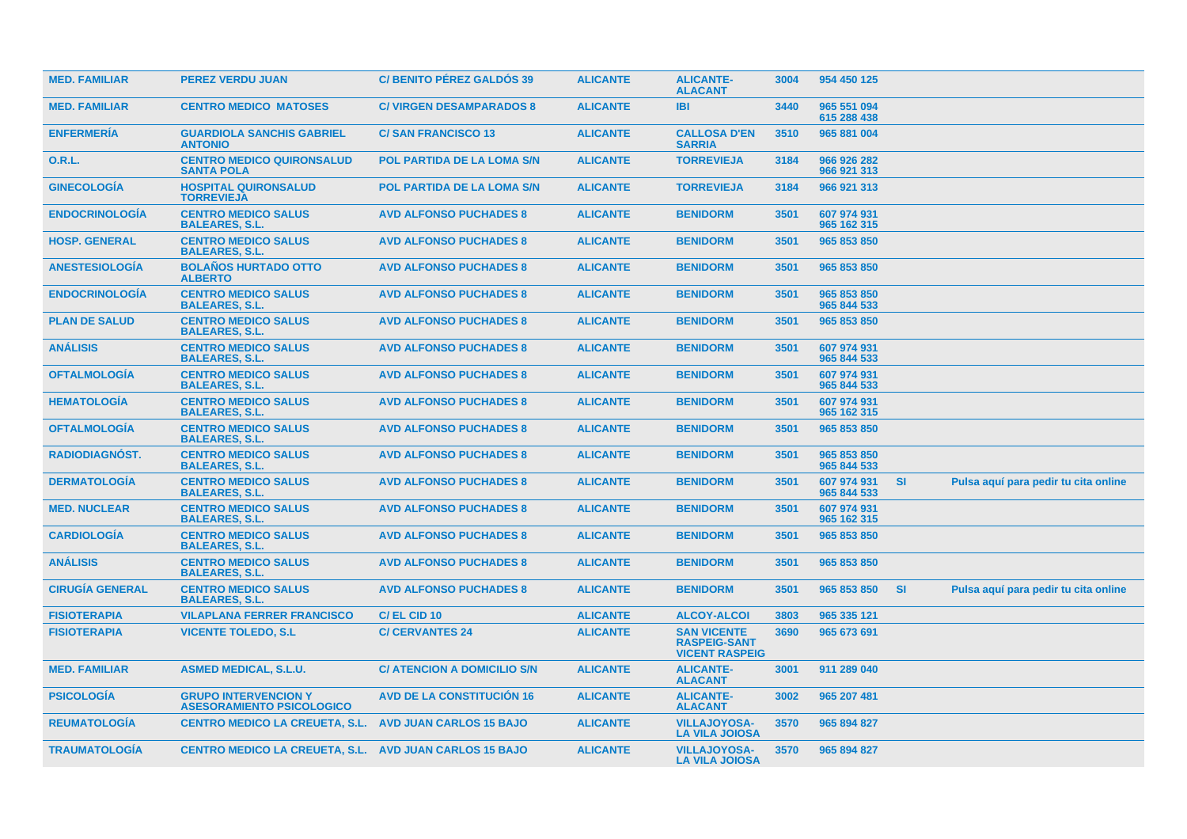| | | | | | | | | |
|---|---|---|---|---|---|---|---|---|
| **MED. FAMILIAR** | **PEREZ VERDU JUAN** | **C/ BENITO PÉREZ GALDÓS 39** | **ALICANTE** | **ALICANTE-ALACANT** | **3004** | **954 450 125** | | |
| **MED. FAMILIAR** | **CENTRO MEDICO MATOSES** | **C/ VIRGEN DESAMPARADOS 8** | **ALICANTE** | **IBI** | **3440** | **965 551 094 615 288 438** | | |
| **ENFERMERÍA** | **GUARDIOLA SANCHIS GABRIEL ANTONIO** | **C/ SAN FRANCISCO 13** | **ALICANTE** | **CALLOSA D'EN SARRIA** | **3510** | **965 881 004** | | |
| **O.R.L.** | **CENTRO MEDICO QUIRONSALUD SANTA POLA** | **POL PARTIDA DE LA LOMA S/N** | **ALICANTE** | **TORREVIEJA** | **3184** | **966 926 282 966 921 313** | | |
| **GINECOLOGÍA** | **HOSPITAL QUIRONSALUD TORREVIEJA** | **POL PARTIDA DE LA LOMA S/N** | **ALICANTE** | **TORREVIEJA** | **3184** | **966 921 313** | | |
| **ENDOCRINOLOGÍA** | **CENTRO MEDICO SALUS BALEARES, S.L.** | **AVD ALFONSO PUCHADES 8** | **ALICANTE** | **BENIDORM** | **3501** | **607 974 931 965 162 315** | | |
| **HOSP. GENERAL** | **CENTRO MEDICO SALUS BALEARES, S.L.** | **AVD ALFONSO PUCHADES 8** | **ALICANTE** | **BENIDORM** | **3501** | **965 853 850** | | |
| **ANESTESIOLOGÍA** | **BOLAÑOS HURTADO OTTO ALBERTO** | **AVD ALFONSO PUCHADES 8** | **ALICANTE** | **BENIDORM** | **3501** | **965 853 850** | | |
| **ENDOCRINOLOGÍA** | **CENTRO MEDICO SALUS BALEARES, S.L.** | **AVD ALFONSO PUCHADES 8** | **ALICANTE** | **BENIDORM** | **3501** | **965 853 850 965 844 533** | | |
| **PLAN DE SALUD** | **CENTRO MEDICO SALUS BALEARES, S.L.** | **AVD ALFONSO PUCHADES 8** | **ALICANTE** | **BENIDORM** | **3501** | **965 853 850** | | |
| **ANÁLISIS** | **CENTRO MEDICO SALUS BALEARES, S.L.** | **AVD ALFONSO PUCHADES 8** | **ALICANTE** | **BENIDORM** | **3501** | **607 974 931 965 844 533** | | |
| **OFTALMOLOGÍA** | **CENTRO MEDICO SALUS BALEARES, S.L.** | **AVD ALFONSO PUCHADES 8** | **ALICANTE** | **BENIDORM** | **3501** | **607 974 931 965 844 533** | | |
| **HEMATOLOGÍA** | **CENTRO MEDICO SALUS BALEARES, S.L.** | **AVD ALFONSO PUCHADES 8** | **ALICANTE** | **BENIDORM** | **3501** | **607 974 931 965 162 315** | | |
| **OFTALMOLOGÍA** | **CENTRO MEDICO SALUS BALEARES, S.L.** | **AVD ALFONSO PUCHADES 8** | **ALICANTE** | **BENIDORM** | **3501** | **965 853 850** | | |
| **RADIODIAGNÓST.** | **CENTRO MEDICO SALUS BALEARES, S.L.** | **AVD ALFONSO PUCHADES 8** | **ALICANTE** | **BENIDORM** | **3501** | **965 853 850 965 844 533** | | |
| **DERMATOLOGÍA** | **CENTRO MEDICO SALUS BALEARES, S.L.** | **AVD ALFONSO PUCHADES 8** | **ALICANTE** | **BENIDORM** | **3501** | **607 974 931 965 844 533** | **SI** | **Pulsa aquí para pedir tu cita online** |
| **MED. NUCLEAR** | **CENTRO MEDICO SALUS BALEARES, S.L.** | **AVD ALFONSO PUCHADES 8** | **ALICANTE** | **BENIDORM** | **3501** | **607 974 931 965 162 315** | | |
| **CARDIOLOGÍA** | **CENTRO MEDICO SALUS BALEARES, S.L.** | **AVD ALFONSO PUCHADES 8** | **ALICANTE** | **BENIDORM** | **3501** | **965 853 850** | | |
| **ANÁLISIS** | **CENTRO MEDICO SALUS BALEARES, S.L.** | **AVD ALFONSO PUCHADES 8** | **ALICANTE** | **BENIDORM** | **3501** | **965 853 850** | | |
| **CIRUGÍA GENERAL** | **CENTRO MEDICO SALUS BALEARES, S.L.** | **AVD ALFONSO PUCHADES 8** | **ALICANTE** | **BENIDORM** | **3501** | **965 853 850** | **SI** | **Pulsa aquí para pedir tu cita online** |
| **FISIOTERAPIA** | **VILAPLANA FERRER FRANCISCO** | **C/ EL CID 10** | **ALICANTE** | **ALCOY-ALCOI** | **3803** | **965 335 121** | | |
| **FISIOTERAPIA** | **VICENTE TOLEDO, S.L** | **C/ CERVANTES 24** | **ALICANTE** | **SAN VICENTE RASPEIG-SANT VICENT RASPEIG** | **3690** | **965 673 691** | | |
| **MED. FAMILIAR** | **ASMED MEDICAL, S.L.U.** | **C/ ATENCION A DOMICILIO S/N** | **ALICANTE** | **ALICANTE-ALACANT** | **3001** | **911 289 040** | | |
| **PSICOLOGÍA** | **GRUPO INTERVENCION Y ASESORAMIENTO PSICOLOGICO** | **AVD DE LA CONSTITUCIÓN 16** | **ALICANTE** | **ALICANTE-ALACANT** | **3002** | **965 207 481** | | |
| **REUMATOLOGÍA** | **CENTRO MEDICO LA CREUETA, S.L.** | **AVD JUAN CARLOS 15 BAJO** | **ALICANTE** | **VILLAJOYOSA-LA VILA JOIOSA** | **3570** | **965 894 827** | | |
| **TRAUMATOLOGÍA** | **CENTRO MEDICO LA CREUETA, S.L.** | **AVD JUAN CARLOS 15 BAJO** | **ALICANTE** | **VILLAJOYOSA-LA VILA JOIOSA** | **3570** | **965 894 827** | | |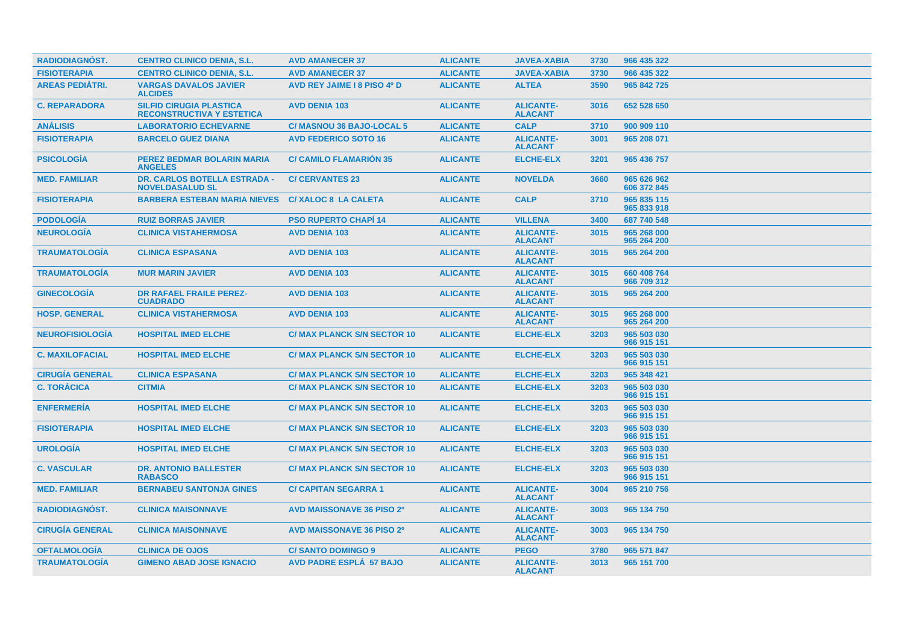| | | | | | | |
|---|---|---|---|---|---|---|
| RADIODIAGNÓST. | CENTRO CLINICO DENIA, S.L. | AVD AMANECER 37 | ALICANTE | JAVEA-XABIA | 3730 | 966 435 322 |
| FISIOTERAPIA | CENTRO CLINICO DENIA, S.L. | AVD AMANECER 37 | ALICANTE | JAVEA-XABIA | 3730 | 966 435 322 |
| AREAS PEDIÁTRI. | VARGAS DAVALOS JAVIER ALCIDES | AVD REY JAIME I 8 PISO 4º D | ALICANTE | ALTEA | 3590 | 965 842 725 |
| C. REPARADORA | SILFID CIRUGIA PLASTICA RECONSTRUCTIVA Y ESTETICA | AVD DENIA 103 | ALICANTE | ALICANTE-ALACANT | 3016 | 652 528 650 |
| ANÁLISIS | LABORATORIO ECHEVARNE | C/ MASNOU 36 BAJO-LOCAL 5 | ALICANTE | CALP | 3710 | 900 909 110 |
| FISIOTERAPIA | BARCELO GUEZ DIANA | AVD FEDERICO SOTO 16 | ALICANTE | ALICANTE-ALACANT | 3001 | 965 208 071 |
| PSICOLOGÍA | PEREZ BEDMAR BOLARIN MARIA ANGELES | C/ CAMILO FLAMARIÓN 35 | ALICANTE | ELCHE-ELX | 3201 | 965 436 757 |
| MED. FAMILIAR | DR. CARLOS BOTELLA ESTRADA - NOVELDASALUD SL | C/ CERVANTES 23 | ALICANTE | NOVELDA | 3660 | 965 626 962 606 372 845 |
| FISIOTERAPIA | BARBERA ESTEBAN MARIA NIEVES | C/ XALOC 8 LA CALETA | ALICANTE | CALP | 3710 | 965 835 115 965 833 918 |
| PODOLOGÍA | RUIZ BORRAS JAVIER | PSO RUPERTO CHAPÍ 14 | ALICANTE | VILLENA | 3400 | 687 740 548 |
| NEUROLOGÍA | CLINICA VISTAHERMOSA | AVD DENIA 103 | ALICANTE | ALICANTE-ALACANT | 3015 | 965 268 000 965 264 200 |
| TRAUMATOLOGÍA | CLINICA ESPASANA | AVD DENIA 103 | ALICANTE | ALICANTE-ALACANT | 3015 | 965 264 200 |
| TRAUMATOLOGÍA | MUR MARIN JAVIER | AVD DENIA 103 | ALICANTE | ALICANTE-ALACANT | 3015 | 660 408 764 966 709 312 |
| GINECOLOGÍA | DR RAFAEL FRAILE PEREZ-CUADRADO | AVD DENIA 103 | ALICANTE | ALICANTE-ALACANT | 3015 | 965 264 200 |
| HOSP. GENERAL | CLINICA VISTAHERMOSA | AVD DENIA 103 | ALICANTE | ALICANTE-ALACANT | 3015 | 965 268 000 965 264 200 |
| NEUROFISIOLOGÍA | HOSPITAL IMED ELCHE | C/ MAX PLANCK S/N SECTOR 10 | ALICANTE | ELCHE-ELX | 3203 | 965 503 030 966 915 151 |
| C. MAXILOFACIAL | HOSPITAL IMED ELCHE | C/ MAX PLANCK S/N SECTOR 10 | ALICANTE | ELCHE-ELX | 3203 | 965 503 030 966 915 151 |
| CIRUGÍA GENERAL | CLINICA ESPASANA | C/ MAX PLANCK S/N SECTOR 10 | ALICANTE | ELCHE-ELX | 3203 | 965 348 421 |
| C. TORÁCICA | CITMIA | C/ MAX PLANCK S/N SECTOR 10 | ALICANTE | ELCHE-ELX | 3203 | 965 503 030 966 915 151 |
| ENFERMERÍA | HOSPITAL IMED ELCHE | C/ MAX PLANCK S/N SECTOR 10 | ALICANTE | ELCHE-ELX | 3203 | 965 503 030 966 915 151 |
| FISIOTERAPIA | HOSPITAL IMED ELCHE | C/ MAX PLANCK S/N SECTOR 10 | ALICANTE | ELCHE-ELX | 3203 | 965 503 030 966 915 151 |
| UROLOGÍA | HOSPITAL IMED ELCHE | C/ MAX PLANCK S/N SECTOR 10 | ALICANTE | ELCHE-ELX | 3203 | 965 503 030 966 915 151 |
| C. VASCULAR | DR. ANTONIO BALLESTER RABASCO | C/ MAX PLANCK S/N SECTOR 10 | ALICANTE | ELCHE-ELX | 3203 | 965 503 030 966 915 151 |
| MED. FAMILIAR | BERNABEU SANTONJA GINES | C/ CAPITAN SEGARRA 1 | ALICANTE | ALICANTE-ALACANT | 3004 | 965 210 756 |
| RADIODIAGNÓST. | CLINICA MAISONNAVE | AVD MAISSONAVE 36 PISO 2º | ALICANTE | ALICANTE-ALACANT | 3003 | 965 134 750 |
| CIRUGÍA GENERAL | CLINICA MAISONNAVE | AVD MAISSONAVE 36 PISO 2º | ALICANTE | ALICANTE-ALACANT | 3003 | 965 134 750 |
| OFTALMOLOGÍA | CLINICA DE OJOS | C/ SANTO DOMINGO 9 | ALICANTE | PEGO | 3780 | 965 571 847 |
| TRAUMATOLOGÍA | GIMENO ABAD JOSE IGNACIO | AVD PADRE ESPLÁ 57 BAJO | ALICANTE | ALICANTE-ALACANT | 3013 | 965 151 700 |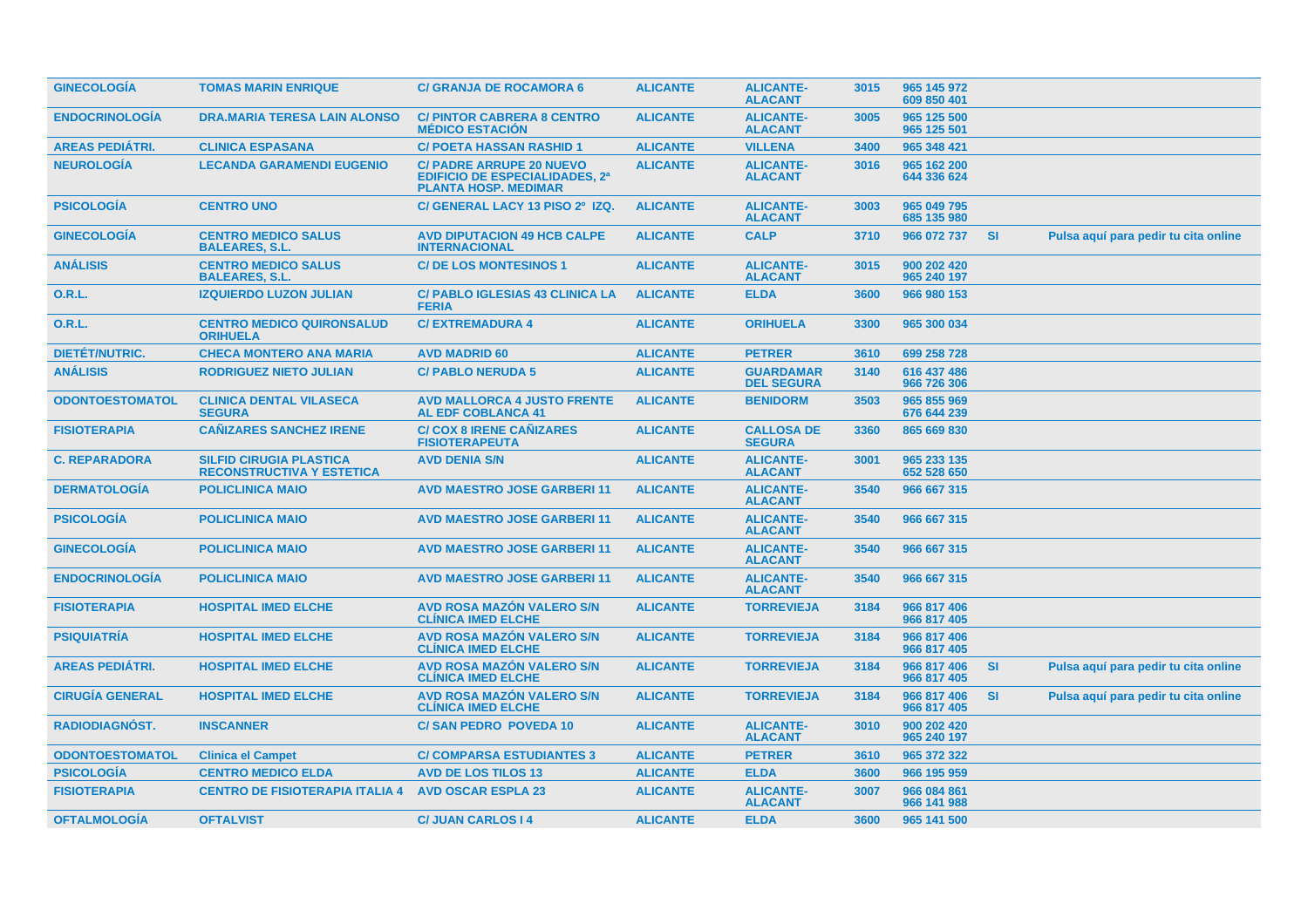| | | | | | | | | |
|---|---|---|---|---|---|---|---|---|
| GINECOLOGÍA | TOMAS MARIN ENRIQUE | C/ GRANJA DE ROCAMORA 6 | ALICANTE | ALICANTE-ALACANT | 3015 | 965 145 972 609 850 401 | | |
| ENDOCRINOLOGÍA | DRA.MARIA TERESA LAIN ALONSO | C/ PINTOR CABRERA 8 CENTRO MÉDICO ESTACIÓN | ALICANTE | ALICANTE-ALACANT | 3005 | 965 125 500 965 125 501 | | |
| AREAS PEDIÁTRI. | CLINICA ESPASANA | C/ POETA HASSAN RASHID 1 | ALICANTE | VILLENA | 3400 | 965 348 421 | | |
| NEUROLOGÍA | LECANDA GARAMENDI EUGENIO | C/ PADRE ARRUPE 20 NUEVO EDIFICIO DE ESPECIALIDADES, 2ª PLANTA HOSP. MEDIMAR | ALICANTE | ALICANTE-ALACANT | 3016 | 965 162 200 644 336 624 | | |
| PSICOLOGÍA | CENTRO UNO | C/ GENERAL LACY 13 PISO 2º IZQ. | ALICANTE | ALICANTE-ALACANT | 3003 | 965 049 795 685 135 980 | | |
| GINECOLOGÍA | CENTRO MEDICO SALUS BALEARES, S.L. | AVD DIPUTACION 49 HCB CALPE INTERNACIONAL | ALICANTE | CALP | 3710 | 966 072 737 | SI | Pulsa aquí para pedir tu cita online |
| ANÁLISIS | CENTRO MEDICO SALUS BALEARES, S.L. | C/ DE LOS MONTESINOS 1 | ALICANTE | ALICANTE-ALACANT | 3015 | 900 202 420 965 240 197 | | |
| O.R.L. | IZQUIERDO LUZON JULIAN | C/ PABLO IGLESIAS 43 CLINICA LA FERIA | ALICANTE | ELDA | 3600 | 966 980 153 | | |
| O.R.L. | CENTRO MEDICO QUIRONSALUD ORIHUELA | C/ EXTREMADURA 4 | ALICANTE | ORIHUELA | 3300 | 965 300 034 | | |
| DIETÉT/NUTRIC. | CHECA MONTERO ANA MARIA | AVD MADRID 60 | ALICANTE | PETRER | 3610 | 699 258 728 | | |
| ANÁLISIS | RODRIGUEZ NIETO JULIAN | C/ PABLO NERUDA 5 | ALICANTE | GUARDAMAR DEL SEGURA | 3140 | 616 437 486 966 726 306 | | |
| ODONTOESTOMATOL | CLINICA DENTAL VILASECA SEGURA | AVD MALLORCA 4 JUSTO FRENTE AL EDF COBLANCA 41 | ALICANTE | BENIDORM | 3503 | 965 855 969 676 644 239 | | |
| FISIOTERAPIA | CAÑIZARES SANCHEZ IRENE | C/ COX 8 IRENE CAÑIZARES FISIOTERAPEUTA | ALICANTE | CALLOSA DE SEGURA | 3360 | 865 669 830 | | |
| C. REPARADORA | SILFID CIRUGIA PLASTICA RECONSTRUCTIVA Y ESTETICA | AVD DENIA S/N | ALICANTE | ALICANTE-ALACANT | 3001 | 965 233 135 652 528 650 | | |
| DERMATOLOGÍA | POLICLINICA MAIO | AVD MAESTRO JOSE GARBERI 11 | ALICANTE | ALICANTE-ALACANT | 3540 | 966 667 315 | | |
| PSICOLOGÍA | POLICLINICA MAIO | AVD MAESTRO JOSE GARBERI 11 | ALICANTE | ALICANTE-ALACANT | 3540 | 966 667 315 | | |
| GINECOLOGÍA | POLICLINICA MAIO | AVD MAESTRO JOSE GARBERI 11 | ALICANTE | ALICANTE-ALACANT | 3540 | 966 667 315 | | |
| ENDOCRINOLOGÍA | POLICLINICA MAIO | AVD MAESTRO JOSE GARBERI 11 | ALICANTE | ALICANTE-ALACANT | 3540 | 966 667 315 | | |
| FISIOTERAPIA | HOSPITAL IMED ELCHE | AVD ROSA MAZÓN VALERO S/N CLÍNICA IMED ELCHE | ALICANTE | TORREVIEJA | 3184 | 966 817 406 966 817 405 | | |
| PSIQUIATRÍA | HOSPITAL IMED ELCHE | AVD ROSA MAZÓN VALERO S/N CLÍNICA IMED ELCHE | ALICANTE | TORREVIEJA | 3184 | 966 817 406 966 817 405 | | |
| AREAS PEDIÁTRI. | HOSPITAL IMED ELCHE | AVD ROSA MAZÓN VALERO S/N CLÍNICA IMED ELCHE | ALICANTE | TORREVIEJA | 3184 | 966 817 406 966 817 405 | SI | Pulsa aquí para pedir tu cita online |
| CIRUGÍA GENERAL | HOSPITAL IMED ELCHE | AVD ROSA MAZÓN VALERO S/N CLÍNICA IMED ELCHE | ALICANTE | TORREVIEJA | 3184 | 966 817 406 966 817 405 | SI | Pulsa aquí para pedir tu cita online |
| RADIODIAGNÓST. | INSCANNER | C/ SAN PEDRO POVEDA 10 | ALICANTE | ALICANTE-ALACANT | 3010 | 900 202 420 965 240 197 | | |
| ODONTOESTOMATOL | Clinica el Campet | C/ COMPARSA ESTUDIANTES 3 | ALICANTE | PETRER | 3610 | 965 372 322 | | |
| PSICOLOGÍA | CENTRO MEDICO ELDA | AVD DE LOS TILOS 13 | ALICANTE | ELDA | 3600 | 966 195 959 | | |
| FISIOTERAPIA | CENTRO DE FISIOTERAPIA ITALIA 4 | AVD OSCAR ESPLA 23 | ALICANTE | ALICANTE-ALACANT | 3007 | 966 084 861 966 141 988 | | |
| OFTALMOLOGÍA | OFTALVIST | C/ JUAN CARLOS I 4 | ALICANTE | ELDA | 3600 | 965 141 500 | | |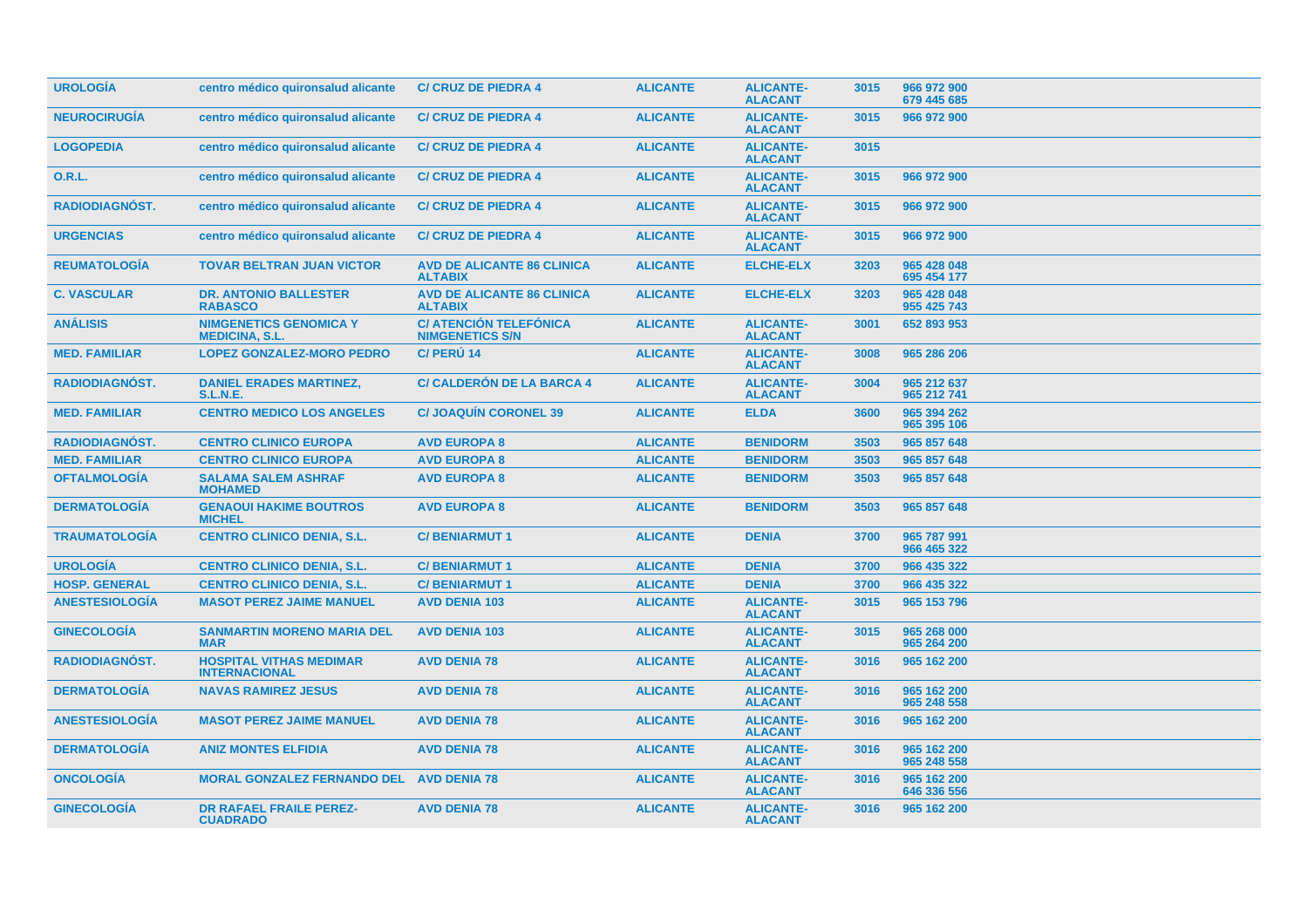| UROLOGÍA | centro médico quironsalud alicante | C/ CRUZ DE PIEDRA 4 | ALICANTE | ALICANTE-ALACANT | 3015 | 966 972 900 679 445 685 |
|---|---|---|---|---|---|---|
| NEUROCIRUGÍA | centro médico quironsalud alicante | C/ CRUZ DE PIEDRA 4 | ALICANTE | ALICANTE-ALACANT | 3015 | 966 972 900 |
| LOGOPEDIA | centro médico quironsalud alicante | C/ CRUZ DE PIEDRA 4 | ALICANTE | ALICANTE-ALACANT | 3015 | |
| O.R.L. | centro médico quironsalud alicante | C/ CRUZ DE PIEDRA 4 | ALICANTE | ALICANTE-ALACANT | 3015 | 966 972 900 |
| RADIODIAGNÓST. | centro médico quironsalud alicante | C/ CRUZ DE PIEDRA 4 | ALICANTE | ALICANTE-ALACANT | 3015 | 966 972 900 |
| URGENCIAS | centro médico quironsalud alicante | C/ CRUZ DE PIEDRA 4 | ALICANTE | ALICANTE-ALACANT | 3015 | 966 972 900 |
| REUMATOLOGÍA | TOVAR BELTRAN JUAN VICTOR | AVD DE ALICANTE 86 CLINICA ALTABIX | ALICANTE | ELCHE-ELX | 3203 | 965 428 048 695 454 177 |
| C. VASCULAR | DR. ANTONIO BALLESTER RABASCO | AVD DE ALICANTE 86 CLINICA ALTABIX | ALICANTE | ELCHE-ELX | 3203 | 965 428 048 955 425 743 |
| ANÁLISIS | NIMGENETICS GENOMICA Y MEDICINA, S.L. | C/ ATENCIÓN TELEFÓNICA NIMGENETICS S/N | ALICANTE | ALICANTE-ALACANT | 3001 | 652 893 953 |
| MED. FAMILIAR | LOPEZ GONZALEZ-MORO PEDRO | C/ PERÚ 14 | ALICANTE | ALICANTE-ALACANT | 3008 | 965 286 206 |
| RADIODIAGNÓST. | DANIEL ERADES MARTINEZ, S.L.N.E. | C/ CALDERÓN DE LA BARCA 4 | ALICANTE | ALICANTE-ALACANT | 3004 | 965 212 637 965 212 741 |
| MED. FAMILIAR | CENTRO MEDICO LOS ANGELES | C/ JOAQUÍN CORONEL 39 | ALICANTE | ELDA | 3600 | 965 394 262 965 395 106 |
| RADIODIAGNÓST. | CENTRO CLINICO EUROPA | AVD EUROPA 8 | ALICANTE | BENIDORM | 3503 | 965 857 648 |
| MED. FAMILIAR | CENTRO CLINICO EUROPA | AVD EUROPA 8 | ALICANTE | BENIDORM | 3503 | 965 857 648 |
| OFTALMOLOGÍA | SALAMA SALEM ASHRAF MOHAMED | AVD EUROPA 8 | ALICANTE | BENIDORM | 3503 | 965 857 648 |
| DERMATOLOGÍA | GENAOUI HAKIME BOUTROS MICHEL | AVD EUROPA 8 | ALICANTE | BENIDORM | 3503 | 965 857 648 |
| TRAUMATOLOGÍA | CENTRO CLINICO DENIA, S.L. | C/ BENIARMUT 1 | ALICANTE | DENIA | 3700 | 965 787 991 966 465 322 |
| UROLOGÍA | CENTRO CLINICO DENIA, S.L. | C/ BENIARMUT 1 | ALICANTE | DENIA | 3700 | 966 435 322 |
| HOSP. GENERAL | CENTRO CLINICO DENIA, S.L. | C/ BENIARMUT 1 | ALICANTE | DENIA | 3700 | 966 435 322 |
| ANESTESIOLOGÍA | MASOT PEREZ JAIME MANUEL | AVD DENIA 103 | ALICANTE | ALICANTE-ALACANT | 3015 | 965 153 796 |
| GINECOLOGÍA | SANMARTIN MORENO MARIA DEL MAR | AVD DENIA 103 | ALICANTE | ALICANTE-ALACANT | 3015 | 965 268 000 965 264 200 |
| RADIODIAGNÓST. | HOSPITAL VITHAS MEDIMAR INTERNACIONAL | AVD DENIA 78 | ALICANTE | ALICANTE-ALACANT | 3016 | 965 162 200 |
| DERMATOLOGÍA | NAVAS RAMIREZ JESUS | AVD DENIA 78 | ALICANTE | ALICANTE-ALACANT | 3016 | 965 162 200 965 248 558 |
| ANESTESIOLOGÍA | MASOT PEREZ JAIME MANUEL | AVD DENIA 78 | ALICANTE | ALICANTE-ALACANT | 3016 | 965 162 200 |
| DERMATOLOGÍA | ANIZ MONTES ELFIDIA | AVD DENIA 78 | ALICANTE | ALICANTE-ALACANT | 3016 | 965 162 200 965 248 558 |
| ONCOLOGÍA | MORAL GONZALEZ FERNANDO DEL | AVD DENIA 78 | ALICANTE | ALICANTE-ALACANT | 3016 | 965 162 200 646 336 556 |
| GINECOLOGÍA | DR RAFAEL FRAILE PEREZ-CUADRADO | AVD DENIA 78 | ALICANTE | ALICANTE-ALACANT | 3016 | 965 162 200 |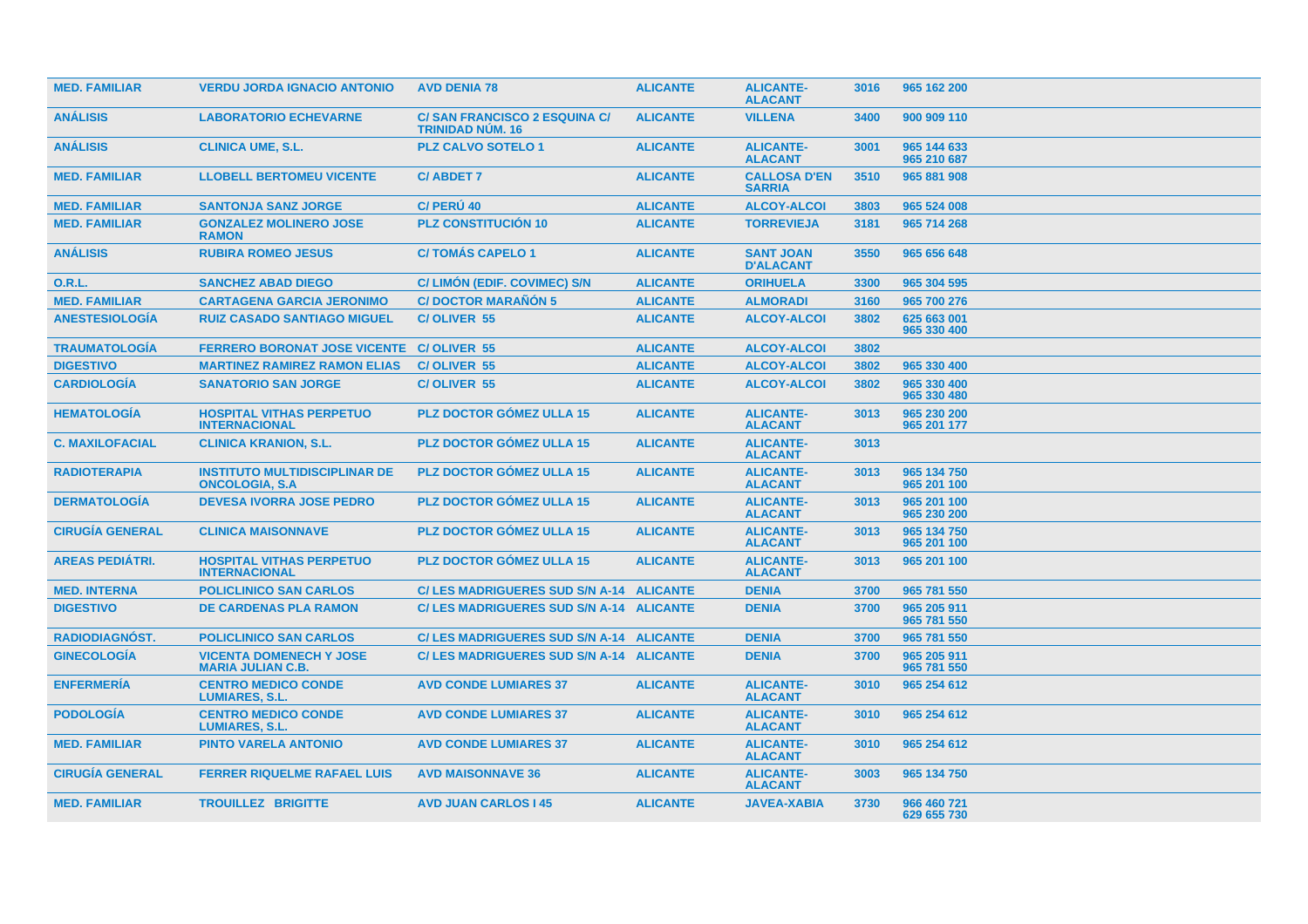| | | | | | | |
|---|---|---|---|---|---|---|
| **MED. FAMILIAR** | **VERDU JORDA IGNACIO ANTONIO** | **AVD DENIA 78** | **ALICANTE** | **ALICANTE-ALACANT** | **3016** | **965 162 200** |
| **ANÁLISIS** | **LABORATORIO ECHEVARNE** | **C/ SAN FRANCISCO 2 ESQUINA C/ TRINIDAD NÚM. 16** | **ALICANTE** | **VILLENA** | **3400** | **900 909 110** |
| **ANÁLISIS** | **CLINICA UME, S.L.** | **PLZ CALVO SOTELO 1** | **ALICANTE** | **ALICANTE-ALACANT** | **3001** | **965 144 633 965 210 687** |
| **MED. FAMILIAR** | **LLOBELL BERTOMEU VICENTE** | **C/ ABDET 7** | **ALICANTE** | **CALLOSA D'EN SARRIA** | **3510** | **965 881 908** |
| **MED. FAMILIAR** | **SANTONJA SANZ JORGE** | **C/ PERÚ 40** | **ALICANTE** | **ALCOY-ALCOI** | **3803** | **965 524 008** |
| **MED. FAMILIAR** | **GONZALEZ MOLINERO JOSE RAMON** | **PLZ CONSTITUCIÓN 10** | **ALICANTE** | **TORREVIEJA** | **3181** | **965 714 268** |
| **ANÁLISIS** | **RUBIRA ROMEO JESUS** | **C/ TOMÁS CAPELO 1** | **ALICANTE** | **SANT JOAN D'ALACANT** | **3550** | **965 656 648** |
| **O.R.L.** | **SANCHEZ ABAD DIEGO** | **C/ LIMÓN (EDIF. COVIMEC) S/N** | **ALICANTE** | **ORIHUELA** | **3300** | **965 304 595** |
| **MED. FAMILIAR** | **CARTAGENA GARCIA JERONIMO** | **C/ DOCTOR MARAÑÓN 5** | **ALICANTE** | **ALMORADI** | **3160** | **965 700 276** |
| **ANESTESIOLOGÍA** | **RUIZ CASADO SANTIAGO MIGUEL** | **C/ OLIVER 55** | **ALICANTE** | **ALCOY-ALCOI** | **3802** | **625 663 001 965 330 400** |
| **TRAUMATOLOGÍA** | **FERRERO BORONAT JOSE VICENTE** | **C/ OLIVER 55** | **ALICANTE** | **ALCOY-ALCOI** | **3802** | |
| **DIGESTIVO** | **MARTINEZ RAMIREZ RAMON ELIAS** | **C/ OLIVER 55** | **ALICANTE** | **ALCOY-ALCOI** | **3802** | **965 330 400** |
| **CARDIOLOGÍA** | **SANATORIO SAN JORGE** | **C/ OLIVER 55** | **ALICANTE** | **ALCOY-ALCOI** | **3802** | **965 330 400 965 330 480** |
| **HEMATOLOGÍA** | **HOSPITAL VITHAS PERPETUO INTERNACIONAL** | **PLZ DOCTOR GÓMEZ ULLA 15** | **ALICANTE** | **ALICANTE-ALACANT** | **3013** | **965 230 200 965 201 177** |
| **C. MAXILOFACIAL** | **CLINICA KRANION, S.L.** | **PLZ DOCTOR GÓMEZ ULLA 15** | **ALICANTE** | **ALICANTE-ALACANT** | **3013** | |
| **RADIOTERAPIA** | **INSTITUTO MULTIDISCIPLINAR DE ONCOLOGIA, S.A** | **PLZ DOCTOR GÓMEZ ULLA 15** | **ALICANTE** | **ALICANTE-ALACANT** | **3013** | **965 134 750 965 201 100** |
| **DERMATOLOGÍA** | **DEVESA IVORRA JOSE PEDRO** | **PLZ DOCTOR GÓMEZ ULLA 15** | **ALICANTE** | **ALICANTE-ALACANT** | **3013** | **965 201 100 965 230 200** |
| **CIRUGÍA GENERAL** | **CLINICA MAISONNAVE** | **PLZ DOCTOR GÓMEZ ULLA 15** | **ALICANTE** | **ALICANTE-ALACANT** | **3013** | **965 134 750 965 201 100** |
| **AREAS PEDIÁTRI.** | **HOSPITAL VITHAS PERPETUO INTERNACIONAL** | **PLZ DOCTOR GÓMEZ ULLA 15** | **ALICANTE** | **ALICANTE-ALACANT** | **3013** | **965 201 100** |
| **MED. INTERNA** | **POLICLINICO SAN CARLOS** | **C/ LES MADRIGUERES SUD S/N A-14** | **ALICANTE** | **DENIA** | **3700** | **965 781 550** |
| **DIGESTIVO** | **DE CARDENAS PLA RAMON** | **C/ LES MADRIGUERES SUD S/N A-14** | **ALICANTE** | **DENIA** | **3700** | **965 205 911 965 781 550** |
| **RADIODIAGNÓST.** | **POLICLINICO SAN CARLOS** | **C/ LES MADRIGUERES SUD S/N A-14** | **ALICANTE** | **DENIA** | **3700** | **965 781 550** |
| **GINECOLOGÍA** | **VICENTA DOMENECH Y JOSE MARIA JULIAN C.B.** | **C/ LES MADRIGUERES SUD S/N A-14** | **ALICANTE** | **DENIA** | **3700** | **965 205 911 965 781 550** |
| **ENFERMERÍA** | **CENTRO MEDICO CONDE LUMIARES, S.L.** | **AVD CONDE LUMIARES 37** | **ALICANTE** | **ALICANTE-ALACANT** | **3010** | **965 254 612** |
| **PODOLOGÍA** | **CENTRO MEDICO CONDE LUMIARES, S.L.** | **AVD CONDE LUMIARES 37** | **ALICANTE** | **ALICANTE-ALACANT** | **3010** | **965 254 612** |
| **MED. FAMILIAR** | **PINTO VARELA ANTONIO** | **AVD CONDE LUMIARES 37** | **ALICANTE** | **ALICANTE-ALACANT** | **3010** | **965 254 612** |
| **CIRUGÍA GENERAL** | **FERRER RIQUELME RAFAEL LUIS** | **AVD MAISONNAVE 36** | **ALICANTE** | **ALICANTE-ALACANT** | **3003** | **965 134 750** |
| **MED. FAMILIAR** | **TROUILLEZ BRIGITTE** | **AVD JUAN CARLOS I 45** | **ALICANTE** | **JAVEA-XABIA** | **3730** | **966 460 721 629 655 730** |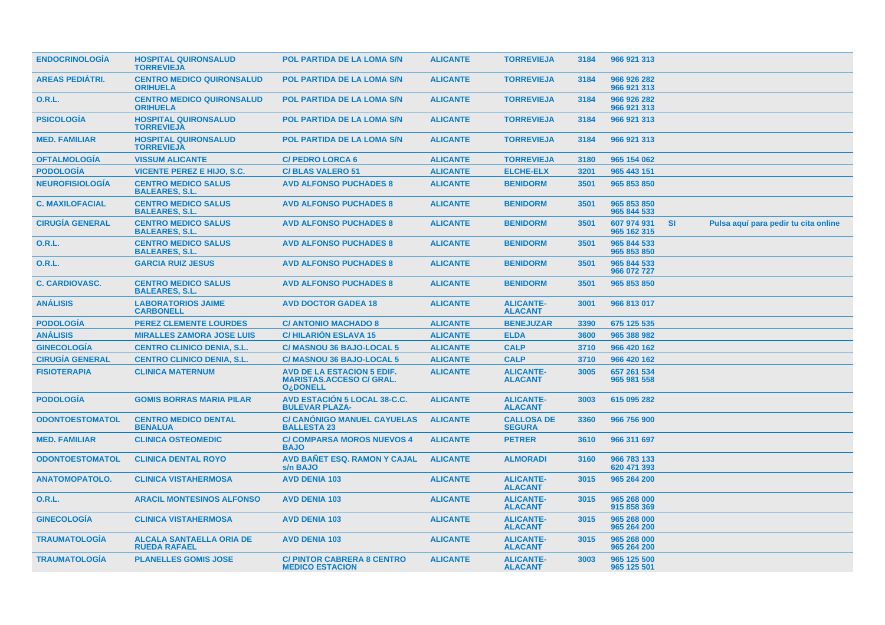| | | | | | | | | |
|---|---|---|---|---|---|---|---|---|
| ENDOCRINOLOGÍA | HOSPITAL QUIRONSALUD TORREVIEJA | POL PARTIDA DE LA LOMA S/N | ALICANTE | TORREVIEJA | 3184 | 966 921 313 | | |
| AREAS PEDIÁTRI. | CENTRO MEDICO QUIRONSALUD ORIHUELA | POL PARTIDA DE LA LOMA S/N | ALICANTE | TORREVIEJA | 3184 | 966 926 282<br>966 921 313 | | |
| O.R.L. | CENTRO MEDICO QUIRONSALUD ORIHUELA | POL PARTIDA DE LA LOMA S/N | ALICANTE | TORREVIEJA | 3184 | 966 926 282<br>966 921 313 | | |
| PSICOLOGÍA | HOSPITAL QUIRONSALUD TORREVIEJA | POL PARTIDA DE LA LOMA S/N | ALICANTE | TORREVIEJA | 3184 | 966 921 313 | | |
| MED. FAMILIAR | HOSPITAL QUIRONSALUD TORREVIEJA | POL PARTIDA DE LA LOMA S/N | ALICANTE | TORREVIEJA | 3184 | 966 921 313 | | |
| OFTALMOLOGÍA | VISSUM ALICANTE | C/ PEDRO LORCA 6 | ALICANTE | TORREVIEJA | 3180 | 965 154 062 | | |
| PODOLOGÍA | VICENTE PEREZ E HIJO, S.C. | C/ BLAS VALERO 51 | ALICANTE | ELCHE-ELX | 3201 | 965 443 151 | | |
| NEUROFISIOLOGÍA | CENTRO MEDICO SALUS BALEARES, S.L. | AVD ALFONSO PUCHADES 8 | ALICANTE | BENIDORM | 3501 | 965 853 850 | | |
| C. MAXILOFACIAL | CENTRO MEDICO SALUS BALEARES, S.L. | AVD ALFONSO PUCHADES 8 | ALICANTE | BENIDORM | 3501 | 965 853 850<br>965 844 533 | | |
| CIRUGÍA GENERAL | CENTRO MEDICO SALUS BALEARES, S.L. | AVD ALFONSO PUCHADES 8 | ALICANTE | BENIDORM | 3501 | 607 974 931<br>965 162 315 | SI | Pulsa aquí para pedir tu cita online |
| O.R.L. | CENTRO MEDICO SALUS BALEARES, S.L. | AVD ALFONSO PUCHADES 8 | ALICANTE | BENIDORM | 3501 | 965 844 533<br>965 853 850 | | |
| O.R.L. | GARCIA RUIZ JESUS | AVD ALFONSO PUCHADES 8 | ALICANTE | BENIDORM | 3501 | 965 844 533<br>966 072 727 | | |
| C. CARDIOVASC. | CENTRO MEDICO SALUS BALEARES, S.L. | AVD ALFONSO PUCHADES 8 | ALICANTE | BENIDORM | 3501 | 965 853 850 | | |
| ANÁLISIS | LABORATORIOS JAIME CARBONELL | AVD DOCTOR GADEA 18 | ALICANTE | ALICANTE-ALACANT | 3001 | 966 813 017 | | |
| PODOLOGÍA | PEREZ CLEMENTE LOURDES | C/ ANTONIO MACHADO 8 | ALICANTE | BENEJUZAR | 3390 | 675 125 535 | | |
| ANÁLISIS | MIRALLES ZAMORA JOSE LUIS | C/ HILARIÓN ESLAVA 15 | ALICANTE | ELDA | 3600 | 965 388 982 | | |
| GINECOLOGÍA | CENTRO CLINICO DENIA, S.L. | C/ MASNOU 36 BAJO-LOCAL 5 | ALICANTE | CALP | 3710 | 966 420 162 | | |
| CIRUGÍA GENERAL | CENTRO CLINICO DENIA, S.L. | C/ MASNOU 36 BAJO-LOCAL 5 | ALICANTE | CALP | 3710 | 966 420 162 | | |
| FISIOTERAPIA | CLINICA MATERNUM | AVD DE LA ESTACION 5 EDIF. MARISTAS.ACCESO C/ GRAL. O¿DONELL | ALICANTE | ALICANTE-ALACANT | 3005 | 657 261 534<br>965 981 558 | | |
| PODOLOGÍA | GOMIS BORRAS MARIA PILAR | AVD ESTACIÓN 5 LOCAL 38-C.C. BULEVAR PLAZA- | ALICANTE | ALICANTE-ALACANT | 3003 | 615 095 282 | | |
| ODONTOESTOMATOL | CENTRO MEDICO DENTAL BENALUA | C/ CANÓNIGO MANUEL CAYUELAS BALLESTA 23 | ALICANTE | CALLOSA DE SEGURA | 3360 | 966 756 900 | | |
| MED. FAMILIAR | CLINICA OSTEOMEDIC | C/ COMPARSA MOROS NUEVOS 4 BAJO | ALICANTE | PETRER | 3610 | 966 311 697 | | |
| ODONTOESTOMATOL | CLINICA DENTAL ROYO | AVD BAÑET ESQ. RAMON Y CAJAL s/n BAJO | ALICANTE | ALMORADI | 3160 | 966 783 133<br>620 471 393 | | |
| ANATOMOPATOLO. | CLINICA VISTAHERMOSA | AVD DENIA 103 | ALICANTE | ALICANTE-ALACANT | 3015 | 965 264 200 | | |
| O.R.L. | ARACIL MONTESINOS ALFONSO | AVD DENIA 103 | ALICANTE | ALICANTE-ALACANT | 3015 | 965 268 000<br>915 858 369 | | |
| GINECOLOGÍA | CLINICA VISTAHERMOSA | AVD DENIA 103 | ALICANTE | ALICANTE-ALACANT | 3015 | 965 268 000<br>965 264 200 | | |
| TRAUMATOLOGÍA | ALCALA SANTAELLA ORIA DE RUEDA RAFAEL | AVD DENIA 103 | ALICANTE | ALICANTE-ALACANT | 3015 | 965 268 000<br>965 264 200 | | |
| TRAUMATOLOGÍA | PLANELLES GOMIS JOSE | C/ PINTOR CABRERA 8 CENTRO MEDICO ESTACION | ALICANTE | ALICANTE-ALACANT | 3003 | 965 125 500<br>965 125 501 | | |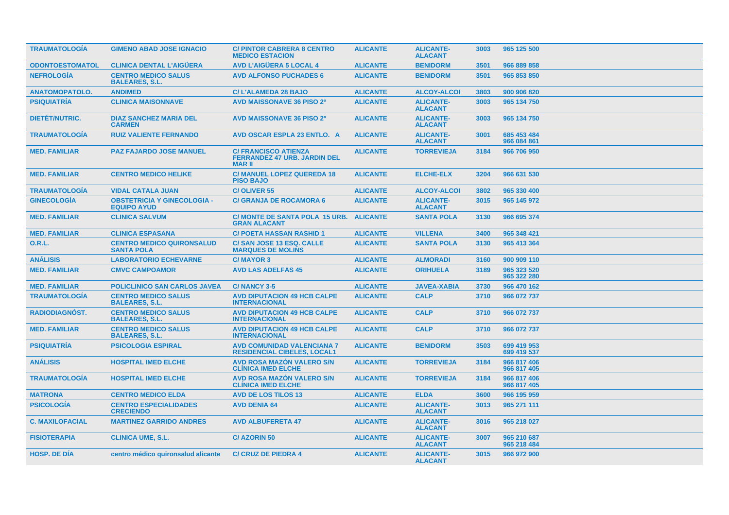| TRAUMATOLOGÍA | GIMENO ABAD JOSE IGNACIO | C/ PINTOR CABRERA 8 CENTRO MEDICO ESTACION | ALICANTE | ALICANTE-ALACANT | 3003 | 965 125 500 |
|---|---|---|---|---|---|---|
| ODONTOESTOMATOL | CLINICA DENTAL L'AIGÜERA | AVD L'AIGÜERA 5 LOCAL 4 | ALICANTE | BENIDORM | 3501 | 966 889 858 |
| NEFROLOGÍA | CENTRO MEDICO SALUS BALEARES, S.L. | AVD ALFONSO PUCHADES 6 | ALICANTE | BENIDORM | 3501 | 965 853 850 |
| ANATOMOPATOLO. | ANDIMED | C/ L'ALAMEDA 28 BAJO | ALICANTE | ALCOY-ALCOI | 3803 | 900 906 820 |
| PSIQUIATRÍA | CLINICA MAISONNAVE | AVD MAISSONAVE 36 PISO 2º | ALICANTE | ALICANTE-ALACANT | 3003 | 965 134 750 |
| DIETÉT/NUTRIC. | DIAZ SANCHEZ MARIA DEL CARMEN | AVD MAISSONAVE 36 PISO 2º | ALICANTE | ALICANTE-ALACANT | 3003 | 965 134 750 |
| TRAUMATOLOGÍA | RUIZ VALIENTE FERNANDO | AVD OSCAR ESPLA 23 ENTLO. A | ALICANTE | ALICANTE-ALACANT | 3001 | 685 453 484 966 084 861 |
| MED. FAMILIAR | PAZ FAJARDO JOSE MANUEL | C/ FRANCISCO ATIENZA FERRANDEZ 47 URB. JARDIN DEL MAR II | ALICANTE | TORREVIEJA | 3184 | 966 706 950 |
| MED. FAMILIAR | CENTRO MEDICO HELIKE | C/ MANUEL LOPEZ QUEREDA 18 PISO BAJO | ALICANTE | ELCHE-ELX | 3204 | 966 631 530 |
| TRAUMATOLOGÍA | VIDAL CATALA JUAN | C/ OLIVER 55 | ALICANTE | ALCOY-ALCOI | 3802 | 965 330 400 |
| GINECOLOGÍA | OBSTETRICIA Y GINECOLOGIA - EQUIPO AYUD | C/ GRANJA DE ROCAMORA 6 | ALICANTE | ALICANTE-ALACANT | 3015 | 965 145 972 |
| MED. FAMILIAR | CLINICA SALVUM | C/ MONTE DE SANTA POLA 15 URB. GRAN ALACANT | ALICANTE | SANTA POLA | 3130 | 966 695 374 |
| MED. FAMILIAR | CLINICA ESPASANA | C/ POETA HASSAN RASHID 1 | ALICANTE | VILLENA | 3400 | 965 348 421 |
| O.R.L. | CENTRO MEDICO QUIRONSALUD SANTA POLA | C/ SAN JOSE 13 ESQ. CALLE MARQUES DE MOLINS | ALICANTE | SANTA POLA | 3130 | 965 413 364 |
| ANÁLISIS | LABORATORIO ECHEVARNE | C/ MAYOR 3 | ALICANTE | ALMORADI | 3160 | 900 909 110 |
| MED. FAMILIAR | CMVC CAMPOAMOR | AVD LAS ADELFAS 45 | ALICANTE | ORIHUELA | 3189 | 965 323 520 965 322 280 |
| MED. FAMILIAR | POLICLINICO SAN CARLOS JAVEA | C/ NANCY 3-5 | ALICANTE | JAVEA-XABIA | 3730 | 966 470 162 |
| TRAUMATOLOGÍA | CENTRO MEDICO SALUS BALEARES, S.L. | AVD DIPUTACION 49 HCB CALPE INTERNACIONAL | ALICANTE | CALP | 3710 | 966 072 737 |
| RADIODIAGNÓST. | CENTRO MEDICO SALUS BALEARES, S.L. | AVD DIPUTACION 49 HCB CALPE INTERNACIONAL | ALICANTE | CALP | 3710 | 966 072 737 |
| MED. FAMILIAR | CENTRO MEDICO SALUS BALEARES, S.L. | AVD DIPUTACION 49 HCB CALPE INTERNACIONAL | ALICANTE | CALP | 3710 | 966 072 737 |
| PSIQUIATRÍA | PSICOLOGIA ESPIRAL | AVD COMUNIDAD VALENCIANA 7 RESIDENCIAL CIBELES, LOCAL1 | ALICANTE | BENIDORM | 3503 | 699 419 953 699 419 537 |
| ANÁLISIS | HOSPITAL IMED ELCHE | AVD ROSA MAZÓN VALERO S/N CLÍNICA IMED ELCHE | ALICANTE | TORREVIEJA | 3184 | 966 817 406 966 817 405 |
| TRAUMATOLOGÍA | HOSPITAL IMED ELCHE | AVD ROSA MAZÓN VALERO S/N CLÍNICA IMED ELCHE | ALICANTE | TORREVIEJA | 3184 | 966 817 406 966 817 405 |
| MATRONA | CENTRO MEDICO ELDA | AVD DE LOS TILOS 13 | ALICANTE | ELDA | 3600 | 966 195 959 |
| PSICOLOGÍA | CENTRO ESPECIALIDADES CRECIENDO | AVD DENIA 64 | ALICANTE | ALICANTE-ALACANT | 3013 | 965 271 111 |
| C. MAXILOFACIAL | MARTINEZ GARRIDO ANDRES | AVD ALBUFERETA 47 | ALICANTE | ALICANTE-ALACANT | 3016 | 965 218 027 |
| FISIOTERAPIA | CLINICA UME, S.L. | C/ AZORIN 50 | ALICANTE | ALICANTE-ALACANT | 3007 | 965 210 687 965 218 484 |
| HOSP. DE DÍA | centro médico quironsalud alicante | C/ CRUZ DE PIEDRA 4 | ALICANTE | ALICANTE-ALACANT | 3015 | 966 972 900 |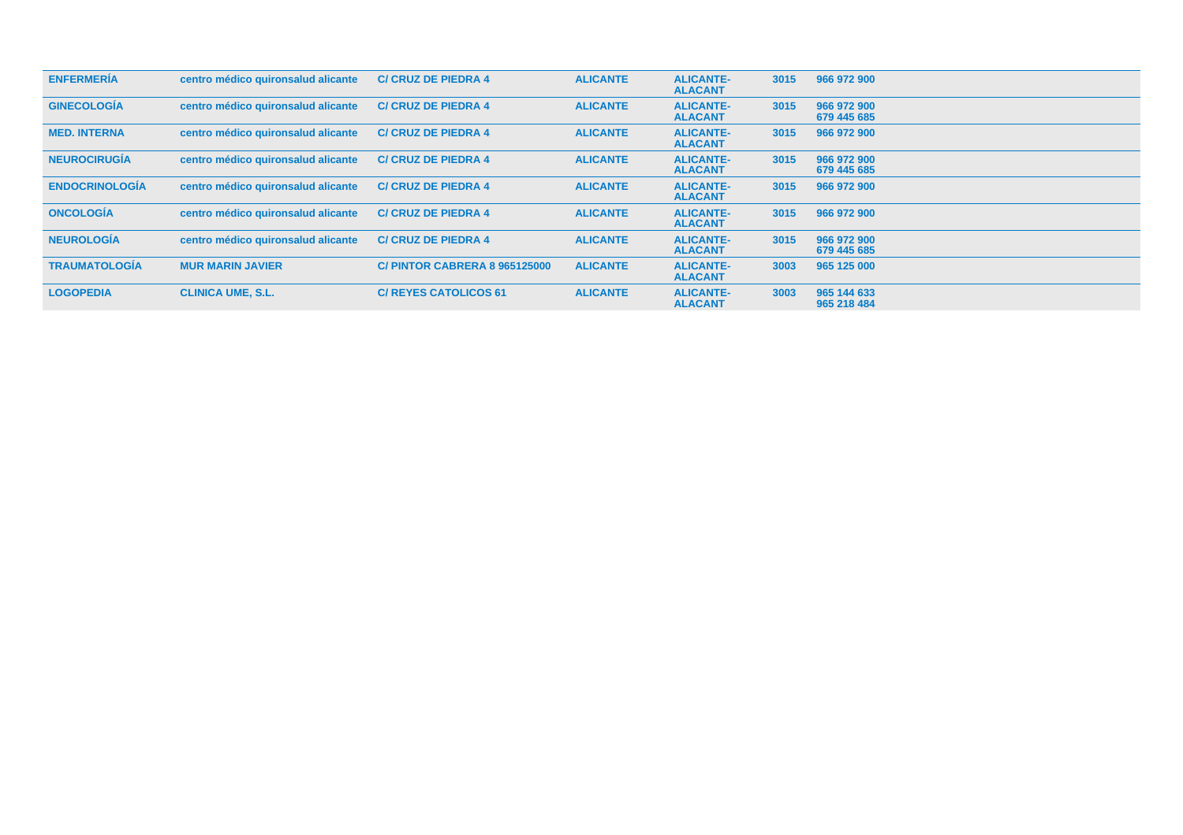| | | | | | | |
|---|---|---|---|---|---|---|
| ENFERMERÍA | centro médico quironsalud alicante | C/ CRUZ DE PIEDRA 4 | ALICANTE | ALICANTE-ALACANT | 3015 | 966 972 900 |
| GINECOLOGÍA | centro médico quironsalud alicante | C/ CRUZ DE PIEDRA 4 | ALICANTE | ALICANTE-ALACANT | 3015 | 966 972 900 679 445 685 |
| MED. INTERNA | centro médico quironsalud alicante | C/ CRUZ DE PIEDRA 4 | ALICANTE | ALICANTE-ALACANT | 3015 | 966 972 900 |
| NEUROCIRUGÍA | centro médico quironsalud alicante | C/ CRUZ DE PIEDRA 4 | ALICANTE | ALICANTE-ALACANT | 3015 | 966 972 900 679 445 685 |
| ENDOCRINOLOGÍA | centro médico quironsalud alicante | C/ CRUZ DE PIEDRA 4 | ALICANTE | ALICANTE-ALACANT | 3015 | 966 972 900 |
| ONCOLOGÍA | centro médico quironsalud alicante | C/ CRUZ DE PIEDRA 4 | ALICANTE | ALICANTE-ALACANT | 3015 | 966 972 900 |
| NEUROLOGÍA | centro médico quironsalud alicante | C/ CRUZ DE PIEDRA 4 | ALICANTE | ALICANTE-ALACANT | 3015 | 966 972 900 679 445 685 |
| TRAUMATOLOGÍA | MUR MARIN JAVIER | C/ PINTOR CABRERA 8 965125000 | ALICANTE | ALICANTE-ALACANT | 3003 | 965 125 000 |
| LOGOPEDIA | CLINICA UME, S.L. | C/ REYES CATOLICOS 61 | ALICANTE | ALICANTE-ALACANT | 3003 | 965 144 633 965 218 484 |